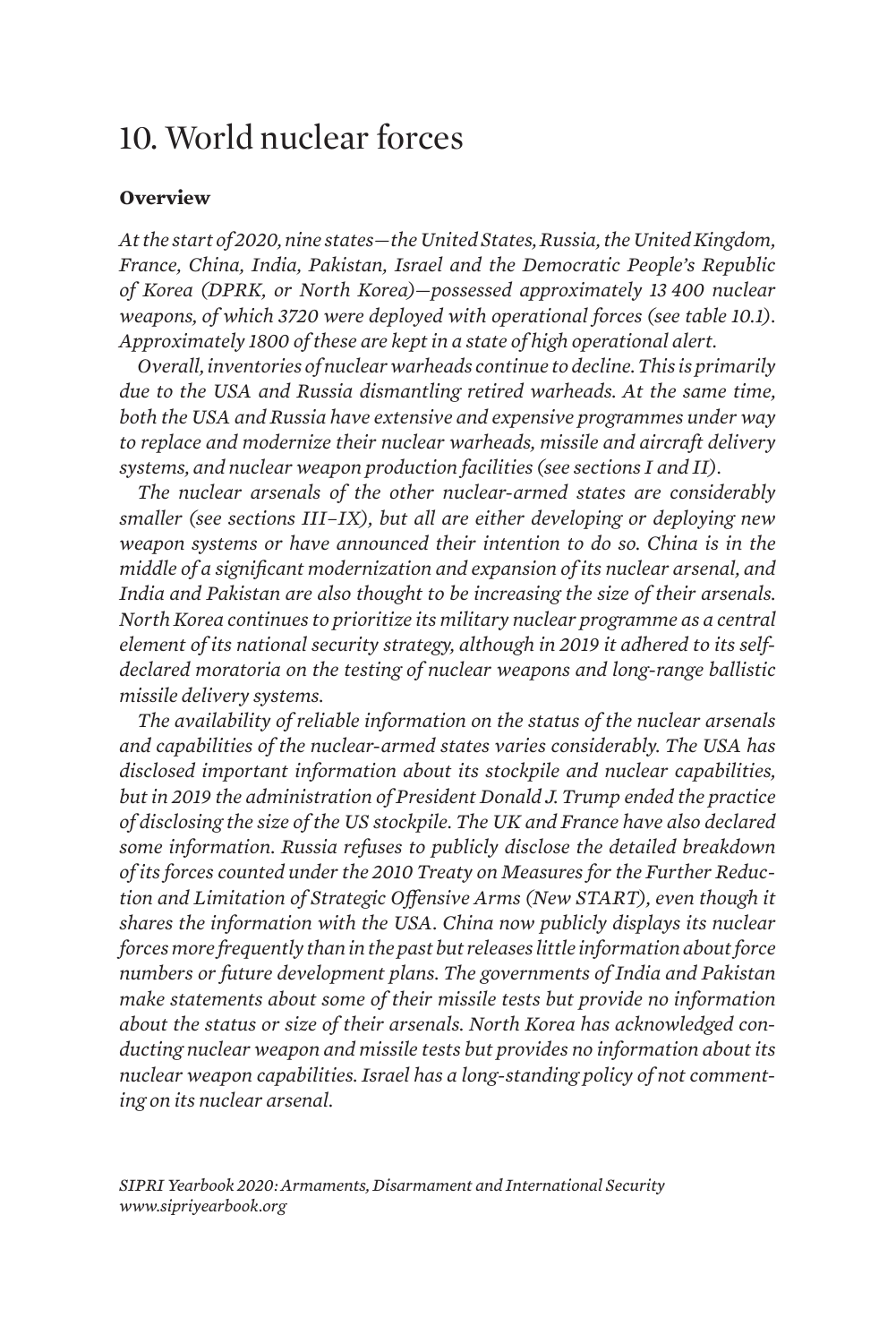# 10. World nuclear forces

### Overview

*At the start of 2020, nine states—the United States, Russia, the United Kingdom, France, China, India, Pakistan, Israel and the Democratic People's Republic of Korea (DPRK, or North Korea)—possessed approximately 13 400 nuclear weapons, of which 3720 were deployed with operational forces (see table 10.1). Approximately 1800 of these are kept in a state of high operational alert.*

*Overall, inventories of nuclear warheads continue to decline. This is primarily due to the USA and Russia dismantling retired warheads. At the same time, both the USA and Russia have extensive and expensive programmes under way to replace and modernize their nuclear warheads, missile and aircraft delivery systems, and nuclear weapon production facilities (see sections I and II).*

*The nuclear arsenals of the other nuclear-armed states are considerably smaller (see sections III–IX), but all are either developing or deploying new weapon systems or have announced their intention to do so. China is in the middle of a significant modernization and expansion of its nuclear arsenal, and India and Pakistan are also thought to be increasing the size of their arsenals. North Korea continues to prioritize its military nuclear programme as a central element of its national security strategy, although in 2019 it adhered to its self-declared moratoria on the testing of nuclear weapons and long-range ballistic missile delivery systems.*

*The availability of reliable information on the status of the nuclear arsenals and capabilities of the nuclear-armed states varies considerably. The USA has disclosed important information about its stockpile and nuclear capabilities, but in 2019 the administration of President Donald J. Trump ended the practice of disclosing the size of the US stockpile. The UK and France have also declared some information. Russia refuses to publicly disclose the detailed breakdown of its forces counted under the 2010 Treaty on Measures for the Further Reduction and Limitation of Strategic Offensive Arms (New START), even though it shares the information with the USA. China now publicly displays its nuclear forces more frequently than in the past but releases little information about force numbers or future development plans. The governments of India and Pakistan make statements about some of their missile tests but provide no information about the status or size of their arsenals. North Korea has acknowledged conducting nuclear weapon and missile tests but provides no information about its nuclear weapon capabilities. Israel has a long-standing policy of not commenting on its nuclear arsenal.*

*SIPRI Yearbook 2020: Armaments, Disarmament and International Security*
*www.sipriyearbook.org*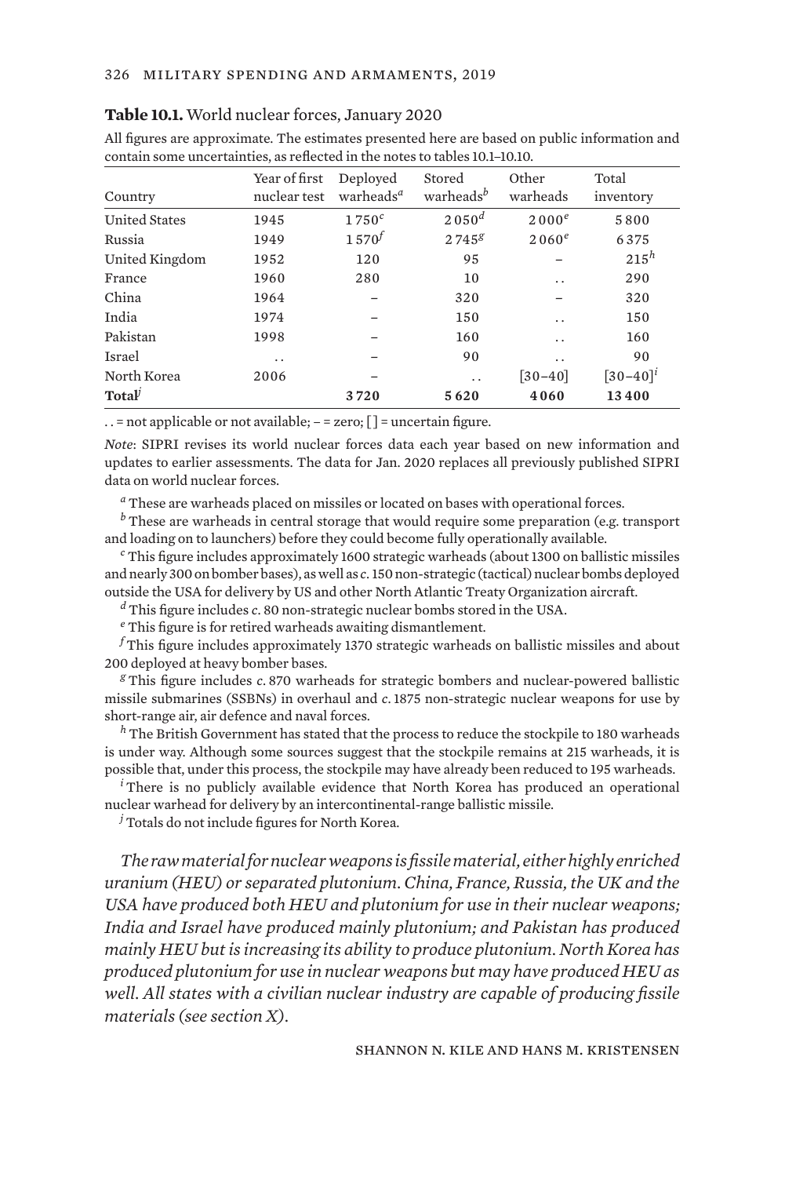**Table 10.1.** World nuclear forces, January 2020

All figures are approximate. The estimates presented here are based on public information and contain some uncertainties, as reflected in the notes to tables 10.1–10.10.

| Country | Year of first nuclear test | Deployed warheads[a] | Stored warheads[b] | Other warheads | Total inventory |
|---|---|---|---|---|---|
| United States | 1945 | 1750[c] | 2050[d] | 2000[e] | 5800 |
| Russia | 1949 | 1570[f] | 2745[g] | 2060[e] | 6375 |
| United Kingdom | 1952 | 120 | 95 | – | 215[h] |
| France | 1960 | 280 | 10 | . . | 290 |
| China | 1964 | – | 320 | – | 320 |
| India | 1974 | – | 150 | . . | 150 |
| Pakistan | 1998 | – | 160 | . . | 160 |
| Israel | . . | – | 90 | . . | 90 |
| North Korea | 2006 | – | . . | [30–40] | [30–40][i] |
| **Total**[j] | | **3720** | **5620** | **4060** | **13400** |

. . = not applicable or not available; – = zero; [ ] = uncertain figure.

*Note*: SIPRI revises its world nuclear forces data each year based on new information and updates to earlier assessments. The data for Jan. 2020 replaces all previously published SIPRI data on world nuclear forces.

[a] These are warheads placed on missiles or located on bases with operational forces.

[b] These are warheads in central storage that would require some preparation (e.g. transport and loading on to launchers) before they could become fully operationally available.

[c] This figure includes approximately 1600 strategic warheads (about 1300 on ballistic missiles and nearly 300 on bomber bases), as well as *c.* 150 non-strategic (tactical) nuclear bombs deployed outside the USA for delivery by US and other North Atlantic Treaty Organization aircraft.

[d] This figure includes *c.* 80 non-strategic nuclear bombs stored in the USA.

[e] This figure is for retired warheads awaiting dismantlement.

[f] This figure includes approximately 1370 strategic warheads on ballistic missiles and about 200 deployed at heavy bomber bases.

[g] This figure includes *c.* 870 warheads for strategic bombers and nuclear-powered ballistic missile submarines (SSBNs) in overhaul and *c.* 1875 non-strategic nuclear weapons for use by short-range air, air defence and naval forces.

[h] The British Government has stated that the process to reduce the stockpile to 180 warheads is under way. Although some sources suggest that the stockpile remains at 215 warheads, it is possible that, under this process, the stockpile may have already been reduced to 195 warheads.

[i] There is no publicly available evidence that North Korea has produced an operational nuclear warhead for delivery by an intercontinental-range ballistic missile.

[j] Totals do not include figures for North Korea.

*The raw material for nuclear weapons is fissile material, either highly enriched uranium (HEU) or separated plutonium. China, France, Russia, the UK and the USA have produced both HEU and plutonium for use in their nuclear weapons; India and Israel have produced mainly plutonium; and Pakistan has produced mainly HEU but is increasing its ability to produce plutonium. North Korea has produced plutonium for use in nuclear weapons but may have produced HEU as well. All states with a civilian nuclear industry are capable of producing fissile materials (see section X).*

SHANNON N. KILE AND HANS M. KRISTENSEN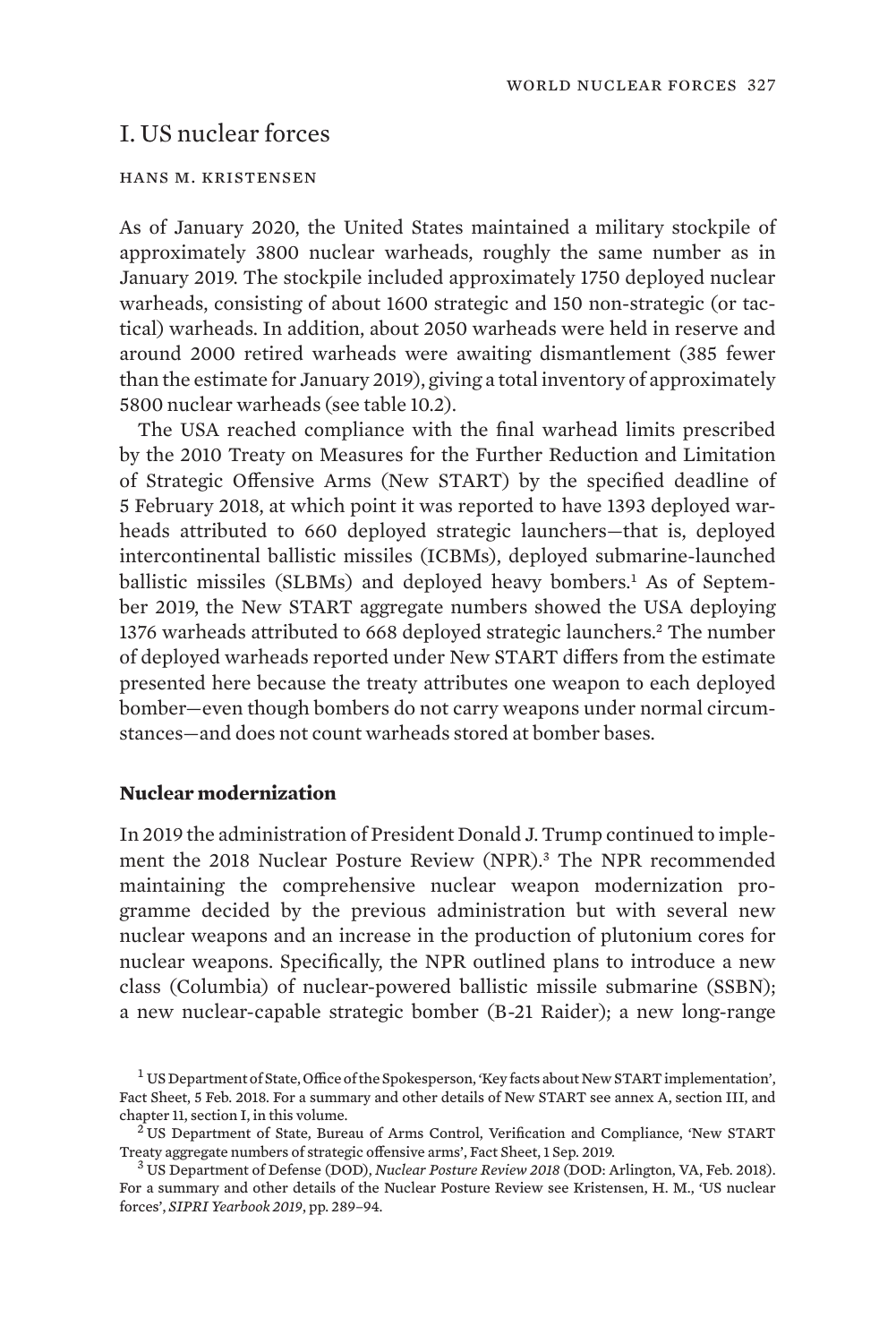# I. US nuclear forces

HANS M. KRISTENSEN

As of January 2020, the United States maintained a military stockpile of approximately 3800 nuclear warheads, roughly the same number as in January 2019. The stockpile included approximately 1750 deployed nuclear warheads, consisting of about 1600 strategic and 150 non-strategic (or tactical) warheads. In addition, about 2050 warheads were held in reserve and around 2000 retired warheads were awaiting dismantlement (385 fewer than the estimate for January 2019), giving a total inventory of approximately 5800 nuclear warheads (see table 10.2).

The USA reached compliance with the final warhead limits prescribed by the 2010 Treaty on Measures for the Further Reduction and Limitation of Strategic Offensive Arms (New START) by the specified deadline of 5 February 2018, at which point it was reported to have 1393 deployed warheads attributed to 660 deployed strategic launchers—that is, deployed intercontinental ballistic missiles (ICBMs), deployed submarine-launched ballistic missiles (SLBMs) and deployed heavy bombers.[1] As of September 2019, the New START aggregate numbers showed the USA deploying 1376 warheads attributed to 668 deployed strategic launchers.[2] The number of deployed warheads reported under New START differs from the estimate presented here because the treaty attributes one weapon to each deployed bomber—even though bombers do not carry weapons under normal circumstances—and does not count warheads stored at bomber bases.

### Nuclear modernization

In 2019 the administration of President Donald J. Trump continued to implement the 2018 Nuclear Posture Review (NPR).[3] The NPR recommended maintaining the comprehensive nuclear weapon modernization programme decided by the previous administration but with several new nuclear weapons and an increase in the production of plutonium cores for nuclear weapons. Specifically, the NPR outlined plans to introduce a new class (Columbia) of nuclear-powered ballistic missile submarine (SSBN); a new nuclear-capable strategic bomber (B-21 Raider); a new long-range

[1] US Department of State, Office of the Spokesperson, 'Key facts about New START implementation', Fact Sheet, 5 Feb. 2018. For a summary and other details of New START see annex A, section III, and chapter 11, section I, in this volume.

[2] US Department of State, Bureau of Arms Control, Verification and Compliance, 'New START Treaty aggregate numbers of strategic offensive arms', Fact Sheet, 1 Sep. 2019.

[3] US Department of Defense (DOD), *Nuclear Posture Review 2018* (DOD: Arlington, VA, Feb. 2018). For a summary and other details of the Nuclear Posture Review see Kristensen, H. M., 'US nuclear forces', *SIPRI Yearbook 2019*, pp. 289–94.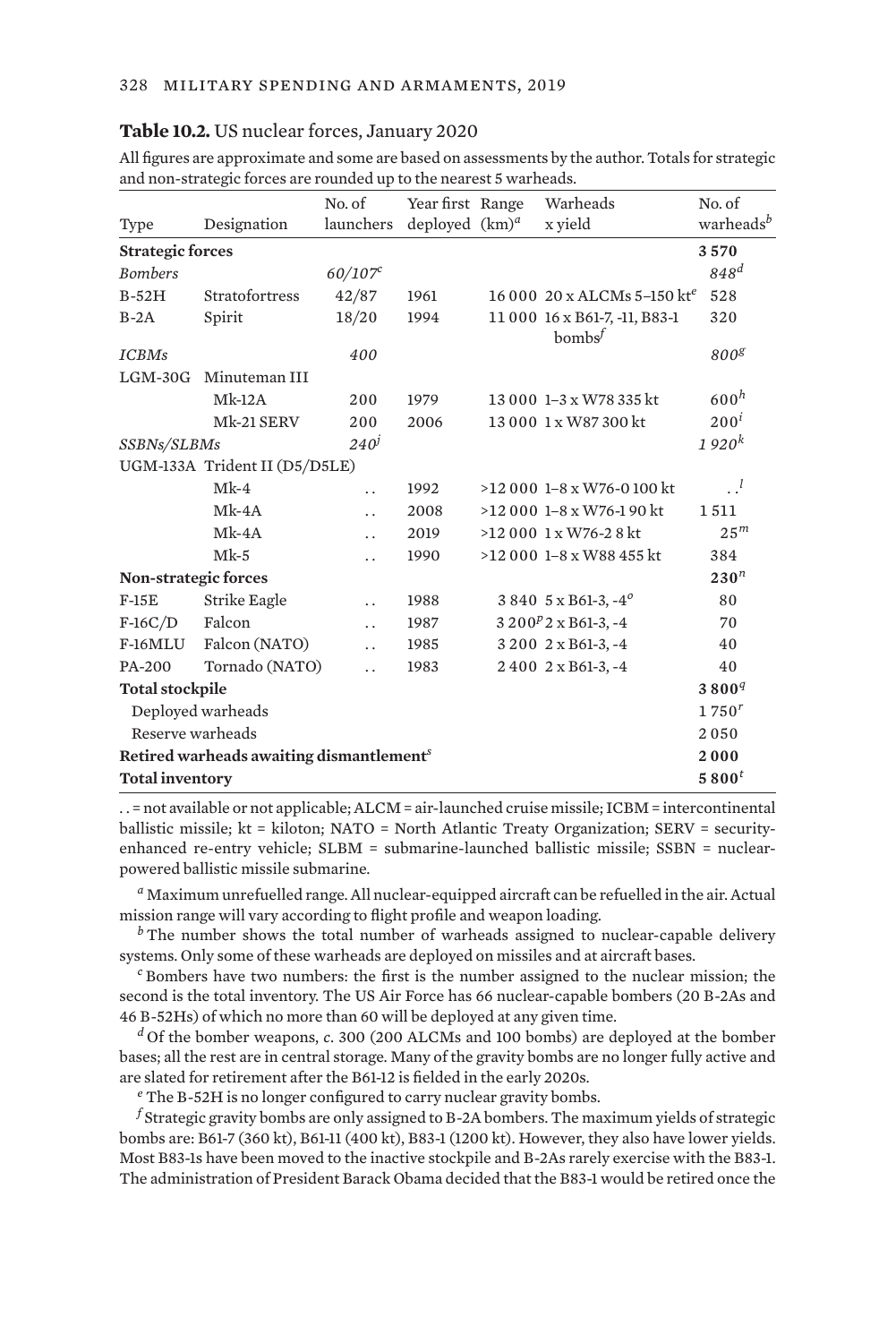**Table 10.2.** US nuclear forces, January 2020

All figures are approximate and some are based on assessments by the author. Totals for strategic and non-strategic forces are rounded up to the nearest 5 warheads.

| Type | Designation | No. of launchers | Year first deployed | Range (km)[a] | Warheads x yield | No. of warheads[b] |
|---|---|---|---|---|---|---|
| **Strategic forces** | | | | | | **3 570** |
| *Bombers* | | *60/107*[c] | | | | *848*[d] |
| B-52H | Stratofortress | 42/87 | 1961 | 16 000 | 20 x ALCMs 5–150 kt[e] | 528 |
| B-2A | Spirit | 18/20 | 1994 | 11 000 | 16 x B61-7, -11, B83-1 bombs[f] | 320 |
| *ICBMs* | | *400* | | | | *800*[g] |
| LGM-30G | Minuteman III | | | | | |
| | Mk-12A | 200 | 1979 | 13 000 | 1–3 x W78 335 kt | 600[h] |
| | Mk-21 SERV | 200 | 2006 | 13 000 | 1 x W87 300 kt | 200[i] |
| *SSBNs/SLBMs* | | *240*[j] | | | | *1 920*[k] |
| UGM-133A | Trident II (D5/D5LE) | | | | | |
| | Mk-4 | . . | 1992 | >12 000 | 1–8 x W76-0 100 kt | . .[l] |
| | Mk-4A | . . | 2008 | >12 000 | 1–8 x W76-1 90 kt | 1 511 |
| | Mk-4A | . . | 2019 | >12 000 | 1 x W76-2 8 kt | 25[m] |
| | Mk-5 | . . | 1990 | >12 000 | 1–8 x W88 455 kt | 384 |
| **Non-strategic forces** | | | | | | **230**[n] |
| F-15E | Strike Eagle | . . | 1988 | 3 840 | 5 x B61-3, -4[o] | 80 |
| F-16C/D | Falcon | . . | 1987 | 3 200[p] | 2 x B61-3, -4 | 70 |
| F-16MLU | Falcon (NATO) | . . | 1985 | 3 200 | 2 x B61-3, -4 | 40 |
| PA-200 | Tornado (NATO) | . . | 1983 | 2 400 | 2 x B61-3, -4 | 40 |
| **Total stockpile** | | | | | | **3 800**[q] |
| Deployed warheads | | | | | | 1 750[r] |
| Reserve warheads | | | | | | 2 050 |
| **Retired warheads awaiting dismantlement**[s] | | | | | | **2 000** |
| **Total inventory** | | | | | | **5 800**[t] |

. . = not available or not applicable; ALCM = air-launched cruise missile; ICBM = intercontinental ballistic missile; kt = kiloton; NATO = North Atlantic Treaty Organization; SERV = security-enhanced re-entry vehicle; SLBM = submarine-launched ballistic missile; SSBN = nuclear-powered ballistic missile submarine.

[a] Maximum unrefuelled range. All nuclear-equipped aircraft can be refuelled in the air. Actual mission range will vary according to flight profile and weapon loading.

[b] The number shows the total number of warheads assigned to nuclear-capable delivery systems. Only some of these warheads are deployed on missiles and at aircraft bases.

[c] Bombers have two numbers: the first is the number assigned to the nuclear mission; the second is the total inventory. The US Air Force has 66 nuclear-capable bombers (20 B-2As and 46 B-52Hs) of which no more than 60 will be deployed at any given time.

[d] Of the bomber weapons, *c.* 300 (200 ALCMs and 100 bombs) are deployed at the bomber bases; all the rest are in central storage. Many of the gravity bombs are no longer fully active and are slated for retirement after the B61-12 is fielded in the early 2020s.

[e] The B-52H is no longer configured to carry nuclear gravity bombs.

[f] Strategic gravity bombs are only assigned to B-2A bombers. The maximum yields of strategic bombs are: B61-7 (360 kt), B61-11 (400 kt), B83-1 (1200 kt). However, they also have lower yields. Most B83-1s have been moved to the inactive stockpile and B-2As rarely exercise with the B83-1. The administration of President Barack Obama decided that the B83-1 would be retired once the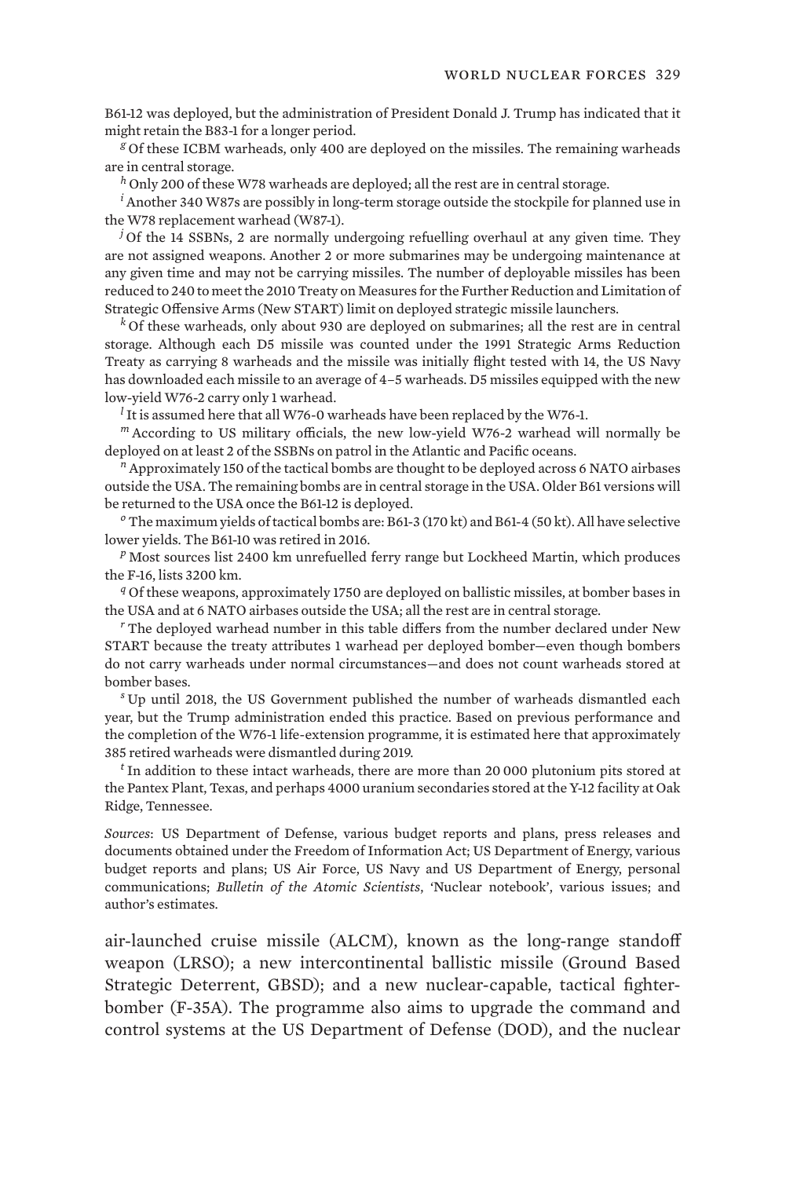B61-12 was deployed, but the administration of President Donald J. Trump has indicated that it might retain the B83-1 for a longer period.

[g] Of these ICBM warheads, only 400 are deployed on the missiles. The remaining warheads are in central storage.

[h] Only 200 of these W78 warheads are deployed; all the rest are in central storage.

[i] Another 340 W87s are possibly in long-term storage outside the stockpile for planned use in the W78 replacement warhead (W87-1).

[j] Of the 14 SSBNs, 2 are normally undergoing refuelling overhaul at any given time. They are not assigned weapons. Another 2 or more submarines may be undergoing maintenance at any given time and may not be carrying missiles. The number of deployable missiles has been reduced to 240 to meet the 2010 Treaty on Measures for the Further Reduction and Limitation of Strategic Offensive Arms (New START) limit on deployed strategic missile launchers.

[k] Of these warheads, only about 930 are deployed on submarines; all the rest are in central storage. Although each D5 missile was counted under the 1991 Strategic Arms Reduction Treaty as carrying 8 warheads and the missile was initially flight tested with 14, the US Navy has downloaded each missile to an average of 4–5 warheads. D5 missiles equipped with the new low-yield W76-2 carry only 1 warhead.

[l] It is assumed here that all W76-0 warheads have been replaced by the W76-1.

[m] According to US military officials, the new low-yield W76-2 warhead will normally be deployed on at least 2 of the SSBNs on patrol in the Atlantic and Pacific oceans.

[n] Approximately 150 of the tactical bombs are thought to be deployed across 6 NATO airbases outside the USA. The remaining bombs are in central storage in the USA. Older B61 versions will be returned to the USA once the B61-12 is deployed.

[o] The maximum yields of tactical bombs are: B61-3 (170 kt) and B61-4 (50 kt). All have selective lower yields. The B61-10 was retired in 2016.

[p] Most sources list 2400 km unrefuelled ferry range but Lockheed Martin, which produces the F-16, lists 3200 km.

[q] Of these weapons, approximately 1750 are deployed on ballistic missiles, at bomber bases in the USA and at 6 NATO airbases outside the USA; all the rest are in central storage.

[r] The deployed warhead number in this table differs from the number declared under New START because the treaty attributes 1 warhead per deployed bomber—even though bombers do not carry warheads under normal circumstances—and does not count warheads stored at bomber bases.

[s] Up until 2018, the US Government published the number of warheads dismantled each year, but the Trump administration ended this practice. Based on previous performance and the completion of the W76-1 life-extension programme, it is estimated here that approximately 385 retired warheads were dismantled during 2019.

[t] In addition to these intact warheads, there are more than 20 000 plutonium pits stored at the Pantex Plant, Texas, and perhaps 4000 uranium secondaries stored at the Y-12 facility at Oak Ridge, Tennessee.

*Sources*: US Department of Defense, various budget reports and plans, press releases and documents obtained under the Freedom of Information Act; US Department of Energy, various budget reports and plans; US Air Force, US Navy and US Department of Energy, personal communications; *Bulletin of the Atomic Scientists*, 'Nuclear notebook', various issues; and author's estimates.

air-launched cruise missile (ALCM), known as the long-range standoff weapon (LRSO); a new intercontinental ballistic missile (Ground Based Strategic Deterrent, GBSD); and a new nuclear-capable, tactical fighter-bomber (F-35A). The programme also aims to upgrade the command and control systems at the US Department of Defense (DOD), and the nuclear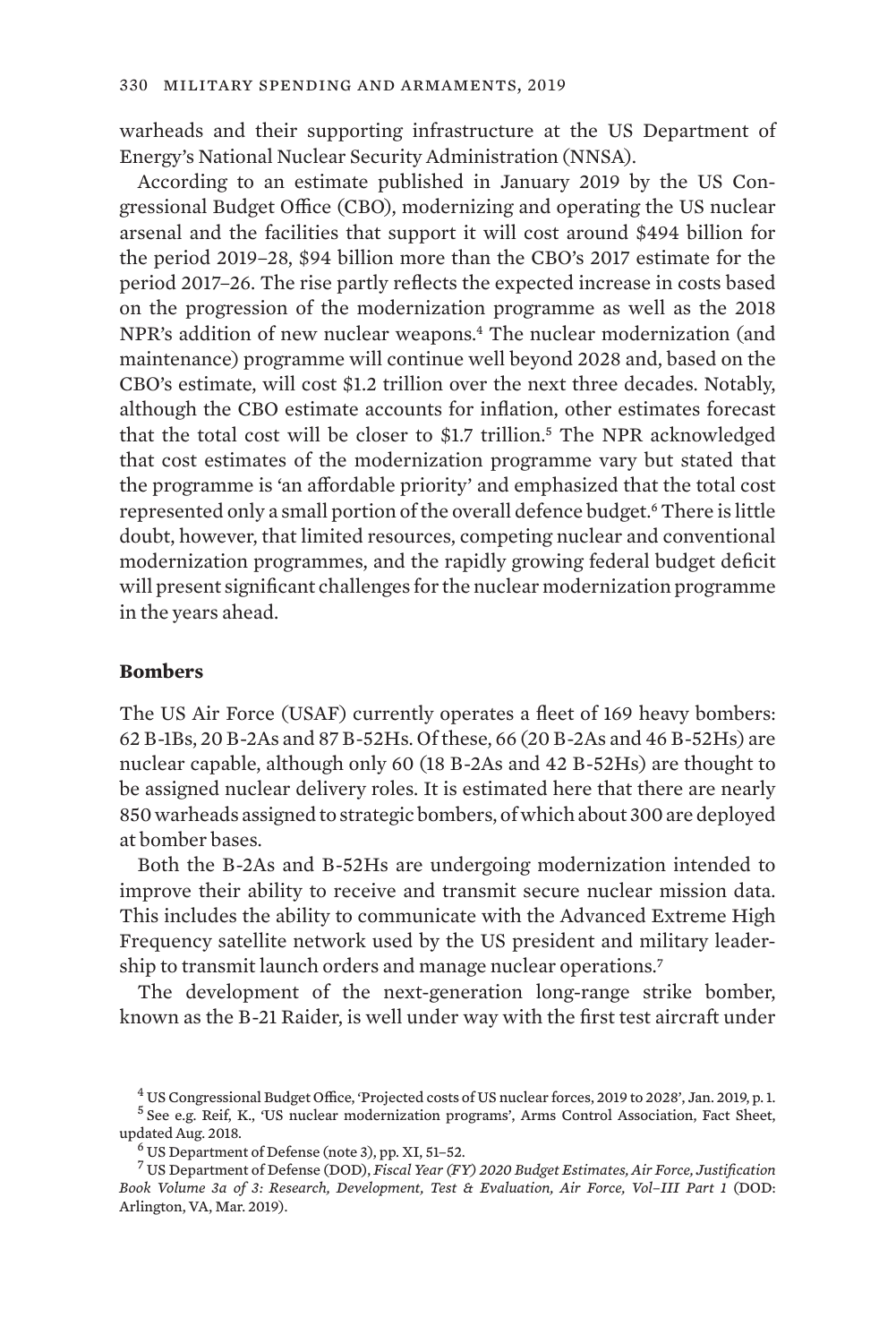warheads and their supporting infrastructure at the US Department of Energy's National Nuclear Security Administration (NNSA).

According to an estimate published in January 2019 by the US Congressional Budget Office (CBO), modernizing and operating the US nuclear arsenal and the facilities that support it will cost around $494 billion for the period 2019–28, $94 billion more than the CBO's 2017 estimate for the period 2017–26. The rise partly reflects the expected increase in costs based on the progression of the modernization programme as well as the 2018 NPR's addition of new nuclear weapons.[4] The nuclear modernization (and maintenance) programme will continue well beyond 2028 and, based on the CBO's estimate, will cost $1.2 trillion over the next three decades. Notably, although the CBO estimate accounts for inflation, other estimates forecast that the total cost will be closer to $1.7 trillion.[5] The NPR acknowledged that cost estimates of the modernization programme vary but stated that the programme is 'an affordable priority' and emphasized that the total cost represented only a small portion of the overall defence budget.[6] There is little doubt, however, that limited resources, competing nuclear and conventional modernization programmes, and the rapidly growing federal budget deficit will present significant challenges for the nuclear modernization programme in the years ahead.

### Bombers

The US Air Force (USAF) currently operates a fleet of 169 heavy bombers: 62 B-1Bs, 20 B-2As and 87 B-52Hs. Of these, 66 (20 B-2As and 46 B-52Hs) are nuclear capable, although only 60 (18 B-2As and 42 B-52Hs) are thought to be assigned nuclear delivery roles. It is estimated here that there are nearly 850 warheads assigned to strategic bombers, of which about 300 are deployed at bomber bases.

Both the B-2As and B-52Hs are undergoing modernization intended to improve their ability to receive and transmit secure nuclear mission data. This includes the ability to communicate with the Advanced Extreme High Frequency satellite network used by the US president and military leadership to transmit launch orders and manage nuclear operations.[7]

The development of the next-generation long-range strike bomber, known as the B-21 Raider, is well under way with the first test aircraft under

[4] US Congressional Budget Office, 'Projected costs of US nuclear forces, 2019 to 2028', Jan. 2019, p. 1.

[5] See e.g. Reif, K., 'US nuclear modernization programs', Arms Control Association, Fact Sheet, updated Aug. 2018.

[6] US Department of Defense (note 3), pp. XI, 51–52.

[7] US Department of Defense (DOD), *Fiscal Year (FY) 2020 Budget Estimates, Air Force, Justification Book Volume 3a of 3: Research, Development, Test & Evaluation, Air Force, Vol–III Part 1* (DOD: Arlington, VA, Mar. 2019).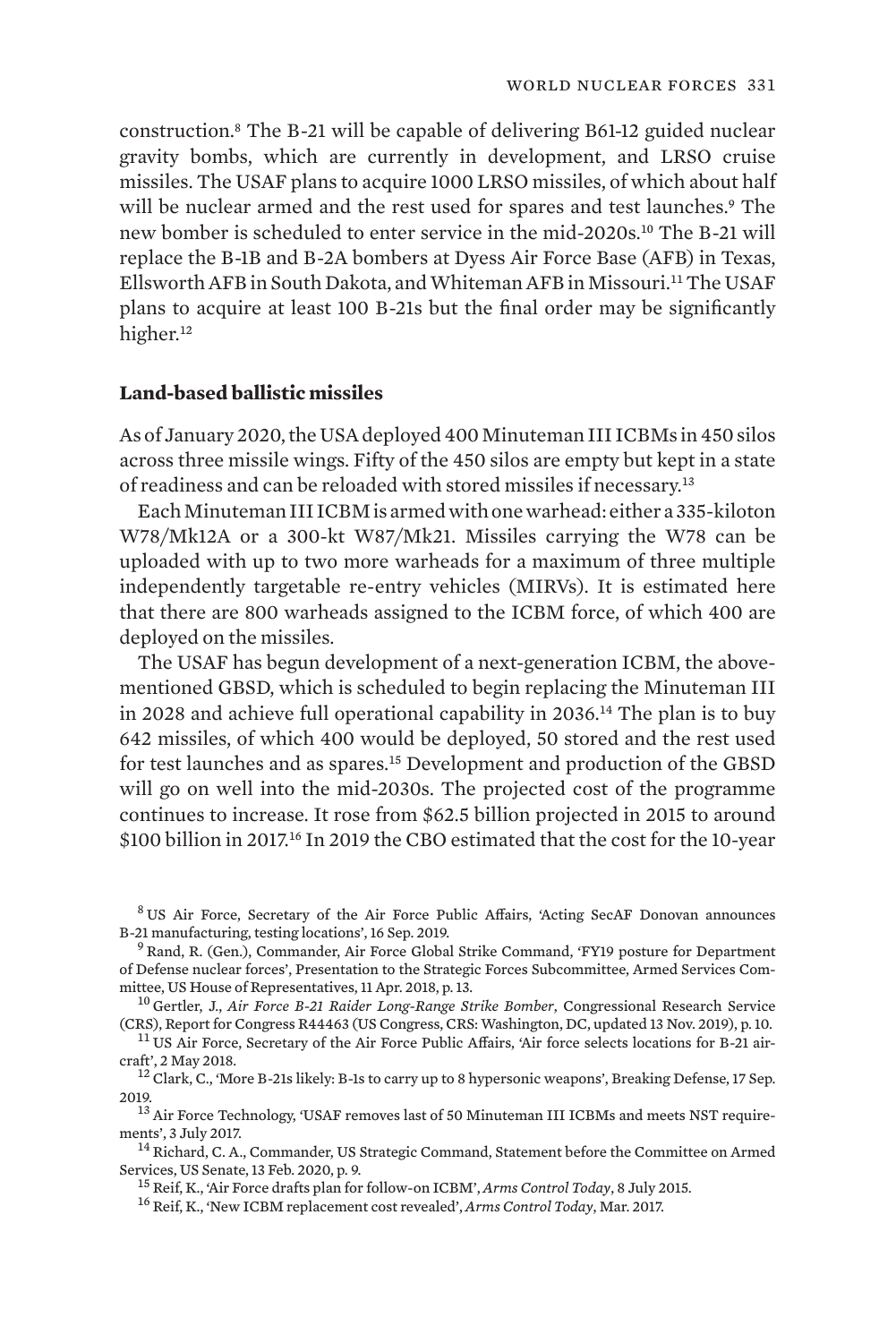construction.[8] The B-21 will be capable of delivering B61-12 guided nuclear gravity bombs, which are currently in development, and LRSO cruise missiles. The USAF plans to acquire 1000 LRSO missiles, of which about half will be nuclear armed and the rest used for spares and test launches.[9] The new bomber is scheduled to enter service in the mid-2020s.[10] The B-21 will replace the B-1B and B-2A bombers at Dyess Air Force Base (AFB) in Texas, Ellsworth AFB in South Dakota, and Whiteman AFB in Missouri.[11] The USAF plans to acquire at least 100 B-21s but the final order may be significantly higher.[12]

### Land-based ballistic missiles

As of January 2020, the USA deployed 400 Minuteman III ICBMs in 450 silos across three missile wings. Fifty of the 450 silos are empty but kept in a state of readiness and can be reloaded with stored missiles if necessary.[13]

Each Minuteman III ICBM is armed with one warhead: either a 335-kiloton W78/Mk12A or a 300-kt W87/Mk21. Missiles carrying the W78 can be uploaded with up to two more warheads for a maximum of three multiple independently targetable re-entry vehicles (MIRVs). It is estimated here that there are 800 warheads assigned to the ICBM force, of which 400 are deployed on the missiles.

The USAF has begun development of a next-generation ICBM, the above-mentioned GBSD, which is scheduled to begin replacing the Minuteman III in 2028 and achieve full operational capability in 2036.[14] The plan is to buy 642 missiles, of which 400 would be deployed, 50 stored and the rest used for test launches and as spares.[15] Development and production of the GBSD will go on well into the mid-2030s. The projected cost of the programme continues to increase. It rose from \$62.5 billion projected in 2015 to around \$100 billion in 2017.[16] In 2019 the CBO estimated that the cost for the 10-year

[8] US Air Force, Secretary of the Air Force Public Affairs, 'Acting SecAF Donovan announces B-21 manufacturing, testing locations', 16 Sep. 2019.

[9] Rand, R. (Gen.), Commander, Air Force Global Strike Command, 'FY19 posture for Department of Defense nuclear forces', Presentation to the Strategic Forces Subcommittee, Armed Services Committee, US House of Representatives, 11 Apr. 2018, p. 13.

[10] Gertler, J., *Air Force B-21 Raider Long-Range Strike Bomber*, Congressional Research Service (CRS), Report for Congress R44463 (US Congress, CRS: Washington, DC, updated 13 Nov. 2019), p. 10.

[11] US Air Force, Secretary of the Air Force Public Affairs, 'Air force selects locations for B-21 aircraft', 2 May 2018.

[12] Clark, C., 'More B-21s likely: B-1s to carry up to 8 hypersonic weapons', Breaking Defense, 17 Sep. 2019.

[13] Air Force Technology, 'USAF removes last of 50 Minuteman III ICBMs and meets NST requirements', 3 July 2017.

[14] Richard, C. A., Commander, US Strategic Command, Statement before the Committee on Armed Services, US Senate, 13 Feb. 2020, p. 9.

[15] Reif, K., 'Air Force drafts plan for follow-on ICBM', *Arms Control Today*, 8 July 2015.

[16] Reif, K., 'New ICBM replacement cost revealed', *Arms Control Today*, Mar. 2017.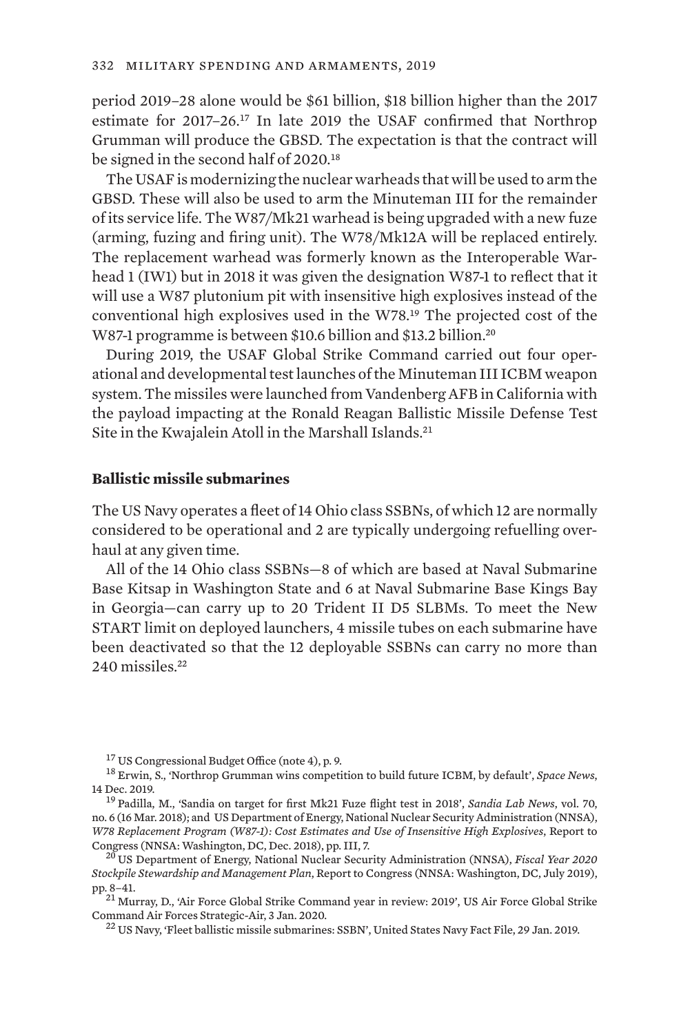period 2019–28 alone would be $61 billion, $18 billion higher than the 2017 estimate for 2017–26.[17] In late 2019 the USAF confirmed that Northrop Grumman will produce the GBSD. The expectation is that the contract will be signed in the second half of 2020.[18]

The USAF is modernizing the nuclear warheads that will be used to arm the GBSD. These will also be used to arm the Minuteman III for the remainder of its service life. The W87/Mk21 warhead is being upgraded with a new fuze (arming, fuzing and firing unit). The W78/Mk12A will be replaced entirely. The replacement warhead was formerly known as the Interoperable Warhead 1 (IW1) but in 2018 it was given the designation W87-1 to reflect that it will use a W87 plutonium pit with insensitive high explosives instead of the conventional high explosives used in the W78.[19] The projected cost of the W87-1 programme is between $10.6 billion and $13.2 billion.[20]

During 2019, the USAF Global Strike Command carried out four operational and developmental test launches of the Minuteman III ICBM weapon system. The missiles were launched from Vandenberg AFB in California with the payload impacting at the Ronald Reagan Ballistic Missile Defense Test Site in the Kwajalein Atoll in the Marshall Islands.[21]

### Ballistic missile submarines

The US Navy operates a fleet of 14 Ohio class SSBNs, of which 12 are normally considered to be operational and 2 are typically undergoing refuelling overhaul at any given time.

All of the 14 Ohio class SSBNs—8 of which are based at Naval Submarine Base Kitsap in Washington State and 6 at Naval Submarine Base Kings Bay in Georgia—can carry up to 20 Trident II D5 SLBMs. To meet the New START limit on deployed launchers, 4 missile tubes on each submarine have been deactivated so that the 12 deployable SSBNs can carry no more than 240 missiles.[22]

---

[17] US Congressional Budget Office (note 4), p. 9.

[18] Erwin, S., 'Northrop Grumman wins competition to build future ICBM, by default', *Space News*, 14 Dec. 2019.

[19] Padilla, M., 'Sandia on target for first Mk21 Fuze flight test in 2018', *Sandia Lab News*, vol. 70, no. 6 (16 Mar. 2018); and US Department of Energy, National Nuclear Security Administration (NNSA), *W78 Replacement Program (W87-1): Cost Estimates and Use of Insensitive High Explosives*, Report to Congress (NNSA: Washington, DC, Dec. 2018), pp. III, 7.

[20] US Department of Energy, National Nuclear Security Administration (NNSA), *Fiscal Year 2020 Stockpile Stewardship and Management Plan*, Report to Congress (NNSA: Washington, DC, July 2019), pp. 8–41.

[21] Murray, D., 'Air Force Global Strike Command year in review: 2019', US Air Force Global Strike Command Air Forces Strategic-Air, 3 Jan. 2020.

[22] US Navy, 'Fleet ballistic missile submarines: SSBN', United States Navy Fact File, 29 Jan. 2019.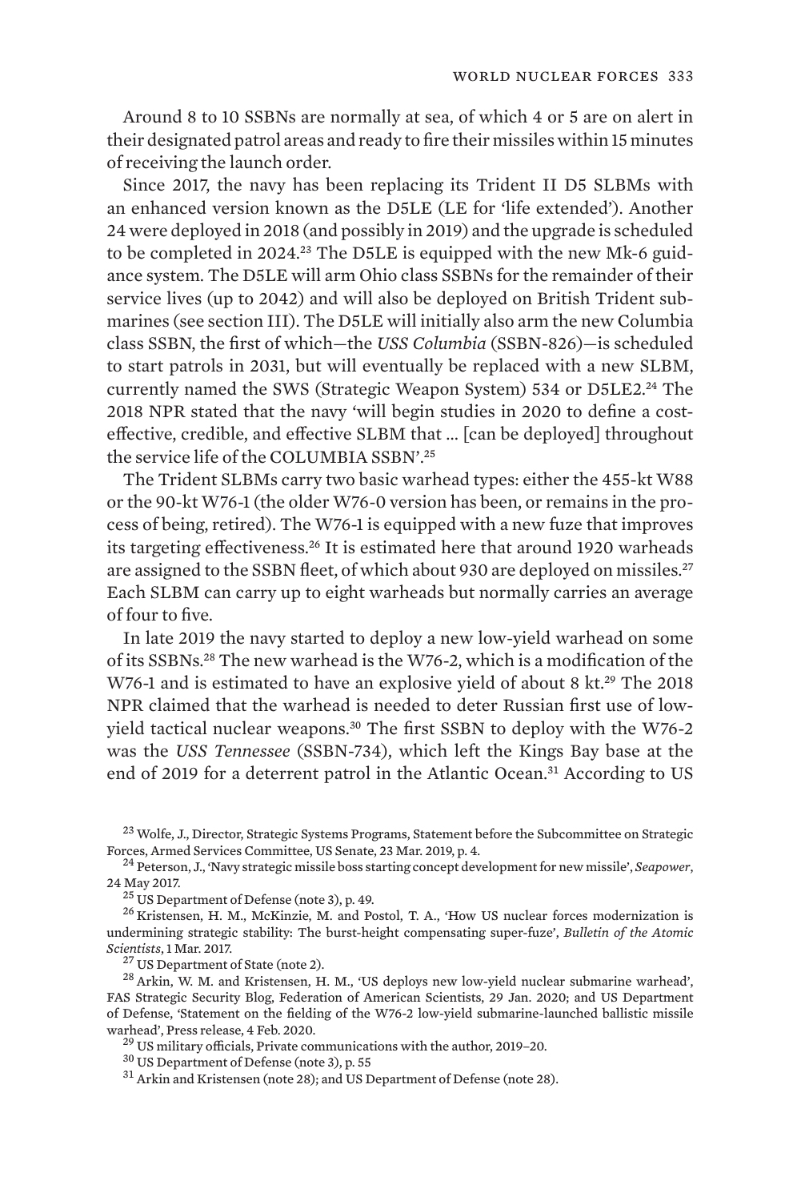Around 8 to 10 SSBNs are normally at sea, of which 4 or 5 are on alert in their designated patrol areas and ready to fire their missiles within 15 minutes of receiving the launch order.

Since 2017, the navy has been replacing its Trident II D5 SLBMs with an enhanced version known as the D5LE (LE for 'life extended'). Another 24 were deployed in 2018 (and possibly in 2019) and the upgrade is scheduled to be completed in 2024.[23] The D5LE is equipped with the new Mk-6 guidance system. The D5LE will arm Ohio class SSBNs for the remainder of their service lives (up to 2042) and will also be deployed on British Trident submarines (see section III). The D5LE will initially also arm the new Columbia class SSBN, the first of which—the *USS Columbia* (SSBN-826)—is scheduled to start patrols in 2031, but will eventually be replaced with a new SLBM, currently named the SWS (Strategic Weapon System) 534 or D5LE2.[24] The 2018 NPR stated that the navy 'will begin studies in 2020 to define a cost-effective, credible, and effective SLBM that ... [can be deployed] throughout the service life of the COLUMBIA SSBN'.[25]

The Trident SLBMs carry two basic warhead types: either the 455-kt W88 or the 90-kt W76-1 (the older W76-0 version has been, or remains in the process of being, retired). The W76-1 is equipped with a new fuze that improves its targeting effectiveness.[26] It is estimated here that around 1920 warheads are assigned to the SSBN fleet, of which about 930 are deployed on missiles.[27] Each SLBM can carry up to eight warheads but normally carries an average of four to five.

In late 2019 the navy started to deploy a new low-yield warhead on some of its SSBNs.[28] The new warhead is the W76-2, which is a modification of the W76-1 and is estimated to have an explosive yield of about 8 kt.[29] The 2018 NPR claimed that the warhead is needed to deter Russian first use of low-yield tactical nuclear weapons.[30] The first SSBN to deploy with the W76-2 was the *USS Tennessee* (SSBN-734), which left the Kings Bay base at the end of 2019 for a deterrent patrol in the Atlantic Ocean.[31] According to US

---

[23] Wolfe, J., Director, Strategic Systems Programs, Statement before the Subcommittee on Strategic Forces, Armed Services Committee, US Senate, 23 Mar. 2019, p. 4.

[24] Peterson, J., 'Navy strategic missile boss starting concept development for new missile', *Seapower*, 24 May 2017.

[25] US Department of Defense (note 3), p. 49.

[26] Kristensen, H. M., McKinzie, M. and Postol, T. A., 'How US nuclear forces modernization is undermining strategic stability: The burst-height compensating super-fuze', *Bulletin of the Atomic Scientists*, 1 Mar. 2017.

[27] US Department of State (note 2).

[28] Arkin, W. M. and Kristensen, H. M., 'US deploys new low-yield nuclear submarine warhead', FAS Strategic Security Blog, Federation of American Scientists, 29 Jan. 2020; and US Department of Defense, 'Statement on the fielding of the W76-2 low-yield submarine-launched ballistic missile warhead', Press release, 4 Feb. 2020.

[29] US military officials, Private communications with the author, 2019–20.

[30] US Department of Defense (note 3), p. 55

[31] Arkin and Kristensen (note 28); and US Department of Defense (note 28).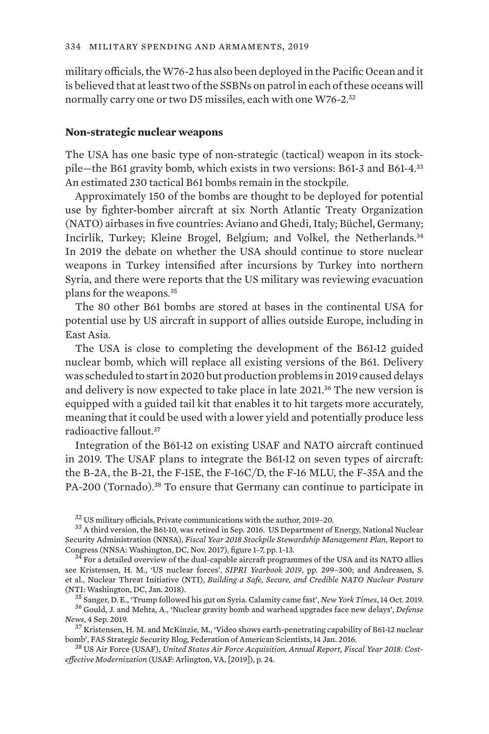military officials, the W76-2 has also been deployed in the Pacific Ocean and it is believed that at least two of the SSBNs on patrol in each of these oceans will normally carry one or two D5 missiles, each with one W76-2.[32]

### Non-strategic nuclear weapons

The USA has one basic type of non-strategic (tactical) weapon in its stockpile—the B61 gravity bomb, which exists in two versions: B61-3 and B61-4.[33] An estimated 230 tactical B61 bombs remain in the stockpile.

Approximately 150 of the bombs are thought to be deployed for potential use by fighter-bomber aircraft at six North Atlantic Treaty Organization (NATO) airbases in five countries: Aviano and Ghedi, Italy; Büchel, Germany; Incirlik, Turkey; Kleine Brogel, Belgium; and Volkel, the Netherlands.[34] In 2019 the debate on whether the USA should continue to store nuclear weapons in Turkey intensified after incursions by Turkey into northern Syria, and there were reports that the US military was reviewing evacuation plans for the weapons.[35]

The 80 other B61 bombs are stored at bases in the continental USA for potential use by US aircraft in support of allies outside Europe, including in East Asia.

The USA is close to completing the development of the B61-12 guided nuclear bomb, which will replace all existing versions of the B61. Delivery was scheduled to start in 2020 but production problems in 2019 caused delays and delivery is now expected to take place in late 2021.[36] The new version is equipped with a guided tail kit that enables it to hit targets more accurately, meaning that it could be used with a lower yield and potentially produce less radioactive fallout.[37]

Integration of the B61-12 on existing USAF and NATO aircraft continued in 2019. The USAF plans to integrate the B61-12 on seven types of aircraft: the B-2A, the B-21, the F-15E, the F-16C/D, the F-16 MLU, the F-35A and the PA-200 (Tornado).[38] To ensure that Germany can continue to participate in

---

[32] US military officials, Private communications with the author, 2019–20.

[33] A third version, the B61-10, was retired in Sep. 2016. US Department of Energy, National Nuclear Security Administration (NNSA), *Fiscal Year 2018 Stockpile Stewardship Management Plan*, Report to Congress (NNSA: Washington, DC, Nov. 2017), figure 1–7, pp. 1–13.

[34] For a detailed overview of the dual-capable aircraft programmes of the USA and its NATO allies see Kristensen, H. M., 'US nuclear forces', *SIPRI Yearbook 2019*, pp. 299–300; and Andreasen, S. et al., Nuclear Threat Initiative (NTI), *Building a Safe, Secure, and Credible NATO Nuclear Posture* (NTI: Washington, DC, Jan. 2018).

[35] Sanger, D. E., 'Trump followed his gut on Syria. Calamity came fast', *New York Times*, 14 Oct. 2019.

[36] Gould, J. and Mehta, A., 'Nuclear gravity bomb and warhead upgrades face new delays', *Defense News*, 4 Sep. 2019.

[37] Kristensen, H. M. and McKinzie, M., 'Video shows earth-penetrating capability of B61-12 nuclear bomb', FAS Strategic Security Blog, Federation of American Scientists, 14 Jan. 2016.

[38] US Air Force (USAF), *United States Air Force Acquisition, Annual Report, Fiscal Year 2018: Cost-effective Modernization* (USAF: Arlington, VA, [2019]), p. 24.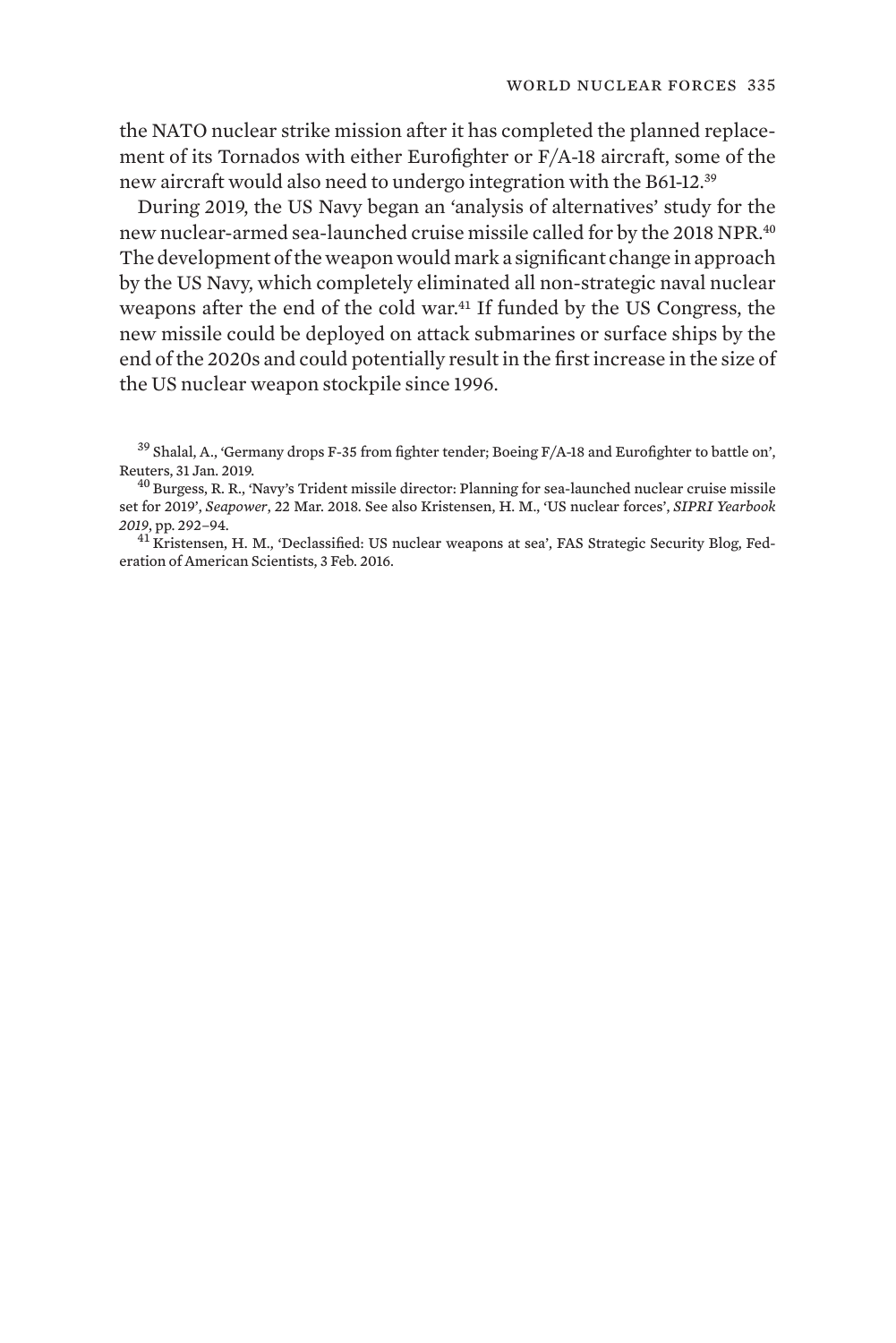the NATO nuclear strike mission after it has completed the planned replacement of its Tornados with either Eurofighter or F/A-18 aircraft, some of the new aircraft would also need to undergo integration with the B61-12.[39]

During 2019, the US Navy began an 'analysis of alternatives' study for the new nuclear-armed sea-launched cruise missile called for by the 2018 NPR.[40] The development of the weapon would mark a significant change in approach by the US Navy, which completely eliminated all non-strategic naval nuclear weapons after the end of the cold war.[41] If funded by the US Congress, the new missile could be deployed on attack submarines or surface ships by the end of the 2020s and could potentially result in the first increase in the size of the US nuclear weapon stockpile since 1996.

[39] Shalal, A., 'Germany drops F-35 from fighter tender; Boeing F/A-18 and Eurofighter to battle on', Reuters, 31 Jan. 2019.

[40] Burgess, R. R., 'Navy's Trident missile director: Planning for sea-launched nuclear cruise missile set for 2019', *Seapower*, 22 Mar. 2018. See also Kristensen, H. M., 'US nuclear forces', *SIPRI Yearbook 2019*, pp. 292–94.

[41] Kristensen, H. M., 'Declassified: US nuclear weapons at sea', FAS Strategic Security Blog, Federation of American Scientists, 3 Feb. 2016.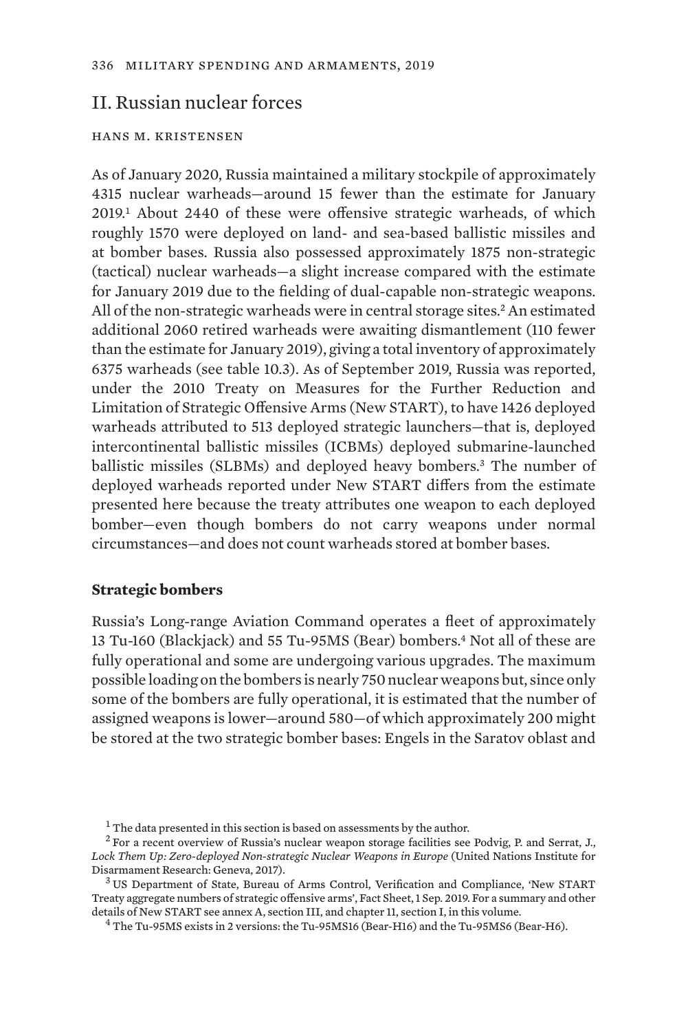## II. Russian nuclear forces

HANS M. KRISTENSEN

As of January 2020, Russia maintained a military stockpile of approximately 4315 nuclear warheads—around 15 fewer than the estimate for January 2019.[1] About 2440 of these were offensive strategic warheads, of which roughly 1570 were deployed on land- and sea-based ballistic missiles and at bomber bases. Russia also possessed approximately 1875 non-strategic (tactical) nuclear warheads—a slight increase compared with the estimate for January 2019 due to the fielding of dual-capable non-strategic weapons. All of the non-strategic warheads were in central storage sites.[2] An estimated additional 2060 retired warheads were awaiting dismantlement (110 fewer than the estimate for January 2019), giving a total inventory of approximately 6375 warheads (see table 10.3). As of September 2019, Russia was reported, under the 2010 Treaty on Measures for the Further Reduction and Limitation of Strategic Offensive Arms (New START), to have 1426 deployed warheads attributed to 513 deployed strategic launchers—that is, deployed intercontinental ballistic missiles (ICBMs) deployed submarine-launched ballistic missiles (SLBMs) and deployed heavy bombers.[3] The number of deployed warheads reported under New START differs from the estimate presented here because the treaty attributes one weapon to each deployed bomber—even though bombers do not carry weapons under normal circumstances—and does not count warheads stored at bomber bases.

### Strategic bombers

Russia's Long-range Aviation Command operates a fleet of approximately 13 Tu-160 (Blackjack) and 55 Tu-95MS (Bear) bombers.[4] Not all of these are fully operational and some are undergoing various upgrades. The maximum possible loading on the bombers is nearly 750 nuclear weapons but, since only some of the bombers are fully operational, it is estimated that the number of assigned weapons is lower—around 580—of which approximately 200 might be stored at the two strategic bomber bases: Engels in the Saratov oblast and

[1] The data presented in this section is based on assessments by the author.

[2] For a recent overview of Russia's nuclear weapon storage facilities see Podvig, P. and Serrat, J., *Lock Them Up: Zero-deployed Non-strategic Nuclear Weapons in Europe* (United Nations Institute for Disarmament Research: Geneva, 2017).

[3] US Department of State, Bureau of Arms Control, Verification and Compliance, 'New START Treaty aggregate numbers of strategic offensive arms', Fact Sheet, 1 Sep. 2019. For a summary and other details of New START see annex A, section III, and chapter 11, section I, in this volume.

[4] The Tu-95MS exists in 2 versions: the Tu-95MS16 (Bear-H16) and the Tu-95MS6 (Bear-H6).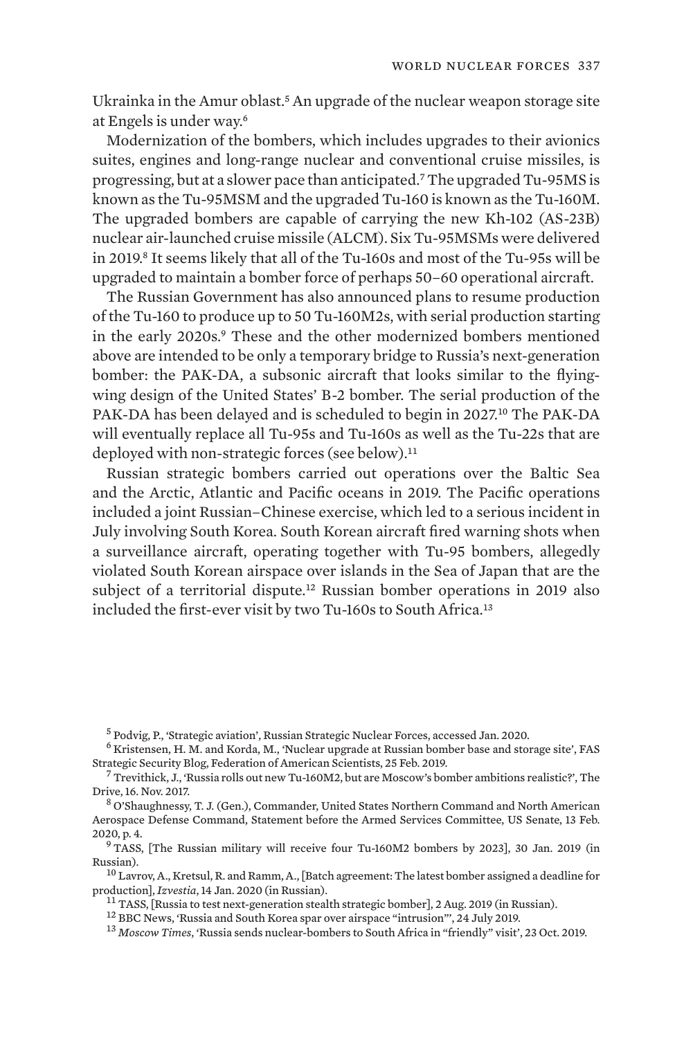Ukrainka in the Amur oblast.[5] An upgrade of the nuclear weapon storage site at Engels is under way.[6]

Modernization of the bombers, which includes upgrades to their avionics suites, engines and long-range nuclear and conventional cruise missiles, is progressing, but at a slower pace than anticipated.[7] The upgraded Tu-95MS is known as the Tu-95MSM and the upgraded Tu-160 is known as the Tu-160M. The upgraded bombers are capable of carrying the new Kh-102 (AS-23B) nuclear air-launched cruise missile (ALCM). Six Tu-95MSMs were delivered in 2019.[8] It seems likely that all of the Tu-160s and most of the Tu-95s will be upgraded to maintain a bomber force of perhaps 50–60 operational aircraft.

The Russian Government has also announced plans to resume production of the Tu-160 to produce up to 50 Tu-160M2s, with serial production starting in the early 2020s.[9] These and the other modernized bombers mentioned above are intended to be only a temporary bridge to Russia's next-generation bomber: the PAK-DA, a subsonic aircraft that looks similar to the flying-wing design of the United States' B-2 bomber. The serial production of the PAK-DA has been delayed and is scheduled to begin in 2027.[10] The PAK-DA will eventually replace all Tu-95s and Tu-160s as well as the Tu-22s that are deployed with non-strategic forces (see below).[11]

Russian strategic bombers carried out operations over the Baltic Sea and the Arctic, Atlantic and Pacific oceans in 2019. The Pacific operations included a joint Russian–Chinese exercise, which led to a serious incident in July involving South Korea. South Korean aircraft fired warning shots when a surveillance aircraft, operating together with Tu-95 bombers, allegedly violated South Korean airspace over islands in the Sea of Japan that are the subject of a territorial dispute.[12] Russian bomber operations in 2019 also included the first-ever visit by two Tu-160s to South Africa.[13]

[5] Podvig, P., 'Strategic aviation', Russian Strategic Nuclear Forces, accessed Jan. 2020.

[6] Kristensen, H. M. and Korda, M., 'Nuclear upgrade at Russian bomber base and storage site', FAS Strategic Security Blog, Federation of American Scientists, 25 Feb. 2019.

[7] Trevithick, J., 'Russia rolls out new Tu-160M2, but are Moscow's bomber ambitions realistic?', The Drive, 16. Nov. 2017.

[8] O'Shaughnessy, T. J. (Gen.), Commander, United States Northern Command and North American Aerospace Defense Command, Statement before the Armed Services Committee, US Senate, 13 Feb. 2020, p. 4.

[9] TASS, [The Russian military will receive four Tu-160M2 bombers by 2023], 30 Jan. 2019 (in Russian).

[10] Lavrov, A., Kretsul, R. and Ramm, A., [Batch agreement: The latest bomber assigned a deadline for production], *Izvestia*, 14 Jan. 2020 (in Russian).

[11] TASS, [Russia to test next-generation stealth strategic bomber], 2 Aug. 2019 (in Russian).

[12] BBC News, 'Russia and South Korea spar over airspace "intrusion"', 24 July 2019.

[13] *Moscow Times*, 'Russia sends nuclear-bombers to South Africa in "friendly" visit', 23 Oct. 2019.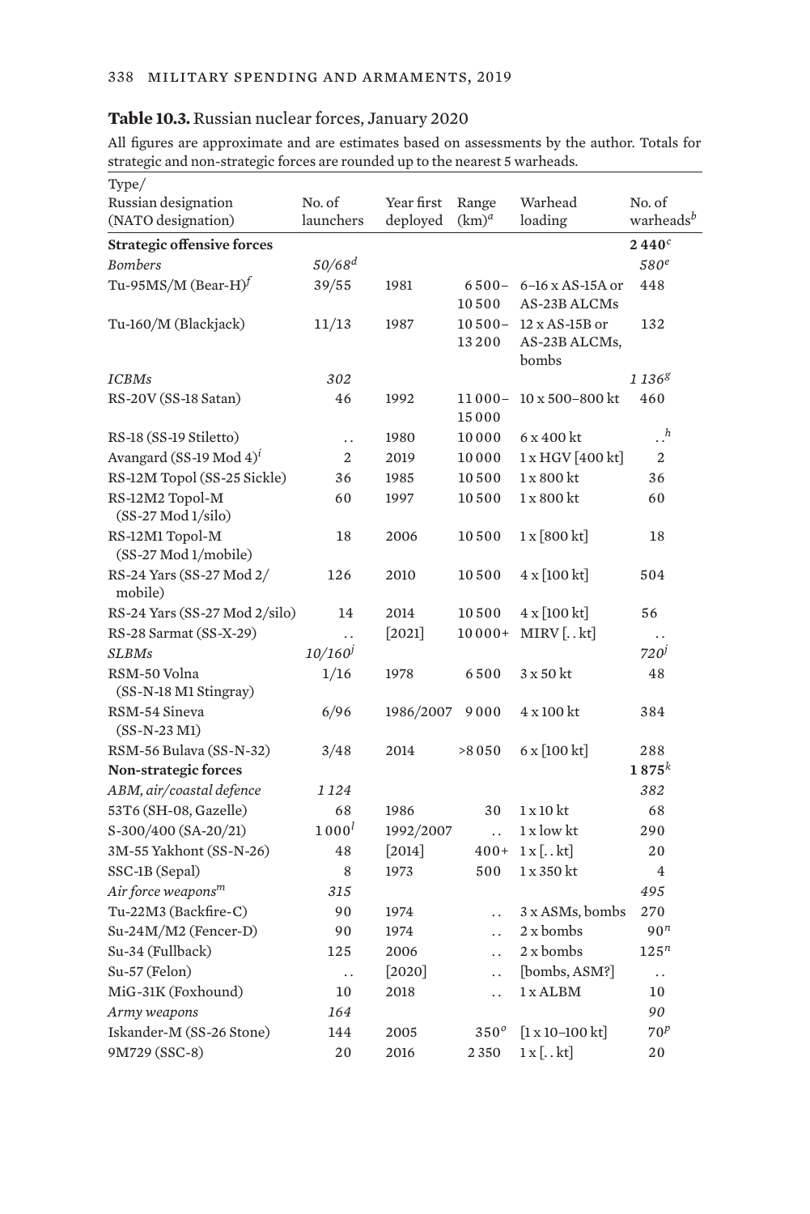**Table 10.3.** Russian nuclear forces, January 2020

All figures are approximate and are estimates based on assessments by the author. Totals for strategic and non-strategic forces are rounded up to the nearest 5 warheads.

| Type/ Russian designation (NATO designation) | No. of launchers | Year first deployed | Range (km)[a] | Warhead loading | No. of warheads[b] |
|---|---|---|---|---|---|
| **Strategic offensive forces** | | | | | **2 440**[c] |
| *Bombers* | *50/68*[d] | | | | *580*[e] |
| Tu-95MS/M (Bear-H)[f] | 39/55 | 1981 | 6 500–10 500 | 6–16 x AS-15A or AS-23B ALCMs | 448 |
| Tu-160/M (Blackjack) | 11/13 | 1987 | 10 500–13 200 | 12 x AS-15B or AS-23B ALCMs, bombs | 132 |
| *ICBMs* | *302* | | | | *1 136*[g] |
| RS-20V (SS-18 Satan) | 46 | 1992 | 11 000–15 000 | 10 x 500–800 kt | 460 |
| RS-18 (SS-19 Stiletto) | . . | 1980 | 10 000 | 6 x 400 kt | . .[h] |
| Avangard (SS-19 Mod 4)[i] | 2 | 2019 | 10 000 | 1 x HGV [400 kt] | 2 |
| RS-12M Topol (SS-25 Sickle) | 36 | 1985 | 10 500 | 1 x 800 kt | 36 |
| RS-12M2 Topol-M (SS-27 Mod 1/silo) | 60 | 1997 | 10 500 | 1 x 800 kt | 60 |
| RS-12M1 Topol-M (SS-27 Mod 1/mobile) | 18 | 2006 | 10 500 | 1 x [800 kt] | 18 |
| RS-24 Yars (SS-27 Mod 2/ mobile) | 126 | 2010 | 10 500 | 4 x [100 kt] | 504 |
| RS-24 Yars (SS-27 Mod 2/silo) | 14 | 2014 | 10 500 | 4 x [100 kt] | 56 |
| RS-28 Sarmat (SS-X-29) | . . | [2021] | 10 000+ | MIRV [. . kt] | . . |
| *SLBMs* | *10/160*[j] | | | | *720*[j] |
| RSM-50 Volna (SS-N-18 M1 Stingray) | 1/16 | 1978 | 6 500 | 3 x 50 kt | 48 |
| RSM-54 Sineva (SS-N-23 M1) | 6/96 | 1986/2007 | 9 000 | 4 x 100 kt | 384 |
| RSM-56 Bulava (SS-N-32) | 3/48 | 2014 | >8 050 | 6 x [100 kt] | 288 |
| **Non-strategic forces** | | | | | **1 875**[k] |
| *ABM, air/coastal defence* | *1 124* | | | | *382* |
| 53T6 (SH-08, Gazelle) | 68 | 1986 | 30 | 1 x 10 kt | 68 |
| S-300/400 (SA-20/21) | 1 000[l] | 1992/2007 | . . | 1 x low kt | 290 |
| 3M-55 Yakhont (SS-N-26) | 48 | [2014] | 400+ | 1 x [. . kt] | 20 |
| SSC-1B (Sepal) | 8 | 1973 | 500 | 1 x 350 kt | 4 |
| *Air force weapons*[m] | *315* | | | | *495* |
| Tu-22M3 (Backfire-C) | 90 | 1974 | . . | 3 x ASMs, bombs | 270 |
| Su-24M/M2 (Fencer-D) | 90 | 1974 | . . | 2 x bombs | 90[n] |
| Su-34 (Fullback) | 125 | 2006 | . . | 2 x bombs | 125[n] |
| Su-57 (Felon) | . . | [2020] | . . | [bombs, ASM?] | . . |
| MiG-31K (Foxhound) | 10 | 2018 | . . | 1 x ALBM | 10 |
| *Army weapons* | *164* | | | | *90* |
| Iskander-M (SS-26 Stone) | 144 | 2005 | 350[o] | [1 x 10–100 kt] | 70[p] |
| 9M729 (SSC-8) | 20 | 2016 | 2 350 | 1 x [. . kt] | 20 |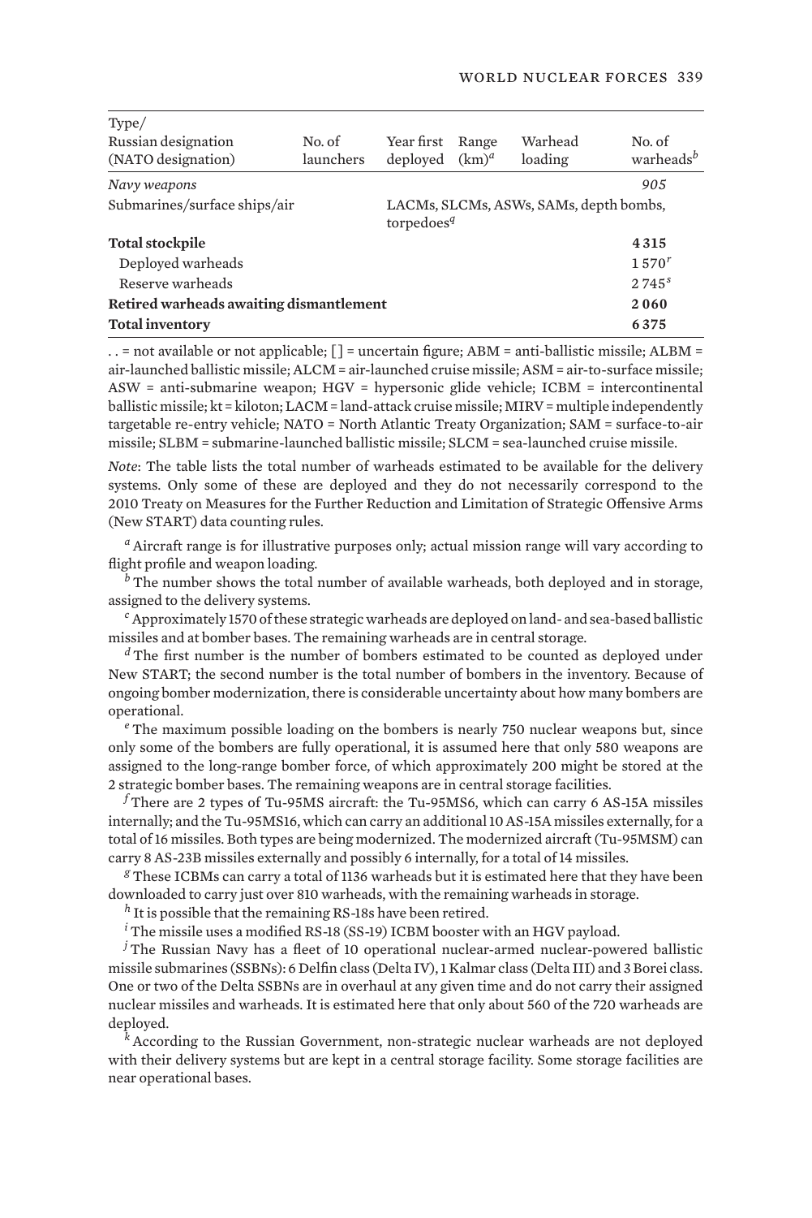| Type/ Russian designation (NATO designation) | No. of launchers | Year first deployed | Range (km)[a] | Warhead loading | No. of warheads[b] |
|---|---|---|---|---|---|
| *Navy weapons* | | | | | *905* |
| Submarines/surface ships/air | | LACMs, SLCMs, ASWs, SAMs, depth bombs, torpedoes[q] | | | |
| **Total stockpile** | | | | | **4 315** |
| Deployed warheads | | | | | 1 570[r] |
| Reserve warheads | | | | | 2 745[s] |
| **Retired warheads awaiting dismantlement** | | | | | **2 060** |
| **Total inventory** | | | | | **6 375** |

. . = not available or not applicable; [ ] = uncertain figure; ABM = anti-ballistic missile; ALBM = air-launched ballistic missile; ALCM = air-launched cruise missile; ASM = air-to-surface missile; ASW = anti-submarine weapon; HGV = hypersonic glide vehicle; ICBM = intercontinental ballistic missile; kt = kiloton; LACM = land-attack cruise missile; MIRV = multiple independently targetable re-entry vehicle; NATO = North Atlantic Treaty Organization; SAM = surface-to-air missile; SLBM = submarine-launched ballistic missile; SLCM = sea-launched cruise missile.

*Note*: The table lists the total number of warheads estimated to be available for the delivery systems. Only some of these are deployed and they do not necessarily correspond to the 2010 Treaty on Measures for the Further Reduction and Limitation of Strategic Offensive Arms (New START) data counting rules.

[a] Aircraft range is for illustrative purposes only; actual mission range will vary according to flight profile and weapon loading.

[b] The number shows the total number of available warheads, both deployed and in storage, assigned to the delivery systems.

[c] Approximately 1570 of these strategic warheads are deployed on land- and sea-based ballistic missiles and at bomber bases. The remaining warheads are in central storage.

[d] The first number is the number of bombers estimated to be counted as deployed under New START; the second number is the total number of bombers in the inventory. Because of ongoing bomber modernization, there is considerable uncertainty about how many bombers are operational.

[e] The maximum possible loading on the bombers is nearly 750 nuclear weapons but, since only some of the bombers are fully operational, it is assumed here that only 580 weapons are assigned to the long-range bomber force, of which approximately 200 might be stored at the 2 strategic bomber bases. The remaining weapons are in central storage facilities.

[f] There are 2 types of Tu-95MS aircraft: the Tu-95MS6, which can carry 6 AS-15A missiles internally; and the Tu-95MS16, which can carry an additional 10 AS-15A missiles externally, for a total of 16 missiles. Both types are being modernized. The modernized aircraft (Tu-95MSM) can carry 8 AS-23B missiles externally and possibly 6 internally, for a total of 14 missiles.

[g] These ICBMs can carry a total of 1136 warheads but it is estimated here that they have been downloaded to carry just over 810 warheads, with the remaining warheads in storage.

[h] It is possible that the remaining RS-18s have been retired.

[i] The missile uses a modified RS-18 (SS-19) ICBM booster with an HGV payload.

[j] The Russian Navy has a fleet of 10 operational nuclear-armed nuclear-powered ballistic missile submarines (SSBNs): 6 Delfin class (Delta IV), 1 Kalmar class (Delta III) and 3 Borei class. One or two of the Delta SSBNs are in overhaul at any given time and do not carry their assigned nuclear missiles and warheads. It is estimated here that only about 560 of the 720 warheads are deployed.

[k] According to the Russian Government, non-strategic nuclear warheads are not deployed with their delivery systems but are kept in a central storage facility. Some storage facilities are near operational bases.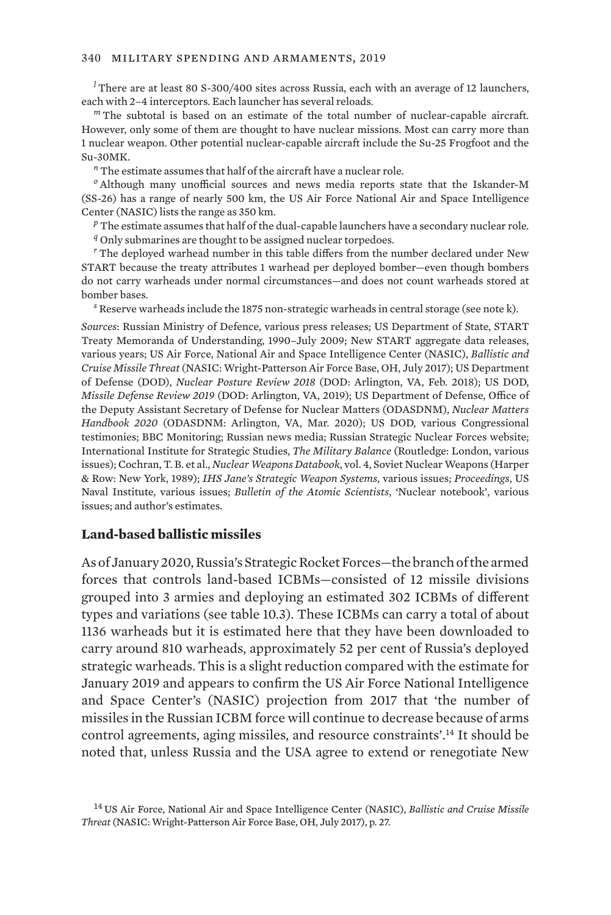[l] There are at least 80 S-300/400 sites across Russia, each with an average of 12 launchers, each with 2–4 interceptors. Each launcher has several reloads.

[m] The subtotal is based on an estimate of the total number of nuclear-capable aircraft. However, only some of them are thought to have nuclear missions. Most can carry more than 1 nuclear weapon. Other potential nuclear-capable aircraft include the Su-25 Frogfoot and the Su-30MK.

[n] The estimate assumes that half of the aircraft have a nuclear role.

[o] Although many unofficial sources and news media reports state that the Iskander-M (SS-26) has a range of nearly 500 km, the US Air Force National Air and Space Intelligence Center (NASIC) lists the range as 350 km.

[p] The estimate assumes that half of the dual-capable launchers have a secondary nuclear role.

[q] Only submarines are thought to be assigned nuclear torpedoes.

[r] The deployed warhead number in this table differs from the number declared under New START because the treaty attributes 1 warhead per deployed bomber—even though bombers do not carry warheads under normal circumstances—and does not count warheads stored at bomber bases.

[s] Reserve warheads include the 1875 non-strategic warheads in central storage (see note k).

*Sources*: Russian Ministry of Defence, various press releases; US Department of State, START Treaty Memoranda of Understanding, 1990–July 2009; New START aggregate data releases, various years; US Air Force, National Air and Space Intelligence Center (NASIC), *Ballistic and Cruise Missile Threat* (NASIC: Wright-Patterson Air Force Base, OH, July 2017); US Department of Defense (DOD), *Nuclear Posture Review 2018* (DOD: Arlington, VA, Feb. 2018); US DOD, *Missile Defense Review 2019* (DOD: Arlington, VA, 2019); US Department of Defense, Office of the Deputy Assistant Secretary of Defense for Nuclear Matters (ODASDNM), *Nuclear Matters Handbook 2020* (ODASDNM: Arlington, VA, Mar. 2020); US DOD, various Congressional testimonies; BBC Monitoring; Russian news media; Russian Strategic Nuclear Forces website; International Institute for Strategic Studies, *The Military Balance* (Routledge: London, various issues); Cochran, T. B. et al., *Nuclear Weapons Databook*, vol. 4, Soviet Nuclear Weapons (Harper & Row: New York, 1989); *IHS Jane's Strategic Weapon Systems*, various issues; *Proceedings*, US Naval Institute, various issues; *Bulletin of the Atomic Scientists*, 'Nuclear notebook', various issues; and author's estimates.

## Land-based ballistic missiles

As of January 2020, Russia's Strategic Rocket Forces—the branch of the armed forces that controls land-based ICBMs—consisted of 12 missile divisions grouped into 3 armies and deploying an estimated 302 ICBMs of different types and variations (see table 10.3). These ICBMs can carry a total of about 1136 warheads but it is estimated here that they have been downloaded to carry around 810 warheads, approximately 52 per cent of Russia's deployed strategic warheads. This is a slight reduction compared with the estimate for January 2019 and appears to confirm the US Air Force National Intelligence and Space Center's (NASIC) projection from 2017 that 'the number of missiles in the Russian ICBM force will continue to decrease because of arms control agreements, aging missiles, and resource constraints'.[14] It should be noted that, unless Russia and the USA agree to extend or renegotiate New

[14] US Air Force, National Air and Space Intelligence Center (NASIC), *Ballistic and Cruise Missile Threat* (NASIC: Wright-Patterson Air Force Base, OH, July 2017), p. 27.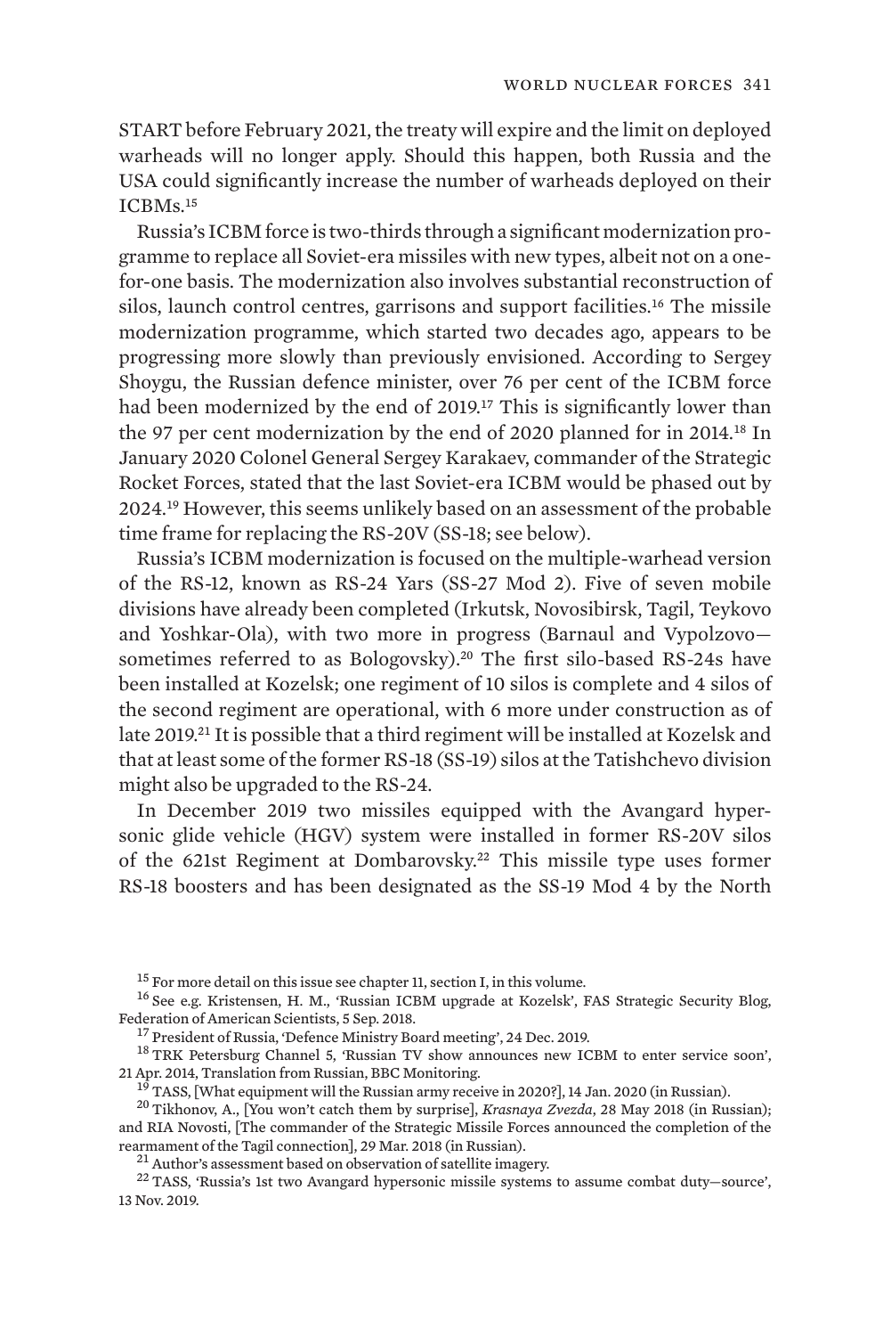START before February 2021, the treaty will expire and the limit on deployed warheads will no longer apply. Should this happen, both Russia and the USA could significantly increase the number of warheads deployed on their ICBMs.[15]

Russia's ICBM force is two-thirds through a significant modernization programme to replace all Soviet-era missiles with new types, albeit not on a one-for-one basis. The modernization also involves substantial reconstruction of silos, launch control centres, garrisons and support facilities.[16] The missile modernization programme, which started two decades ago, appears to be progressing more slowly than previously envisioned. According to Sergey Shoygu, the Russian defence minister, over 76 per cent of the ICBM force had been modernized by the end of 2019.[17] This is significantly lower than the 97 per cent modernization by the end of 2020 planned for in 2014.[18] In January 2020 Colonel General Sergey Karakaev, commander of the Strategic Rocket Forces, stated that the last Soviet-era ICBM would be phased out by 2024.[19] However, this seems unlikely based on an assessment of the probable time frame for replacing the RS-20V (SS-18; see below).

Russia's ICBM modernization is focused on the multiple-warhead version of the RS-12, known as RS-24 Yars (SS-27 Mod 2). Five of seven mobile divisions have already been completed (Irkutsk, Novosibirsk, Tagil, Teykovo and Yoshkar-Ola), with two more in progress (Barnaul and Vypolzovo—sometimes referred to as Bologovsky).[20] The first silo-based RS-24s have been installed at Kozelsk; one regiment of 10 silos is complete and 4 silos of the second regiment are operational, with 6 more under construction as of late 2019.[21] It is possible that a third regiment will be installed at Kozelsk and that at least some of the former RS-18 (SS-19) silos at the Tatishchevo division might also be upgraded to the RS-24.

In December 2019 two missiles equipped with the Avangard hypersonic glide vehicle (HGV) system were installed in former RS-20V silos of the 621st Regiment at Dombarovsky.[22] This missile type uses former RS-18 boosters and has been designated as the SS-19 Mod 4 by the North

[15] For more detail on this issue see chapter 11, section I, in this volume.

[16] See e.g. Kristensen, H. M., 'Russian ICBM upgrade at Kozelsk', FAS Strategic Security Blog, Federation of American Scientists, 5 Sep. 2018.

[17] President of Russia, 'Defence Ministry Board meeting', 24 Dec. 2019.

[18] TRK Petersburg Channel 5, 'Russian TV show announces new ICBM to enter service soon', 21 Apr. 2014, Translation from Russian, BBC Monitoring.

[19] TASS, [What equipment will the Russian army receive in 2020?], 14 Jan. 2020 (in Russian).

[20] Tikhonov, A., [You won't catch them by surprise], *Krasnaya Zvezda*, 28 May 2018 (in Russian); and RIA Novosti, [The commander of the Strategic Missile Forces announced the completion of the rearmament of the Tagil connection], 29 Mar. 2018 (in Russian).

[21] Author's assessment based on observation of satellite imagery.

[22] TASS, 'Russia's 1st two Avangard hypersonic missile systems to assume combat duty—source', 13 Nov. 2019.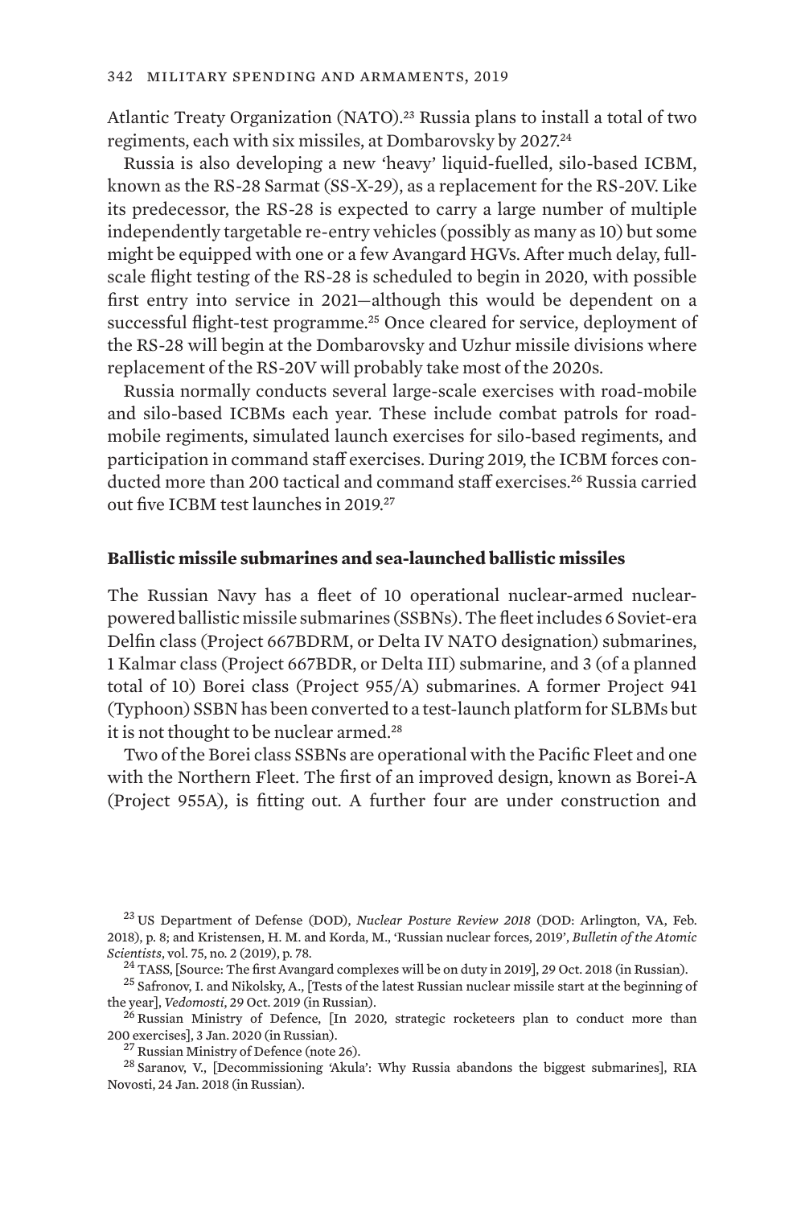Atlantic Treaty Organization (NATO).[23] Russia plans to install a total of two regiments, each with six missiles, at Dombarovsky by 2027.[24]

Russia is also developing a new 'heavy' liquid-fuelled, silo-based ICBM, known as the RS-28 Sarmat (SS-X-29), as a replacement for the RS-20V. Like its predecessor, the RS-28 is expected to carry a large number of multiple independently targetable re-entry vehicles (possibly as many as 10) but some might be equipped with one or a few Avangard HGVs. After much delay, full-scale flight testing of the RS-28 is scheduled to begin in 2020, with possible first entry into service in 2021—although this would be dependent on a successful flight-test programme.[25] Once cleared for service, deployment of the RS-28 will begin at the Dombarovsky and Uzhur missile divisions where replacement of the RS-20V will probably take most of the 2020s.

Russia normally conducts several large-scale exercises with road-mobile and silo-based ICBMs each year. These include combat patrols for road-mobile regiments, simulated launch exercises for silo-based regiments, and participation in command staff exercises. During 2019, the ICBM forces conducted more than 200 tactical and command staff exercises.[26] Russia carried out five ICBM test launches in 2019.[27]

### Ballistic missile submarines and sea-launched ballistic missiles

The Russian Navy has a fleet of 10 operational nuclear-armed nuclear-powered ballistic missile submarines (SSBNs). The fleet includes 6 Soviet-era Delfin class (Project 667BDRM, or Delta IV NATO designation) submarines, 1 Kalmar class (Project 667BDR, or Delta III) submarine, and 3 (of a planned total of 10) Borei class (Project 955/A) submarines. A former Project 941 (Typhoon) SSBN has been converted to a test-launch platform for SLBMs but it is not thought to be nuclear armed.[28]

Two of the Borei class SSBNs are operational with the Pacific Fleet and one with the Northern Fleet. The first of an improved design, known as Borei-A (Project 955A), is fitting out. A further four are under construction and

[23] US Department of Defense (DOD), *Nuclear Posture Review 2018* (DOD: Arlington, VA, Feb. 2018), p. 8; and Kristensen, H. M. and Korda, M., 'Russian nuclear forces, 2019', *Bulletin of the Atomic Scientists*, vol. 75, no. 2 (2019), p. 78.

[24] TASS, [Source: The first Avangard complexes will be on duty in 2019], 29 Oct. 2018 (in Russian).

[25] Safronov, I. and Nikolsky, A., [Tests of the latest Russian nuclear missile start at the beginning of the year], *Vedomosti*, 29 Oct. 2019 (in Russian).

[26] Russian Ministry of Defence, [In 2020, strategic rocketeers plan to conduct more than 200 exercises], 3 Jan. 2020 (in Russian).

[27] Russian Ministry of Defence (note 26).

[28] Saranov, V., [Decommissioning 'Akula': Why Russia abandons the biggest submarines], RIA Novosti, 24 Jan. 2018 (in Russian).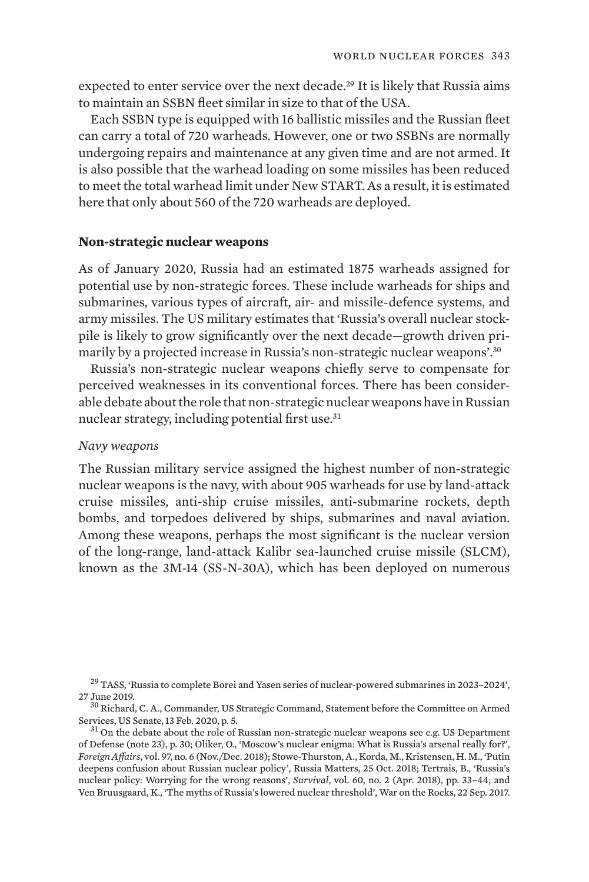expected to enter service over the next decade.[29] It is likely that Russia aims to maintain an SSBN fleet similar in size to that of the USA.

Each SSBN type is equipped with 16 ballistic missiles and the Russian fleet can carry a total of 720 warheads. However, one or two SSBNs are normally undergoing repairs and maintenance at any given time and are not armed. It is also possible that the warhead loading on some missiles has been reduced to meet the total warhead limit under New START. As a result, it is estimated here that only about 560 of the 720 warheads are deployed.

### Non-strategic nuclear weapons

As of January 2020, Russia had an estimated 1875 warheads assigned for potential use by non-strategic forces. These include warheads for ships and submarines, various types of aircraft, air- and missile-defence systems, and army missiles. The US military estimates that 'Russia's overall nuclear stockpile is likely to grow significantly over the next decade—growth driven primarily by a projected increase in Russia's non-strategic nuclear weapons'.[30]

Russia's non-strategic nuclear weapons chiefly serve to compensate for perceived weaknesses in its conventional forces. There has been considerable debate about the role that non-strategic nuclear weapons have in Russian nuclear strategy, including potential first use.[31]

#### *Navy weapons*

The Russian military service assigned the highest number of non-strategic nuclear weapons is the navy, with about 905 warheads for use by land-attack cruise missiles, anti-ship cruise missiles, anti-submarine rockets, depth bombs, and torpedoes delivered by ships, submarines and naval aviation. Among these weapons, perhaps the most significant is the nuclear version of the long-range, land-attack Kalibr sea-launched cruise missile (SLCM), known as the 3M-14 (SS-N-30A), which has been deployed on numerous

---

[29] TASS, 'Russia to complete Borei and Yasen series of nuclear-powered submarines in 2023–2024', 27 June 2019.

[30] Richard, C. A., Commander, US Strategic Command, Statement before the Committee on Armed Services, US Senate, 13 Feb. 2020, p. 5.

[31] On the debate about the role of Russian non-strategic nuclear weapons see e.g. US Department of Defense (note 23), p. 30; Oliker, O., 'Moscow's nuclear enigma: What is Russia's arsenal really for?', *Foreign Affairs*, vol. 97, no. 6 (Nov./Dec. 2018); Stowe-Thurston, A., Korda, M., Kristensen, H. M., 'Putin deepens confusion about Russian nuclear policy', Russia Matters, 25 Oct. 2018; Tertrais, B., 'Russia's nuclear policy: Worrying for the wrong reasons', *Survival*, vol. 60, no. 2 (Apr. 2018), pp. 33–44; and Ven Bruusgaard, K., 'The myths of Russia's lowered nuclear threshold', War on the Rocks, 22 Sep. 2017.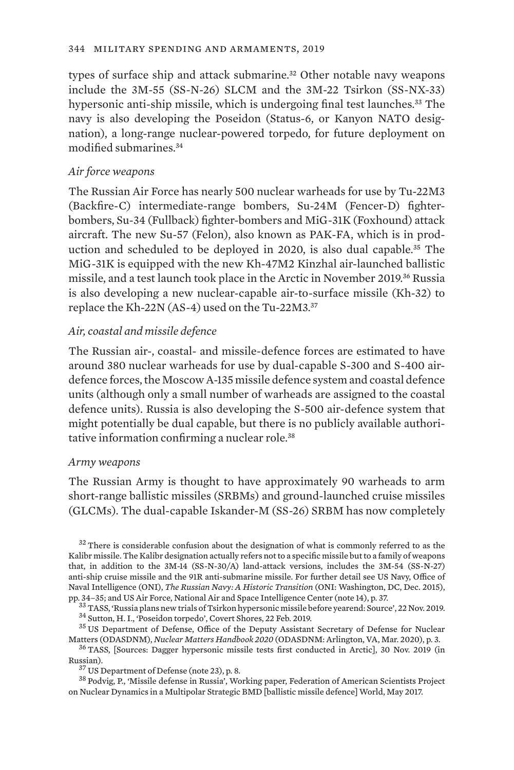types of surface ship and attack submarine.[32] Other notable navy weapons include the 3M-55 (SS-N-26) SLCM and the 3M-22 Tsirkon (SS-NX-33) hypersonic anti-ship missile, which is undergoing final test launches.[33] The navy is also developing the Poseidon (Status-6, or Kanyon NATO designation), a long-range nuclear-powered torpedo, for future deployment on modified submarines.[34]

*Air force weapons*

The Russian Air Force has nearly 500 nuclear warheads for use by Tu-22M3 (Backfire-C) intermediate-range bombers, Su-24M (Fencer-D) fighter-bombers, Su-34 (Fullback) fighter-bombers and MiG-31K (Foxhound) attack aircraft. The new Su-57 (Felon), also known as PAK-FA, which is in production and scheduled to be deployed in 2020, is also dual capable.[35] The MiG-31K is equipped with the new Kh-47M2 Kinzhal air-launched ballistic missile, and a test launch took place in the Arctic in November 2019.[36] Russia is also developing a new nuclear-capable air-to-surface missile (Kh-32) to replace the Kh-22N (AS-4) used on the Tu-22M3.[37]

*Air, coastal and missile defence*

The Russian air-, coastal- and missile-defence forces are estimated to have around 380 nuclear warheads for use by dual-capable S-300 and S-400 air-defence forces, the Moscow A-135 missile defence system and coastal defence units (although only a small number of warheads are assigned to the coastal defence units). Russia is also developing the S-500 air-defence system that might potentially be dual capable, but there is no publicly available authoritative information confirming a nuclear role.[38]

*Army weapons*

The Russian Army is thought to have approximately 90 warheads to arm short-range ballistic missiles (SRBMs) and ground-launched cruise missiles (GLCMs). The dual-capable Iskander-M (SS-26) SRBM has now completely

[32] There is considerable confusion about the designation of what is commonly referred to as the Kalibr missile. The Kalibr designation actually refers not to a specific missile but to a family of weapons that, in addition to the 3M-14 (SS-N-30/A) land-attack versions, includes the 3M-54 (SS-N-27) anti-ship cruise missile and the 91R anti-submarine missile. For further detail see US Navy, Office of Naval Intelligence (ONI), *The Russian Navy: A Historic Transition* (ONI: Washington, DC, Dec. 2015), pp. 34–35; and US Air Force, National Air and Space Intelligence Center (note 14), p. 37.

[33] TASS, 'Russia plans new trials of Tsirkon hypersonic missile before yearend: Source', 22 Nov. 2019.

[34] Sutton, H. I., 'Poseidon torpedo', Covert Shores, 22 Feb. 2019.

[35] US Department of Defense, Office of the Deputy Assistant Secretary of Defense for Nuclear Matters (ODASDNM), *Nuclear Matters Handbook 2020* (ODASDNM: Arlington, VA, Mar. 2020), p. 3.

[36] TASS, [Sources: Dagger hypersonic missile tests first conducted in Arctic], 30 Nov. 2019 (in Russian).

[37] US Department of Defense (note 23), p. 8.

[38] Podvig, P., 'Missile defense in Russia', Working paper, Federation of American Scientists Project on Nuclear Dynamics in a Multipolar Strategic BMD [ballistic missile defence] World, May 2017.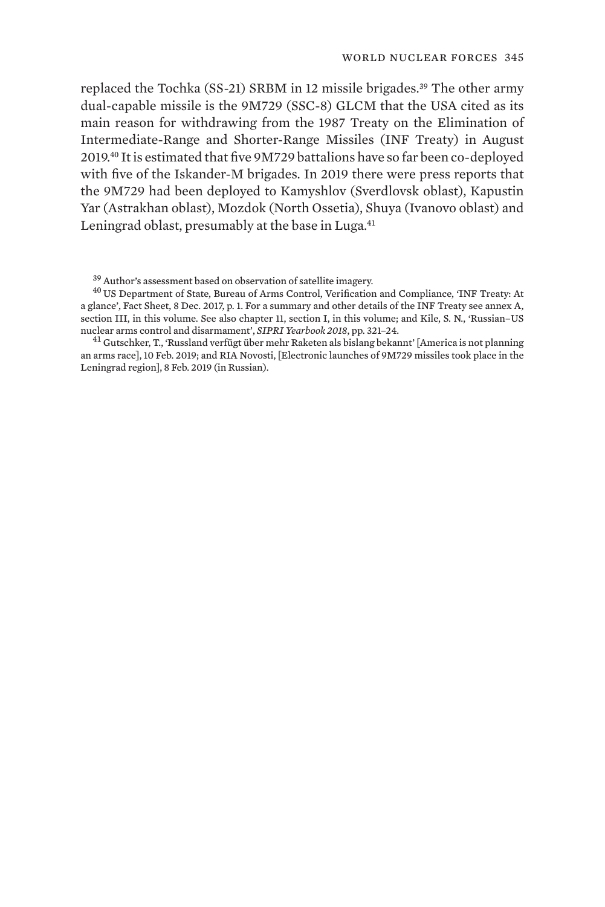replaced the Tochka (SS-21) SRBM in 12 missile brigades.[39] The other army dual-capable missile is the 9M729 (SSC-8) GLCM that the USA cited as its main reason for withdrawing from the 1987 Treaty on the Elimination of Intermediate-Range and Shorter-Range Missiles (INF Treaty) in August 2019.[40] It is estimated that five 9M729 battalions have so far been co-deployed with five of the Iskander-M brigades. In 2019 there were press reports that the 9M729 had been deployed to Kamyshlov (Sverdlovsk oblast), Kapustin Yar (Astrakhan oblast), Mozdok (North Ossetia), Shuya (Ivanovo oblast) and Leningrad oblast, presumably at the base in Luga.[41]

[39] Author's assessment based on observation of satellite imagery.

[40] US Department of State, Bureau of Arms Control, Verification and Compliance, 'INF Treaty: At a glance', Fact Sheet, 8 Dec. 2017, p. 1. For a summary and other details of the INF Treaty see annex A, section III, in this volume. See also chapter 11, section I, in this volume; and Kile, S. N., 'Russian–US nuclear arms control and disarmament', *SIPRI Yearbook 2018*, pp. 321–24.

[41] Gutschker, T., 'Russland verfügt über mehr Raketen als bislang bekannt' [America is not planning an arms race], 10 Feb. 2019; and RIA Novosti, [Electronic launches of 9M729 missiles took place in the Leningrad region], 8 Feb. 2019 (in Russian).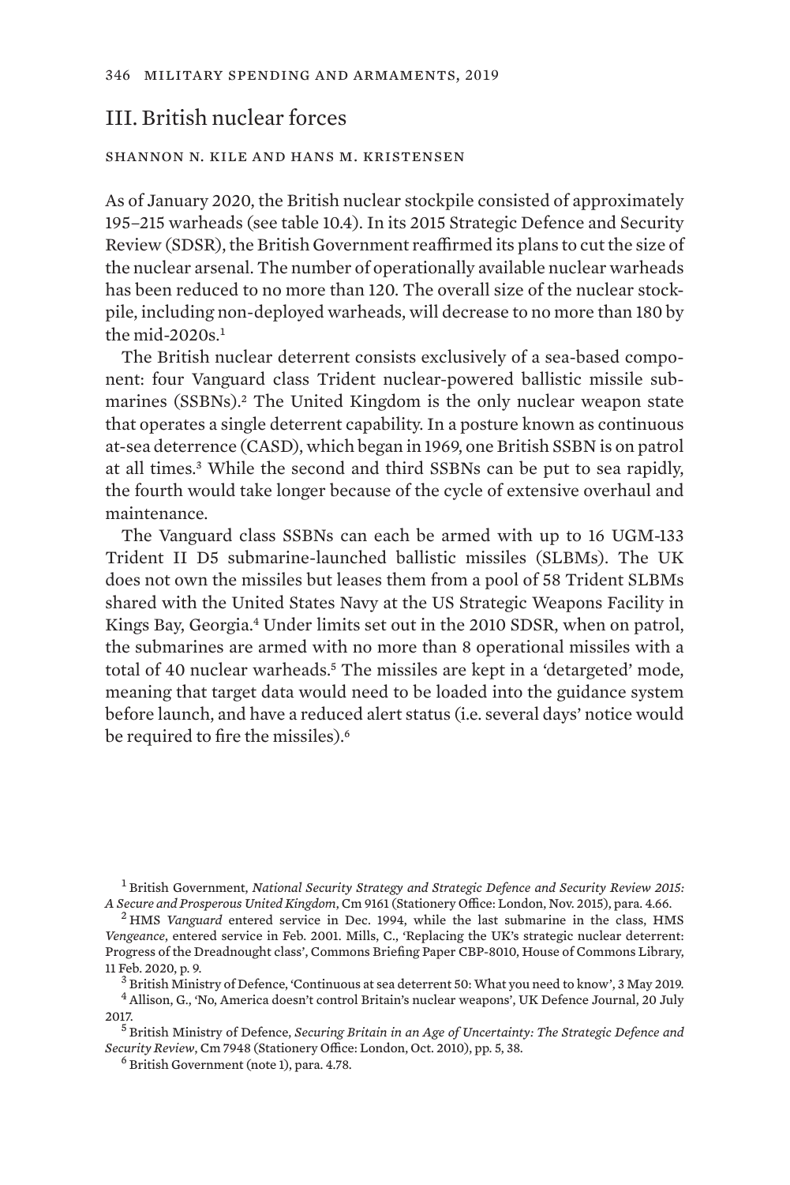## III. British nuclear forces

SHANNON N. KILE AND HANS M. KRISTENSEN

As of January 2020, the British nuclear stockpile consisted of approximately 195–215 warheads (see table 10.4). In its 2015 Strategic Defence and Security Review (SDSR), the British Government reaffirmed its plans to cut the size of the nuclear arsenal. The number of operationally available nuclear warheads has been reduced to no more than 120. The overall size of the nuclear stockpile, including non-deployed warheads, will decrease to no more than 180 by the mid-2020s.[1]

The British nuclear deterrent consists exclusively of a sea-based component: four Vanguard class Trident nuclear-powered ballistic missile submarines (SSBNs).[2] The United Kingdom is the only nuclear weapon state that operates a single deterrent capability. In a posture known as continuous at-sea deterrence (CASD), which began in 1969, one British SSBN is on patrol at all times.[3] While the second and third SSBNs can be put to sea rapidly, the fourth would take longer because of the cycle of extensive overhaul and maintenance.

The Vanguard class SSBNs can each be armed with up to 16 UGM-133 Trident II D5 submarine-launched ballistic missiles (SLBMs). The UK does not own the missiles but leases them from a pool of 58 Trident SLBMs shared with the United States Navy at the US Strategic Weapons Facility in Kings Bay, Georgia.[4] Under limits set out in the 2010 SDSR, when on patrol, the submarines are armed with no more than 8 operational missiles with a total of 40 nuclear warheads.[5] The missiles are kept in a 'detargeted' mode, meaning that target data would need to be loaded into the guidance system before launch, and have a reduced alert status (i.e. several days' notice would be required to fire the missiles).[6]

---

[1] British Government, *National Security Strategy and Strategic Defence and Security Review 2015: A Secure and Prosperous United Kingdom*, Cm 9161 (Stationery Office: London, Nov. 2015), para. 4.66.

[2] HMS *Vanguard* entered service in Dec. 1994, while the last submarine in the class, HMS *Vengeance*, entered service in Feb. 2001. Mills, C., 'Replacing the UK's strategic nuclear deterrent: Progress of the Dreadnought class', Commons Briefing Paper CBP-8010, House of Commons Library, 11 Feb. 2020, p. 9.

[3] British Ministry of Defence, 'Continuous at sea deterrent 50: What you need to know', 3 May 2019.

[4] Allison, G., 'No, America doesn't control Britain's nuclear weapons', UK Defence Journal, 20 July 2017.

[5] British Ministry of Defence, *Securing Britain in an Age of Uncertainty: The Strategic Defence and Security Review*, Cm 7948 (Stationery Office: London, Oct. 2010), pp. 5, 38.

[6] British Government (note 1), para. 4.78.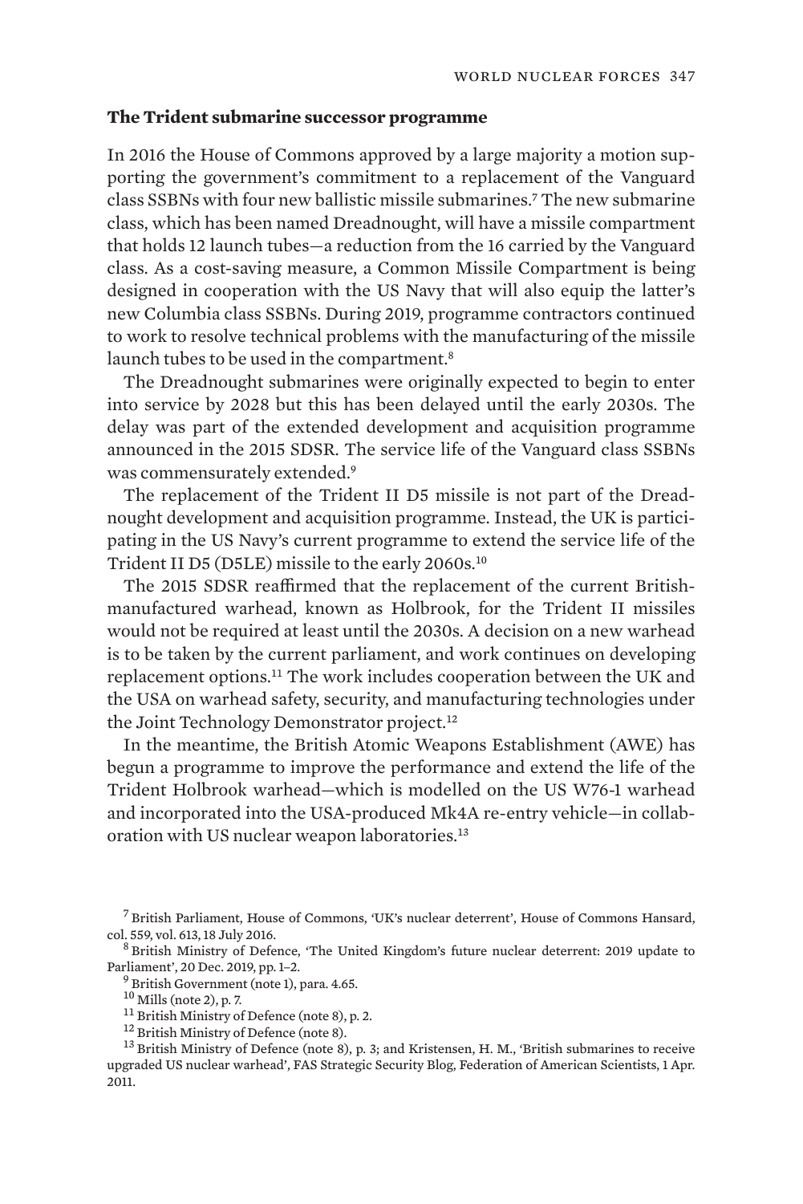**The Trident submarine successor programme**

In 2016 the House of Commons approved by a large majority a motion supporting the government's commitment to a replacement of the Vanguard class SSBNs with four new ballistic missile submarines.[7] The new submarine class, which has been named Dreadnought, will have a missile compartment that holds 12 launch tubes—a reduction from the 16 carried by the Vanguard class. As a cost-saving measure, a Common Missile Compartment is being designed in cooperation with the US Navy that will also equip the latter's new Columbia class SSBNs. During 2019, programme contractors continued to work to resolve technical problems with the manufacturing of the missile launch tubes to be used in the compartment.[8]

The Dreadnought submarines were originally expected to begin to enter into service by 2028 but this has been delayed until the early 2030s. The delay was part of the extended development and acquisition programme announced in the 2015 SDSR. The service life of the Vanguard class SSBNs was commensurately extended.[9]

The replacement of the Trident II D5 missile is not part of the Dreadnought development and acquisition programme. Instead, the UK is participating in the US Navy's current programme to extend the service life of the Trident II D5 (D5LE) missile to the early 2060s.[10]

The 2015 SDSR reaffirmed that the replacement of the current British-manufactured warhead, known as Holbrook, for the Trident II missiles would not be required at least until the 2030s. A decision on a new warhead is to be taken by the current parliament, and work continues on developing replacement options.[11] The work includes cooperation between the UK and the USA on warhead safety, security, and manufacturing technologies under the Joint Technology Demonstrator project.[12]

In the meantime, the British Atomic Weapons Establishment (AWE) has begun a programme to improve the performance and extend the life of the Trident Holbrook warhead—which is modelled on the US W76-1 warhead and incorporated into the USA-produced Mk4A re-entry vehicle—in collaboration with US nuclear weapon laboratories.[13]

[7] British Parliament, House of Commons, 'UK's nuclear deterrent', House of Commons Hansard, col. 559, vol. 613, 18 July 2016.

[8] British Ministry of Defence, 'The United Kingdom's future nuclear deterrent: 2019 update to Parliament', 20 Dec. 2019, pp. 1–2.

[9] British Government (note 1), para. 4.65.

[10] Mills (note 2), p. 7.

[11] British Ministry of Defence (note 8), p. 2.

[12] British Ministry of Defence (note 8).

[13] British Ministry of Defence (note 8), p. 3; and Kristensen, H. M., 'British submarines to receive upgraded US nuclear warhead', FAS Strategic Security Blog, Federation of American Scientists, 1 Apr. 2011.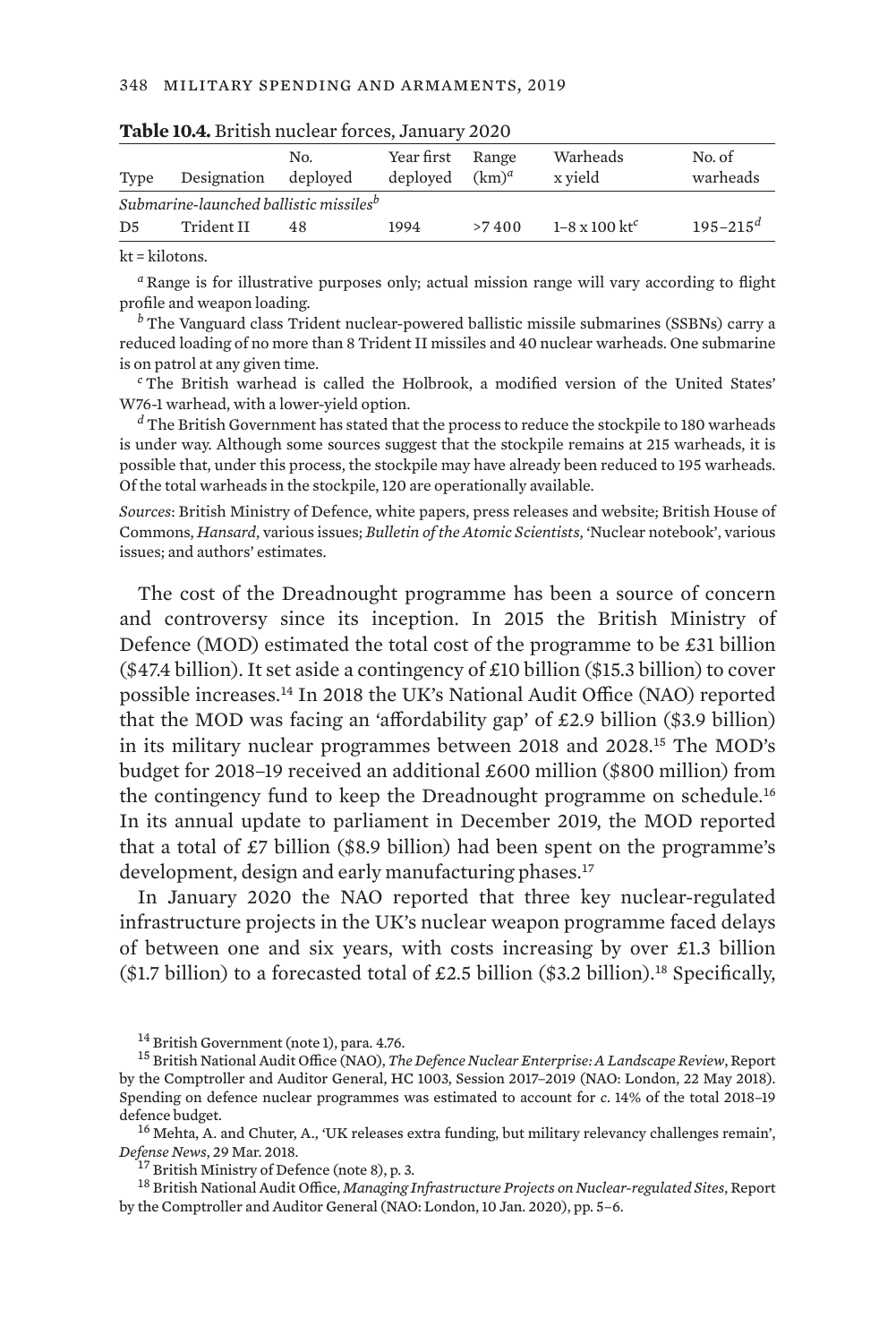**Table 10.4.** British nuclear forces, January 2020

| Type | Designation | No. deployed | Year first deployed | Range (km)[a] | Warheads x yield | No. of warheads |
|---|---|---|---|---|---|---|
| *Submarine-launched ballistic missiles*[b] | | | | | | |
| D5 | Trident II | 48 | 1994 | >7 400 | 1–8 x 100 kt[c] | 195–215[d] |

kt = kilotons.

[a] Range is for illustrative purposes only; actual mission range will vary according to flight profile and weapon loading.

[b] The Vanguard class Trident nuclear-powered ballistic missile submarines (SSBNs) carry a reduced loading of no more than 8 Trident II missiles and 40 nuclear warheads. One submarine is on patrol at any given time.

[c] The British warhead is called the Holbrook, a modified version of the United States' W76-1 warhead, with a lower-yield option.

[d] The British Government has stated that the process to reduce the stockpile to 180 warheads is under way. Although some sources suggest that the stockpile remains at 215 warheads, it is possible that, under this process, the stockpile may have already been reduced to 195 warheads. Of the total warheads in the stockpile, 120 are operationally available.

*Sources*: British Ministry of Defence, white papers, press releases and website; British House of Commons, *Hansard*, various issues; *Bulletin of the Atomic Scientists*, 'Nuclear notebook', various issues; and authors' estimates.

The cost of the Dreadnought programme has been a source of concern and controversy since its inception. In 2015 the British Ministry of Defence (MOD) estimated the total cost of the programme to be £31 billion ($47.4 billion). It set aside a contingency of £10 billion ($15.3 billion) to cover possible increases.[14] In 2018 the UK's National Audit Office (NAO) reported that the MOD was facing an 'affordability gap' of £2.9 billion ($3.9 billion) in its military nuclear programmes between 2018 and 2028.[15] The MOD's budget for 2018–19 received an additional £600 million ($800 million) from the contingency fund to keep the Dreadnought programme on schedule.[16] In its annual update to parliament in December 2019, the MOD reported that a total of £7 billion ($8.9 billion) had been spent on the programme's development, design and early manufacturing phases.[17]

In January 2020 the NAO reported that three key nuclear-regulated infrastructure projects in the UK's nuclear weapon programme faced delays of between one and six years, with costs increasing by over £1.3 billion ($1.7 billion) to a forecasted total of £2.5 billion ($3.2 billion).[18] Specifically,

[14] British Government (note 1), para. 4.76.

[15] British National Audit Office (NAO), *The Defence Nuclear Enterprise: A Landscape Review*, Report by the Comptroller and Auditor General, HC 1003, Session 2017–2019 (NAO: London, 22 May 2018). Spending on defence nuclear programmes was estimated to account for *c*. 14% of the total 2018–19 defence budget.

[16] Mehta, A. and Chuter, A., 'UK releases extra funding, but military relevancy challenges remain', *Defense News*, 29 Mar. 2018.

[17] British Ministry of Defence (note 8), p. 3.

[18] British National Audit Office, *Managing Infrastructure Projects on Nuclear-regulated Sites*, Report by the Comptroller and Auditor General (NAO: London, 10 Jan. 2020), pp. 5–6.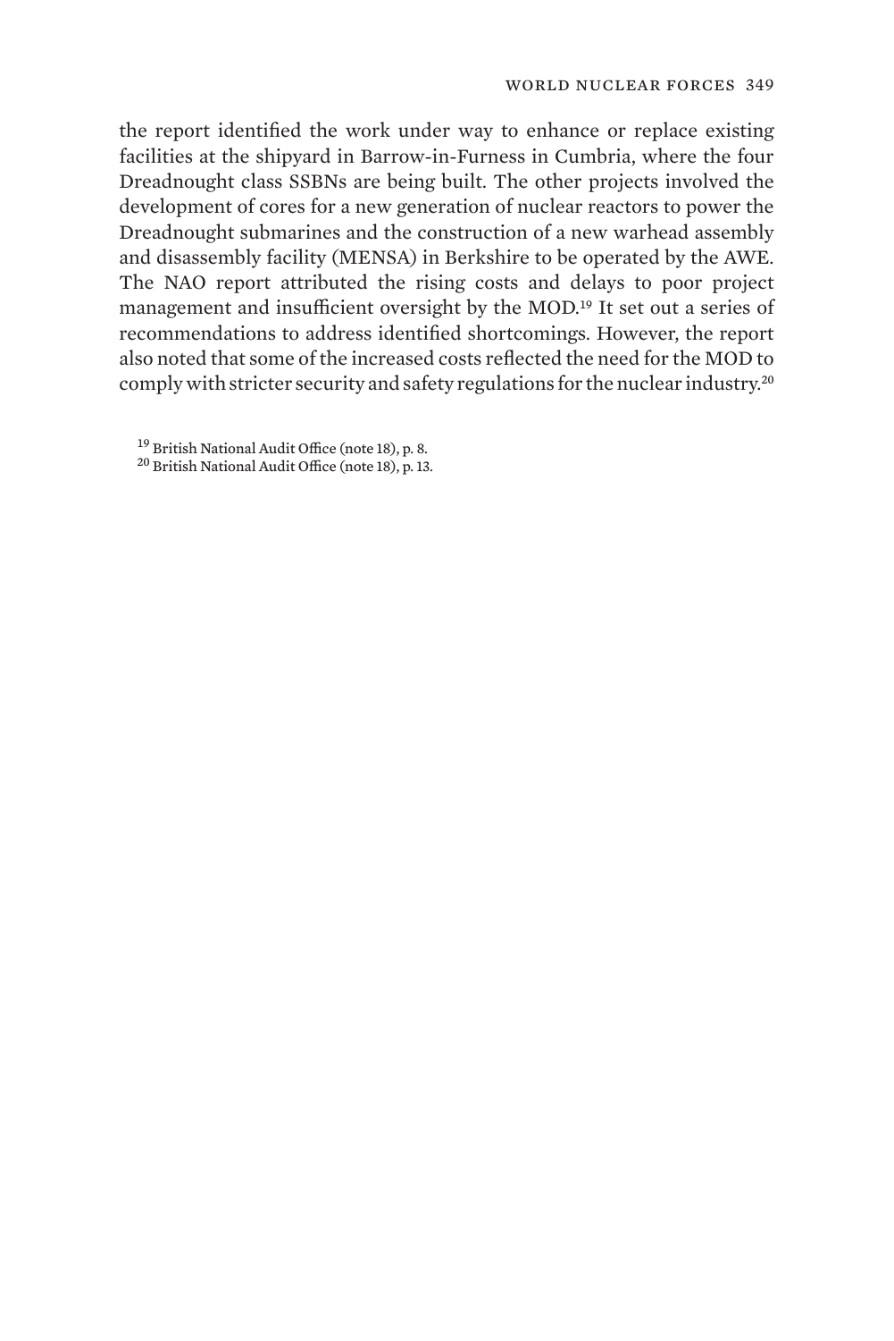the report identified the work under way to enhance or replace existing facilities at the shipyard in Barrow-in-Furness in Cumbria, where the four Dreadnought class SSBNs are being built. The other projects involved the development of cores for a new generation of nuclear reactors to power the Dreadnought submarines and the construction of a new warhead assembly and disassembly facility (MENSA) in Berkshire to be operated by the AWE. The NAO report attributed the rising costs and delays to poor project management and insufficient oversight by the MOD.[19] It set out a series of recommendations to address identified shortcomings. However, the report also noted that some of the increased costs reflected the need for the MOD to comply with stricter security and safety regulations for the nuclear industry.[20]

[19] British National Audit Office (note 18), p. 8.

[20] British National Audit Office (note 18), p. 13.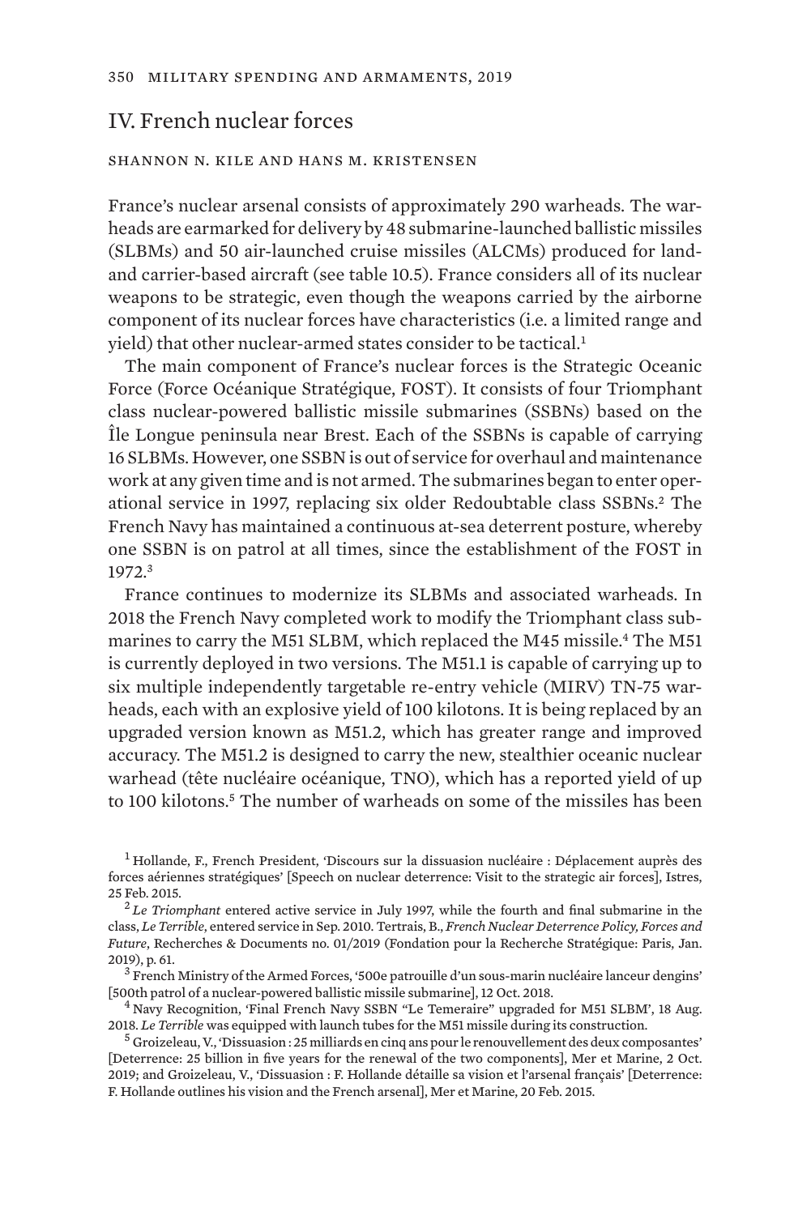## IV. French nuclear forces

SHANNON N. KILE AND HANS M. KRISTENSEN

France's nuclear arsenal consists of approximately 290 warheads. The warheads are earmarked for delivery by 48 submarine-launched ballistic missiles (SLBMs) and 50 air-launched cruise missiles (ALCMs) produced for land- and carrier-based aircraft (see table 10.5). France considers all of its nuclear weapons to be strategic, even though the weapons carried by the airborne component of its nuclear forces have characteristics (i.e. a limited range and yield) that other nuclear-armed states consider to be tactical.[1]

The main component of France's nuclear forces is the Strategic Oceanic Force (Force Océanique Stratégique, FOST). It consists of four Triomphant class nuclear-powered ballistic missile submarines (SSBNs) based on the Île Longue peninsula near Brest. Each of the SSBNs is capable of carrying 16 SLBMs. However, one SSBN is out of service for overhaul and maintenance work at any given time and is not armed. The submarines began to enter operational service in 1997, replacing six older Redoubtable class SSBNs.[2] The French Navy has maintained a continuous at-sea deterrent posture, whereby one SSBN is on patrol at all times, since the establishment of the FOST in 1972.[3]

France continues to modernize its SLBMs and associated warheads. In 2018 the French Navy completed work to modify the Triomphant class submarines to carry the M51 SLBM, which replaced the M45 missile.[4] The M51 is currently deployed in two versions. The M51.1 is capable of carrying up to six multiple independently targetable re-entry vehicle (MIRV) TN-75 warheads, each with an explosive yield of 100 kilotons. It is being replaced by an upgraded version known as M51.2, which has greater range and improved accuracy. The M51.2 is designed to carry the new, stealthier oceanic nuclear warhead (tête nucléaire océanique, TNO), which has a reported yield of up to 100 kilotons.[5] The number of warheads on some of the missiles has been

[1] Hollande, F., French President, 'Discours sur la dissuasion nucléaire : Déplacement auprès des forces aériennes stratégiques' [Speech on nuclear deterrence: Visit to the strategic air forces], Istres, 25 Feb. 2015.

[2] *Le Triomphant* entered active service in July 1997, while the fourth and final submarine in the class, *Le Terrible*, entered service in Sep. 2010. Tertrais, B., *French Nuclear Deterrence Policy, Forces and Future*, Recherches & Documents no. 01/2019 (Fondation pour la Recherche Stratégique: Paris, Jan. 2019), p. 61.

[3] French Ministry of the Armed Forces, '500e patrouille d'un sous-marin nucléaire lanceur dengins' [500th patrol of a nuclear-powered ballistic missile submarine], 12 Oct. 2018.

[4] Navy Recognition, 'Final French Navy SSBN "Le Temeraire" upgraded for M51 SLBM', 18 Aug. 2018. *Le Terrible* was equipped with launch tubes for the M51 missile during its construction.

[5] Groizeleau, V., 'Dissuasion : 25 milliards en cinq ans pour le renouvellement des deux composantes' [Deterrence: 25 billion in five years for the renewal of the two components], Mer et Marine, 2 Oct. 2019; and Groizeleau, V., 'Dissuasion : F. Hollande détaille sa vision et l'arsenal français' [Deterrence: F. Hollande outlines his vision and the French arsenal], Mer et Marine, 20 Feb. 2015.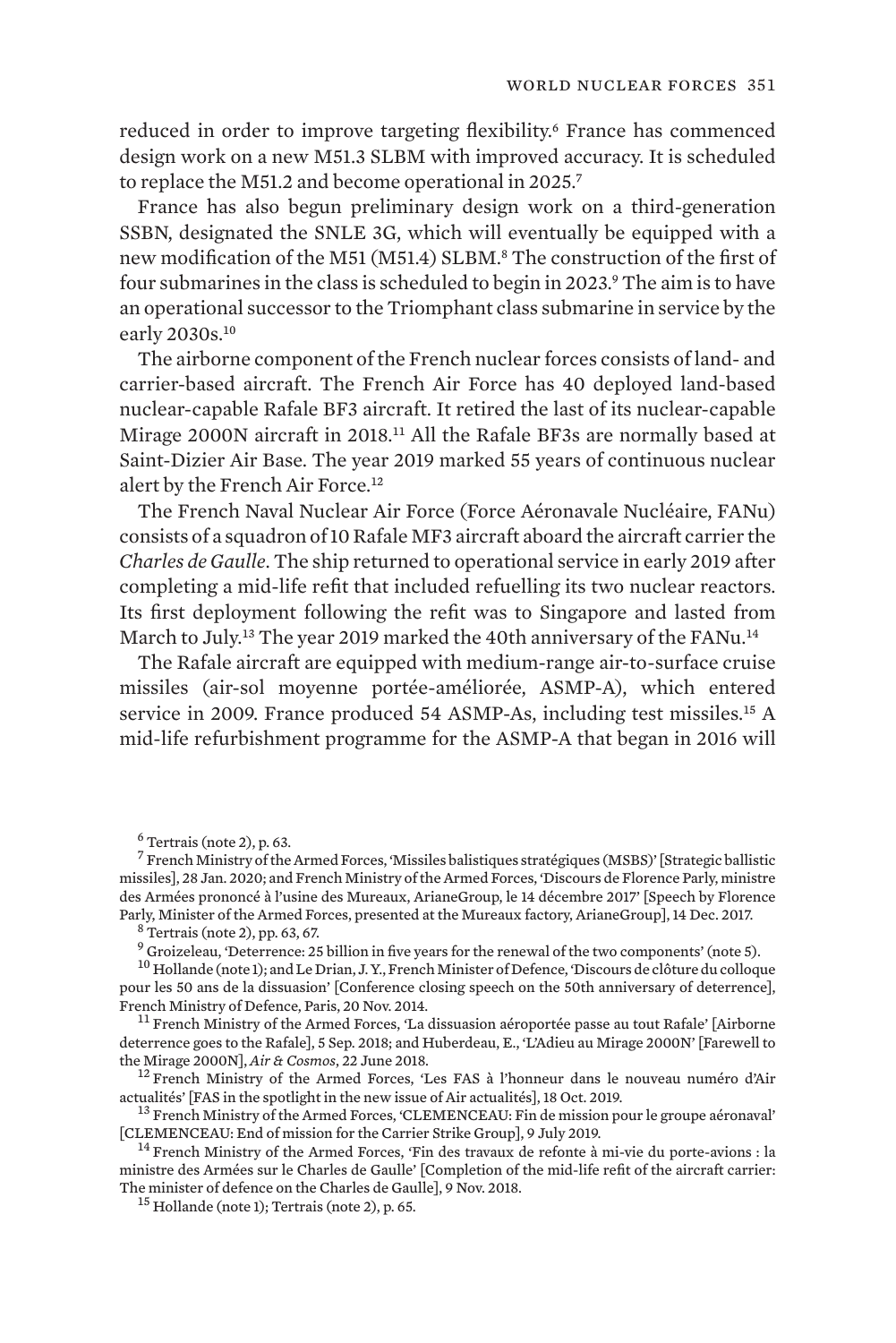reduced in order to improve targeting flexibility.[6] France has commenced design work on a new M51.3 SLBM with improved accuracy. It is scheduled to replace the M51.2 and become operational in 2025.[7]

France has also begun preliminary design work on a third-generation SSBN, designated the SNLE 3G, which will eventually be equipped with a new modification of the M51 (M51.4) SLBM.[8] The construction of the first of four submarines in the class is scheduled to begin in 2023.[9] The aim is to have an operational successor to the Triomphant class submarine in service by the early 2030s.[10]

The airborne component of the French nuclear forces consists of land- and carrier-based aircraft. The French Air Force has 40 deployed land-based nuclear-capable Rafale BF3 aircraft. It retired the last of its nuclear-capable Mirage 2000N aircraft in 2018.[11] All the Rafale BF3s are normally based at Saint-Dizier Air Base. The year 2019 marked 55 years of continuous nuclear alert by the French Air Force.[12]

The French Naval Nuclear Air Force (Force Aéronavale Nucléaire, FANu) consists of a squadron of 10 Rafale MF3 aircraft aboard the aircraft carrier the *Charles de Gaulle*. The ship returned to operational service in early 2019 after completing a mid-life refit that included refuelling its two nuclear reactors. Its first deployment following the refit was to Singapore and lasted from March to July.[13] The year 2019 marked the 40th anniversary of the FANu.[14]

The Rafale aircraft are equipped with medium-range air-to-surface cruise missiles (air-sol moyenne portée-améliorée, ASMP-A), which entered service in 2009. France produced 54 ASMP-As, including test missiles.[15] A mid-life refurbishment programme for the ASMP-A that began in 2016 will

---

[6] Tertrais (note 2), p. 63.

[7] French Ministry of the Armed Forces, 'Missiles balistiques stratégiques (MSBS)' [Strategic ballistic missiles], 28 Jan. 2020; and French Ministry of the Armed Forces, 'Discours de Florence Parly, ministre des Armées prononcé à l'usine des Mureaux, ArianeGroup, le 14 décembre 2017' [Speech by Florence Parly, Minister of the Armed Forces, presented at the Mureaux factory, ArianeGroup], 14 Dec. 2017.

[8] Tertrais (note 2), pp. 63, 67.

[9] Groizeleau, 'Deterrence: 25 billion in five years for the renewal of the two components' (note 5).

[10] Hollande (note 1); and Le Drian, J. Y., French Minister of Defence, 'Discours de clôture du colloque pour les 50 ans de la dissuasion' [Conference closing speech on the 50th anniversary of deterrence], French Ministry of Defence, Paris, 20 Nov. 2014.

[11] French Ministry of the Armed Forces, 'La dissuasion aéroportée passe au tout Rafale' [Airborne deterrence goes to the Rafale], 5 Sep. 2018; and Huberdeau, E., 'L'Adieu au Mirage 2000N' [Farewell to the Mirage 2000N], *Air & Cosmos*, 22 June 2018.

[12] French Ministry of the Armed Forces, 'Les FAS à l'honneur dans le nouveau numéro d'Air actualités' [FAS in the spotlight in the new issue of Air actualités], 18 Oct. 2019.

[13] French Ministry of the Armed Forces, 'CLEMENCEAU: Fin de mission pour le groupe aéronaval' [CLEMENCEAU: End of mission for the Carrier Strike Group], 9 July 2019.

[14] French Ministry of the Armed Forces, 'Fin des travaux de refonte à mi-vie du porte-avions : la ministre des Armées sur le Charles de Gaulle' [Completion of the mid-life refit of the aircraft carrier: The minister of defence on the Charles de Gaulle], 9 Nov. 2018.

[15] Hollande (note 1); Tertrais (note 2), p. 65.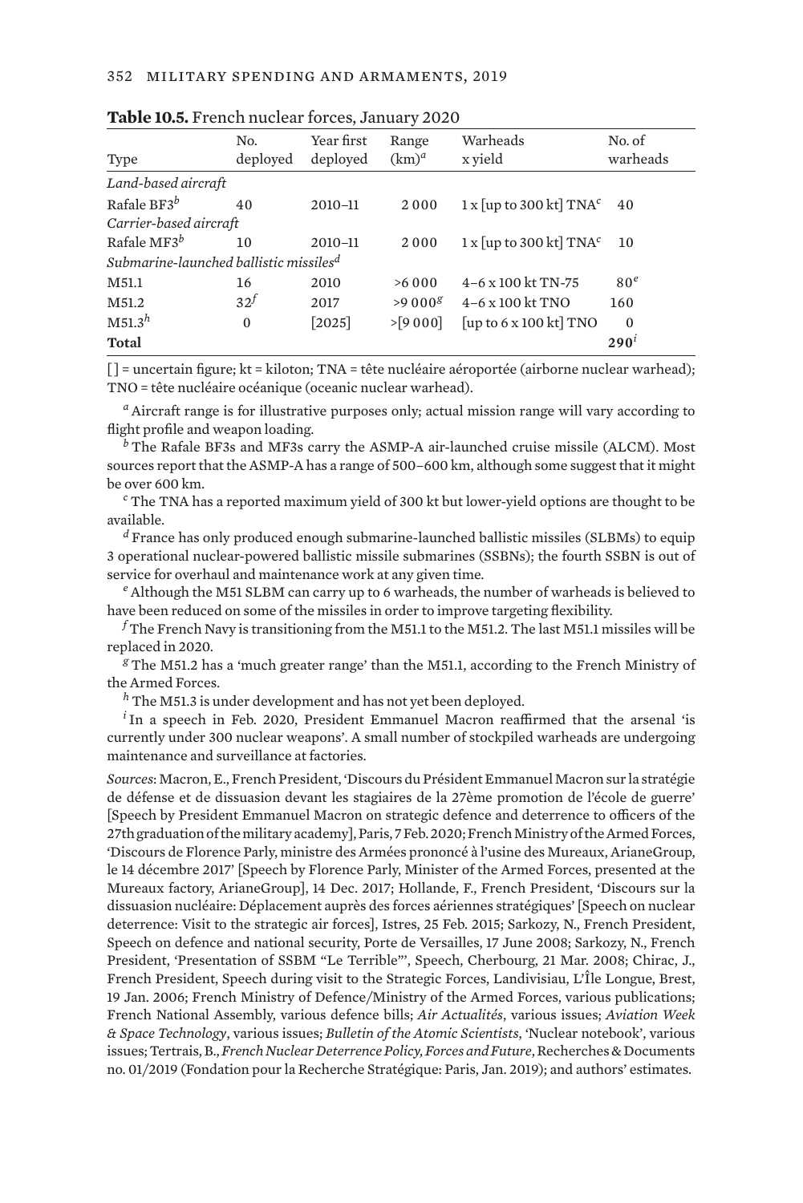**Table 10.5.** French nuclear forces, January 2020

| Type | No. deployed | Year first deployed | Range (km)[a] | Warheads x yield | No. of warheads |
|---|---|---|---|---|---|
| *Land-based aircraft* | | | | | |
| Rafale BF3[b] | 40 | 2010–11 | 2 000 | 1 x [up to 300 kt] TNA[c] | 40 |
| *Carrier-based aircraft* | | | | | |
| Rafale MF3[b] | 10 | 2010–11 | 2 000 | 1 x [up to 300 kt] TNA[c] | 10 |
| *Submarine-launched ballistic missiles*[d] | | | | | |
| M51.1 | 16 | 2010 | >6 000 | 4–6 x 100 kt TN-75 | 80[e] |
| M51.2 | 32[f] | 2017 | >9 000[g] | 4–6 x 100 kt TNO | 160 |
| M51.3[h] | 0 | [2025] | >[9 000] | [up to 6 x 100 kt] TNO | 0 |
| **Total** | | | | | **290**[i] |

[ ] = uncertain figure; kt = kiloton; TNA = tête nucléaire aéroportée (airborne nuclear warhead); TNO = tête nucléaire océanique (oceanic nuclear warhead).

[a] Aircraft range is for illustrative purposes only; actual mission range will vary according to flight profile and weapon loading.

[b] The Rafale BF3s and MF3s carry the ASMP-A air-launched cruise missile (ALCM). Most sources report that the ASMP-A has a range of 500–600 km, although some suggest that it might be over 600 km.

[c] The TNA has a reported maximum yield of 300 kt but lower-yield options are thought to be available.

[d] France has only produced enough submarine-launched ballistic missiles (SLBMs) to equip 3 operational nuclear-powered ballistic missile submarines (SSBNs); the fourth SSBN is out of service for overhaul and maintenance work at any given time.

[e] Although the M51 SLBM can carry up to 6 warheads, the number of warheads is believed to have been reduced on some of the missiles in order to improve targeting flexibility.

[f] The French Navy is transitioning from the M51.1 to the M51.2. The last M51.1 missiles will be replaced in 2020.

[g] The M51.2 has a 'much greater range' than the M51.1, according to the French Ministry of the Armed Forces.

[h] The M51.3 is under development and has not yet been deployed.

[i] In a speech in Feb. 2020, President Emmanuel Macron reaffirmed that the arsenal 'is currently under 300 nuclear weapons'. A small number of stockpiled warheads are undergoing maintenance and surveillance at factories.

*Sources*: Macron, E., French President, 'Discours du Président Emmanuel Macron sur la stratégie de défense et de dissuasion devant les stagiaires de la 27ème promotion de l'école de guerre' [Speech by President Emmanuel Macron on strategic defence and deterrence to officers of the 27th graduation of the military academy], Paris, 7 Feb. 2020; French Ministry of the Armed Forces, 'Discours de Florence Parly, ministre des Armées prononcé à l'usine des Mureaux, ArianeGroup, le 14 décembre 2017' [Speech by Florence Parly, Minister of the Armed Forces, presented at the Mureaux factory, ArianeGroup], 14 Dec. 2017; Hollande, F., French President, 'Discours sur la dissuasion nucléaire: Déplacement auprès des forces aériennes stratégiques' [Speech on nuclear deterrence: Visit to the strategic air forces], Istres, 25 Feb. 2015; Sarkozy, N., French President, Speech on defence and national security, Porte de Versailles, 17 June 2008; Sarkozy, N., French President, 'Presentation of SSBM "Le Terrible"', Speech, Cherbourg, 21 Mar. 2008; Chirac, J., French President, Speech during visit to the Strategic Forces, Landivisiau, L'Île Longue, Brest, 19 Jan. 2006; French Ministry of Defence/Ministry of the Armed Forces, various publications; French National Assembly, various defence bills; *Air Actualités*, various issues; *Aviation Week & Space Technology*, various issues; *Bulletin of the Atomic Scientists*, 'Nuclear notebook', various issues; Tertrais, B., *French Nuclear Deterrence Policy, Forces and Future*, Recherches & Documents no. 01/2019 (Fondation pour la Recherche Stratégique: Paris, Jan. 2019); and authors' estimates.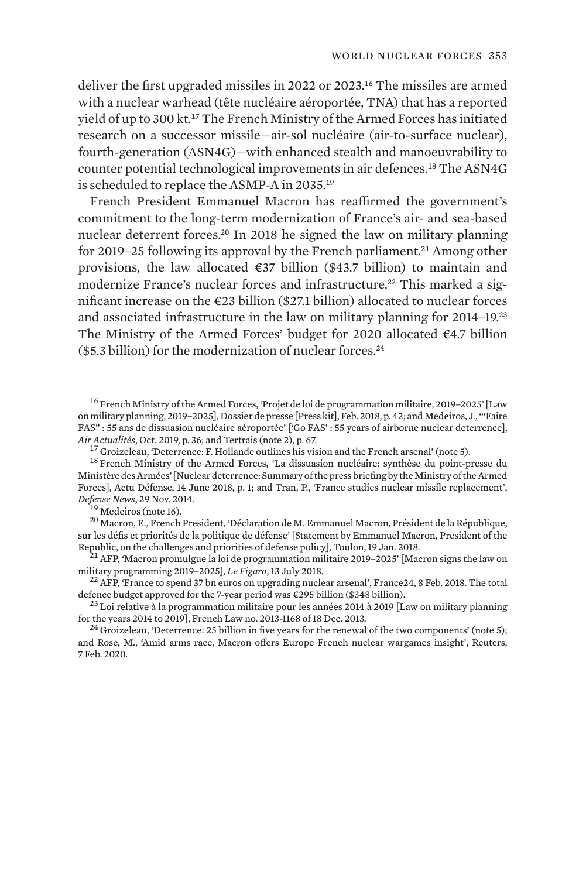deliver the first upgraded missiles in 2022 or 2023.[16] The missiles are armed with a nuclear warhead (tête nucléaire aéroportée, TNA) that has a reported yield of up to 300 kt.[17] The French Ministry of the Armed Forces has initiated research on a successor missile—air-sol nucléaire (air-to-surface nuclear), fourth-generation (ASN4G)—with enhanced stealth and manoeuvrability to counter potential technological improvements in air defences.[18] The ASN4G is scheduled to replace the ASMP-A in 2035.[19]

French President Emmanuel Macron has reaffirmed the government's commitment to the long-term modernization of France's air- and sea-based nuclear deterrent forces.[20] In 2018 he signed the law on military planning for 2019–25 following its approval by the French parliament.[21] Among other provisions, the law allocated €37 billion ($43.7 billion) to maintain and modernize France's nuclear forces and infrastructure.[22] This marked a significant increase on the €23 billion ($27.1 billion) allocated to nuclear forces and associated infrastructure in the law on military planning for 2014–19.[23] The Ministry of the Armed Forces' budget for 2020 allocated €4.7 billion ($5.3 billion) for the modernization of nuclear forces.[24]

[16] French Ministry of the Armed Forces, 'Projet de loi de programmation militaire, 2019–2025' [Law on military planning, 2019–2025], Dossier de presse [Press kit], Feb. 2018, p. 42; and Medeiros, J., '"Faire FAS" : 55 ans de dissuasion nucléaire aéroportée' ['Go FAS' : 55 years of airborne nuclear deterrence], *Air Actualités*, Oct. 2019, p. 36; and Tertrais (note 2), p. 67.

[17] Groizeleau, 'Deterrence: F. Hollande outlines his vision and the French arsenal' (note 5).

[18] French Ministry of the Armed Forces, 'La dissuasion nucléaire: synthèse du point-presse du Ministère des Armées' [Nuclear deterrence: Summary of the press briefing by the Ministry of the Armed Forces], Actu Défense, 14 June 2018, p. 1; and Tran, P., 'France studies nuclear missile replacement', *Defense News*, 29 Nov. 2014.

[19] Medeiros (note 16).

[20] Macron, E., French President, 'Déclaration de M. Emmanuel Macron, Président de la République, sur les défis et priorités de la politique de défense' [Statement by Emmanuel Macron, President of the Republic, on the challenges and priorities of defense policy], Toulon, 19 Jan. 2018.

[21] AFP, 'Macron promulgue la loi de programmation militaire 2019–2025' [Macron signs the law on military programming 2019–2025], *Le Figaro*, 13 July 2018.

[22] AFP, 'France to spend 37 bn euros on upgrading nuclear arsenal', France24, 8 Feb. 2018. The total defence budget approved for the 7-year period was €295 billion ($348 billion).

[23] Loi relative à la programmation militaire pour les années 2014 à 2019 [Law on military planning for the years 2014 to 2019], French Law no. 2013-1168 of 18 Dec. 2013.

[24] Groizeleau, 'Deterrence: 25 billion in five years for the renewal of the two components' (note 5); and Rose, M., 'Amid arms race, Macron offers Europe French nuclear wargames insight', Reuters, 7 Feb. 2020.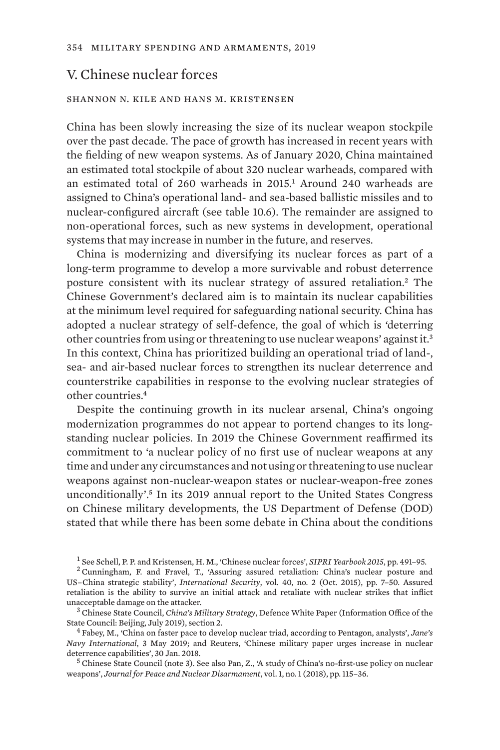## V. Chinese nuclear forces

SHANNON N. KILE AND HANS M. KRISTENSEN

China has been slowly increasing the size of its nuclear weapon stockpile over the past decade. The pace of growth has increased in recent years with the fielding of new weapon systems. As of January 2020, China maintained an estimated total stockpile of about 320 nuclear warheads, compared with an estimated total of 260 warheads in 2015.[1] Around 240 warheads are assigned to China's operational land- and sea-based ballistic missiles and to nuclear-configured aircraft (see table 10.6). The remainder are assigned to non-operational forces, such as new systems in development, operational systems that may increase in number in the future, and reserves.

China is modernizing and diversifying its nuclear forces as part of a long-term programme to develop a more survivable and robust deterrence posture consistent with its nuclear strategy of assured retaliation.[2] The Chinese Government's declared aim is to maintain its nuclear capabilities at the minimum level required for safeguarding national security. China has adopted a nuclear strategy of self-defence, the goal of which is 'deterring other countries from using or threatening to use nuclear weapons' against it.[3] In this context, China has prioritized building an operational triad of land-, sea- and air-based nuclear forces to strengthen its nuclear deterrence and counterstrike capabilities in response to the evolving nuclear strategies of other countries.[4]

Despite the continuing growth in its nuclear arsenal, China's ongoing modernization programmes do not appear to portend changes to its long-standing nuclear policies. In 2019 the Chinese Government reaffirmed its commitment to 'a nuclear policy of no first use of nuclear weapons at any time and under any circumstances and not using or threatening to use nuclear weapons against non-nuclear-weapon states or nuclear-weapon-free zones unconditionally'.[5] In its 2019 annual report to the United States Congress on Chinese military developments, the US Department of Defense (DOD) stated that while there has been some debate in China about the conditions

[1] See Schell, P. P. and Kristensen, H. M., 'Chinese nuclear forces', *SIPRI Yearbook 2015*, pp. 491–95.

[2] Cunningham, F. and Fravel, T., 'Assuring assured retaliation: China's nuclear posture and US–China strategic stability', *International Security*, vol. 40, no. 2 (Oct. 2015), pp. 7–50. Assured retaliation is the ability to survive an initial attack and retaliate with nuclear strikes that inflict unacceptable damage on the attacker.

[3] Chinese State Council, *China's Military Strategy*, Defence White Paper (Information Office of the State Council: Beijing, July 2019), section 2.

[4] Fabey, M., 'China on faster pace to develop nuclear triad, according to Pentagon, analysts', *Jane's Navy International*, 3 May 2019; and Reuters, 'Chinese military paper urges increase in nuclear deterrence capabilities', 30 Jan. 2018.

[5] Chinese State Council (note 3). See also Pan, Z., 'A study of China's no-first-use policy on nuclear weapons', *Journal for Peace and Nuclear Disarmament*, vol. 1, no. 1 (2018), pp. 115–36.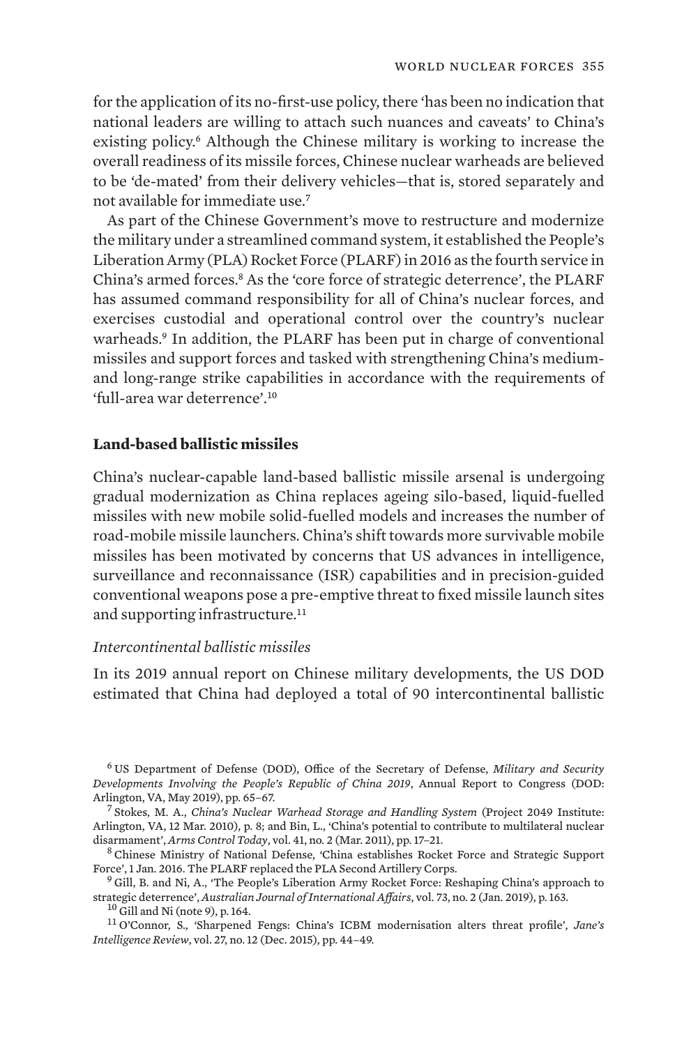for the application of its no-first-use policy, there 'has been no indication that national leaders are willing to attach such nuances and caveats' to China's existing policy.[6] Although the Chinese military is working to increase the overall readiness of its missile forces, Chinese nuclear warheads are believed to be 'de-mated' from their delivery vehicles—that is, stored separately and not available for immediate use.[7]

As part of the Chinese Government's move to restructure and modernize the military under a streamlined command system, it established the People's Liberation Army (PLA) Rocket Force (PLARF) in 2016 as the fourth service in China's armed forces.[8] As the 'core force of strategic deterrence', the PLARF has assumed command responsibility for all of China's nuclear forces, and exercises custodial and operational control over the country's nuclear warheads.[9] In addition, the PLARF has been put in charge of conventional missiles and support forces and tasked with strengthening China's medium- and long-range strike capabilities in accordance with the requirements of 'full-area war deterrence'.[10]

### Land-based ballistic missiles

China's nuclear-capable land-based ballistic missile arsenal is undergoing gradual modernization as China replaces ageing silo-based, liquid-fuelled missiles with new mobile solid-fuelled models and increases the number of road-mobile missile launchers. China's shift towards more survivable mobile missiles has been motivated by concerns that US advances in intelligence, surveillance and reconnaissance (ISR) capabilities and in precision-guided conventional weapons pose a pre-emptive threat to fixed missile launch sites and supporting infrastructure.[11]

#### *Intercontinental ballistic missiles*

In its 2019 annual report on Chinese military developments, the US DOD estimated that China had deployed a total of 90 intercontinental ballistic

[6] US Department of Defense (DOD), Office of the Secretary of Defense, *Military and Security Developments Involving the People's Republic of China 2019*, Annual Report to Congress (DOD: Arlington, VA, May 2019), pp. 65–67.

[7] Stokes, M. A., *China's Nuclear Warhead Storage and Handling System* (Project 2049 Institute: Arlington, VA, 12 Mar. 2010), p. 8; and Bin, L., 'China's potential to contribute to multilateral nuclear disarmament', *Arms Control Today*, vol. 41, no. 2 (Mar. 2011), pp. 17–21.

[8] Chinese Ministry of National Defense, 'China establishes Rocket Force and Strategic Support Force', 1 Jan. 2016. The PLARF replaced the PLA Second Artillery Corps.

[9] Gill, B. and Ni, A., 'The People's Liberation Army Rocket Force: Reshaping China's approach to strategic deterrence', *Australian Journal of International Affairs*, vol. 73, no. 2 (Jan. 2019), p. 163.

[10] Gill and Ni (note 9), p. 164.

[11] O'Connor, S., 'Sharpened Fengs: China's ICBM modernisation alters threat profile', *Jane's Intelligence Review*, vol. 27, no. 12 (Dec. 2015), pp. 44–49.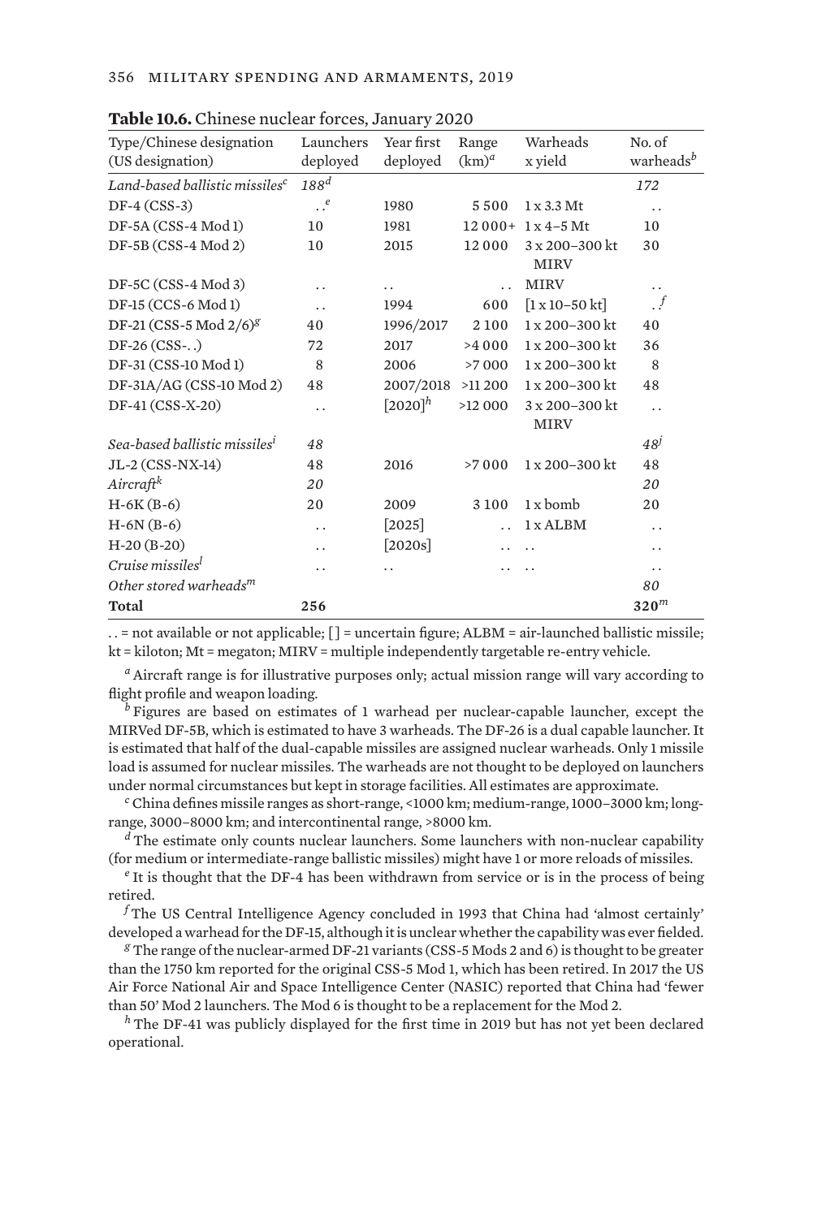**Table 10.6.** Chinese nuclear forces, January 2020

| Type/Chinese designation (US designation) | Launchers deployed | Year first deployed | Range (km)[a] | Warheads x yield | No. of warheads[b] |
|---|---|---|---|---|---|
| *Land-based ballistic missiles*[c] | *188*[d] | | | | *172* |
| DF-4 (CSS-3) | . .[e] | 1980 | 5 500 | 1 x 3.3 Mt | . . |
| DF-5A (CSS-4 Mod 1) | 10 | 1981 | 12 000+ | 1 x 4–5 Mt | 10 |
| DF-5B (CSS-4 Mod 2) | 10 | 2015 | 12 000 | 3 x 200–300 kt MIRV | 30 |
| DF-5C (CSS-4 Mod 3) | . . | . . | . . | MIRV | . . |
| DF-15 (CCS-6 Mod 1) | . . | 1994 | 600 | [1 x 10–50 kt] | . .[f] |
| DF-21 (CSS-5 Mod 2/6)[g] | 40 | 1996/2017 | 2 100 | 1 x 200–300 kt | 40 |
| DF-26 (CSS-. .) | 72 | 2017 | >4 000 | 1 x 200–300 kt | 36 |
| DF-31 (CSS-10 Mod 1) | 8 | 2006 | >7 000 | 1 x 200–300 kt | 8 |
| DF-31A/AG (CSS-10 Mod 2) | 48 | 2007/2018 | >11 200 | 1 x 200–300 kt | 48 |
| DF-41 (CSS-X-20) | . . | [2020][h] | >12 000 | 3 x 200–300 kt MIRV | . . |
| *Sea-based ballistic missiles*[i] | *48* | | | | *48*[j] |
| JL-2 (CSS-NX-14) | 48 | 2016 | >7 000 | 1 x 200–300 kt | 48 |
| *Aircraft*[k] | *20* | | | | *20* |
| H-6K (B-6) | 20 | 2009 | 3 100 | 1 x bomb | 20 |
| H-6N (B-6) | . . | [2025] | . . | 1 x ALBM | . . |
| H-20 (B-20) | . . | [2020s] | . . | . . | . . |
| *Cruise missiles*[l] | . . | . . | . . | . . | . . |
| *Other stored warheads*[m] | | | | | *80* |
| **Total** | **256** | | | | **320**[m] |

. . = not available or not applicable; [ ] = uncertain figure; ALBM = air-launched ballistic missile; kt = kiloton; Mt = megaton; MIRV = multiple independently targetable re-entry vehicle.

[a] Aircraft range is for illustrative purposes only; actual mission range will vary according to flight profile and weapon loading.

[b] Figures are based on estimates of 1 warhead per nuclear-capable launcher, except the MIRVed DF-5B, which is estimated to have 3 warheads. The DF-26 is a dual capable launcher. It is estimated that half of the dual-capable missiles are assigned nuclear warheads. Only 1 missile load is assumed for nuclear missiles. The warheads are not thought to be deployed on launchers under normal circumstances but kept in storage facilities. All estimates are approximate.

[c] China defines missile ranges as short-range, <1000 km; medium-range, 1000–3000 km; long-range, 3000–8000 km; and intercontinental range, >8000 km.

[d] The estimate only counts nuclear launchers. Some launchers with non-nuclear capability (for medium or intermediate-range ballistic missiles) might have 1 or more reloads of missiles.

[e] It is thought that the DF-4 has been withdrawn from service or is in the process of being retired.

[f] The US Central Intelligence Agency concluded in 1993 that China had 'almost certainly' developed a warhead for the DF-15, although it is unclear whether the capability was ever fielded.

[g] The range of the nuclear-armed DF-21 variants (CSS-5 Mods 2 and 6) is thought to be greater than the 1750 km reported for the original CSS-5 Mod 1, which has been retired. In 2017 the US Air Force National Air and Space Intelligence Center (NASIC) reported that China had 'fewer than 50' Mod 2 launchers. The Mod 6 is thought to be a replacement for the Mod 2.

[h] The DF-41 was publicly displayed for the first time in 2019 but has not yet been declared operational.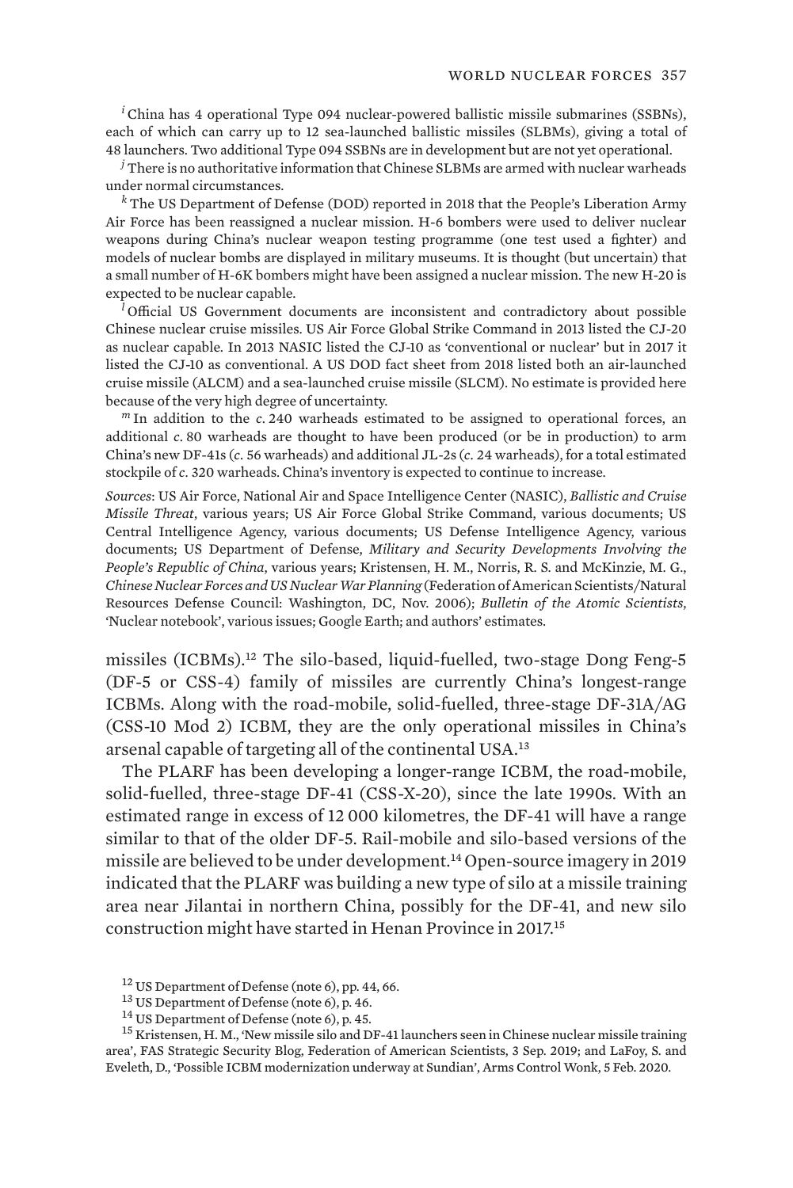[i] China has 4 operational Type 094 nuclear-powered ballistic missile submarines (SSBNs), each of which can carry up to 12 sea-launched ballistic missiles (SLBMs), giving a total of 48 launchers. Two additional Type 094 SSBNs are in development but are not yet operational.

[j] There is no authoritative information that Chinese SLBMs are armed with nuclear warheads under normal circumstances.

[k] The US Department of Defense (DOD) reported in 2018 that the People's Liberation Army Air Force has been reassigned a nuclear mission. H-6 bombers were used to deliver nuclear weapons during China's nuclear weapon testing programme (one test used a fighter) and models of nuclear bombs are displayed in military museums. It is thought (but uncertain) that a small number of H-6K bombers might have been assigned a nuclear mission. The new H-20 is expected to be nuclear capable.

[l] Official US Government documents are inconsistent and contradictory about possible Chinese nuclear cruise missiles. US Air Force Global Strike Command in 2013 listed the CJ-20 as nuclear capable. In 2013 NASIC listed the CJ-10 as 'conventional or nuclear' but in 2017 it listed the CJ-10 as conventional. A US DOD fact sheet from 2018 listed both an air-launched cruise missile (ALCM) and a sea-launched cruise missile (SLCM). No estimate is provided here because of the very high degree of uncertainty.

[m] In addition to the *c.* 240 warheads estimated to be assigned to operational forces, an additional *c.* 80 warheads are thought to have been produced (or be in production) to arm China's new DF-41s (*c.* 56 warheads) and additional JL-2s (*c.* 24 warheads), for a total estimated stockpile of *c.* 320 warheads. China's inventory is expected to continue to increase.

*Sources*: US Air Force, National Air and Space Intelligence Center (NASIC), *Ballistic and Cruise Missile Threat*, various years; US Air Force Global Strike Command, various documents; US Central Intelligence Agency, various documents; US Defense Intelligence Agency, various documents; US Department of Defense, *Military and Security Developments Involving the People's Republic of China*, various years; Kristensen, H. M., Norris, R. S. and McKinzie, M. G., *Chinese Nuclear Forces and US Nuclear War Planning* (Federation of American Scientists/Natural Resources Defense Council: Washington, DC, Nov. 2006); *Bulletin of the Atomic Scientists*, 'Nuclear notebook', various issues; Google Earth; and authors' estimates.

missiles (ICBMs).[12] The silo-based, liquid-fuelled, two-stage Dong Feng-5 (DF-5 or CSS-4) family of missiles are currently China's longest-range ICBMs. Along with the road-mobile, solid-fuelled, three-stage DF-31A/AG (CSS-10 Mod 2) ICBM, they are the only operational missiles in China's arsenal capable of targeting all of the continental USA.[13]

The PLARF has been developing a longer-range ICBM, the road-mobile, solid-fuelled, three-stage DF-41 (CSS-X-20), since the late 1990s. With an estimated range in excess of 12 000 kilometres, the DF-41 will have a range similar to that of the older DF-5. Rail-mobile and silo-based versions of the missile are believed to be under development.[14] Open-source imagery in 2019 indicated that the PLARF was building a new type of silo at a missile training area near Jilantai in northern China, possibly for the DF-41, and new silo construction might have started in Henan Province in 2017.[15]

[12] US Department of Defense (note 6), pp. 44, 66.

[13] US Department of Defense (note 6), p. 46.

[14] US Department of Defense (note 6), p. 45.

[15] Kristensen, H. M., 'New missile silo and DF-41 launchers seen in Chinese nuclear missile training area', FAS Strategic Security Blog, Federation of American Scientists, 3 Sep. 2019; and LaFoy, S. and Eveleth, D., 'Possible ICBM modernization underway at Sundian', Arms Control Wonk, 5 Feb. 2020.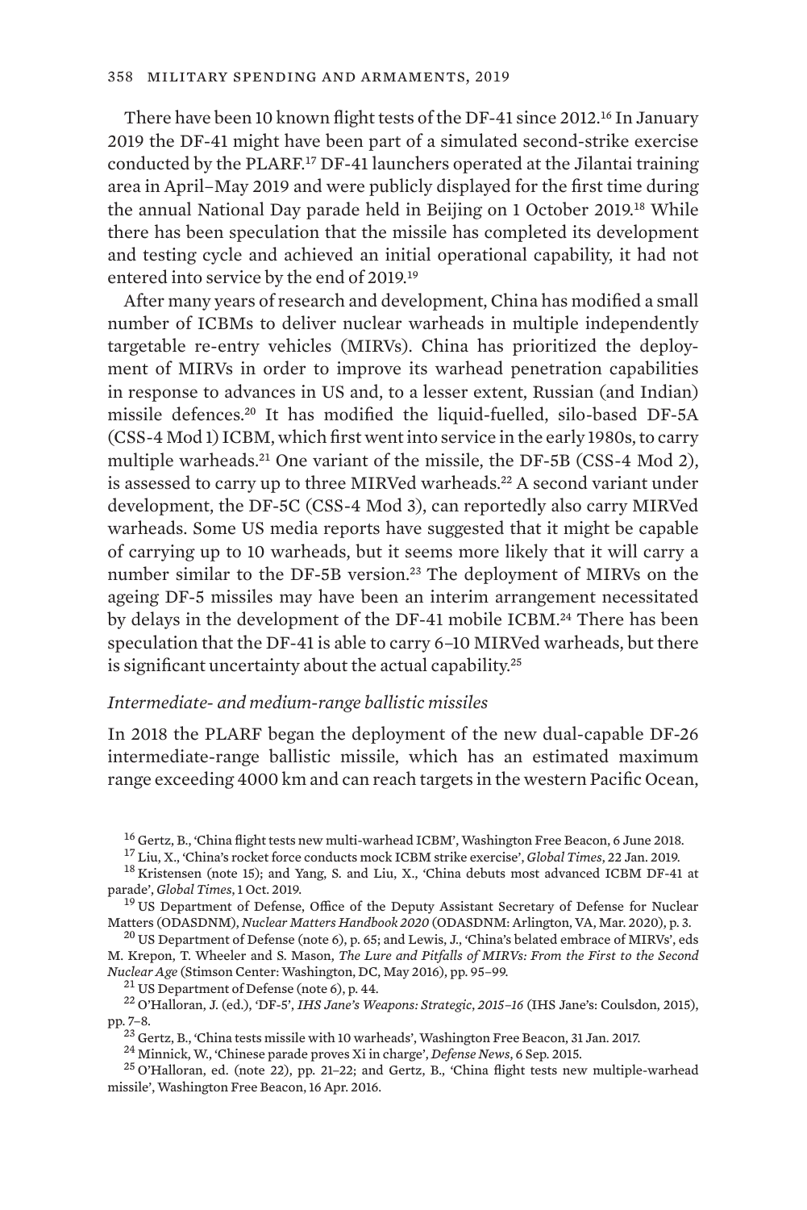There have been 10 known flight tests of the DF-41 since 2012.[16] In January 2019 the DF-41 might have been part of a simulated second-strike exercise conducted by the PLARF.[17] DF-41 launchers operated at the Jilantai training area in April–May 2019 and were publicly displayed for the first time during the annual National Day parade held in Beijing on 1 October 2019.[18] While there has been speculation that the missile has completed its development and testing cycle and achieved an initial operational capability, it had not entered into service by the end of 2019.[19]

After many years of research and development, China has modified a small number of ICBMs to deliver nuclear warheads in multiple independently targetable re-entry vehicles (MIRVs). China has prioritized the deployment of MIRVs in order to improve its warhead penetration capabilities in response to advances in US and, to a lesser extent, Russian (and Indian) missile defences.[20] It has modified the liquid-fuelled, silo-based DF-5A (CSS-4 Mod 1) ICBM, which first went into service in the early 1980s, to carry multiple warheads.[21] One variant of the missile, the DF-5B (CSS-4 Mod 2), is assessed to carry up to three MIRVed warheads.[22] A second variant under development, the DF-5C (CSS-4 Mod 3), can reportedly also carry MIRVed warheads. Some US media reports have suggested that it might be capable of carrying up to 10 warheads, but it seems more likely that it will carry a number similar to the DF-5B version.[23] The deployment of MIRVs on the ageing DF-5 missiles may have been an interim arrangement necessitated by delays in the development of the DF-41 mobile ICBM.[24] There has been speculation that the DF-41 is able to carry 6–10 MIRVed warheads, but there is significant uncertainty about the actual capability.[25]

*Intermediate- and medium-range ballistic missiles*

In 2018 the PLARF began the deployment of the new dual-capable DF-26 intermediate-range ballistic missile, which has an estimated maximum range exceeding 4000 km and can reach targets in the western Pacific Ocean,

[16] Gertz, B., 'China flight tests new multi-warhead ICBM', Washington Free Beacon, 6 June 2018.

[17] Liu, X., 'China's rocket force conducts mock ICBM strike exercise', *Global Times*, 22 Jan. 2019.

[18] Kristensen (note 15); and Yang, S. and Liu, X., 'China debuts most advanced ICBM DF-41 at parade', *Global Times*, 1 Oct. 2019.

[19] US Department of Defense, Office of the Deputy Assistant Secretary of Defense for Nuclear Matters (ODASDNM), *Nuclear Matters Handbook 2020* (ODASDNM: Arlington, VA, Mar. 2020), p. 3.

[20] US Department of Defense (note 6), p. 65; and Lewis, J., 'China's belated embrace of MIRVs', eds M. Krepon, T. Wheeler and S. Mason, *The Lure and Pitfalls of MIRVs: From the First to the Second Nuclear Age* (Stimson Center: Washington, DC, May 2016), pp. 95–99.

[21] US Department of Defense (note 6), p. 44.

[22] O'Halloran, J. (ed.), 'DF-5', *IHS Jane's Weapons: Strategic*, *2015–16* (IHS Jane's: Coulsdon, 2015), pp. 7–8.

[23] Gertz, B., 'China tests missile with 10 warheads', Washington Free Beacon, 31 Jan. 2017.

[24] Minnick, W., 'Chinese parade proves Xi in charge', *Defense News*, 6 Sep. 2015.

[25] O'Halloran, ed. (note 22), pp. 21–22; and Gertz, B., 'China flight tests new multiple-warhead missile', Washington Free Beacon, 16 Apr. 2016.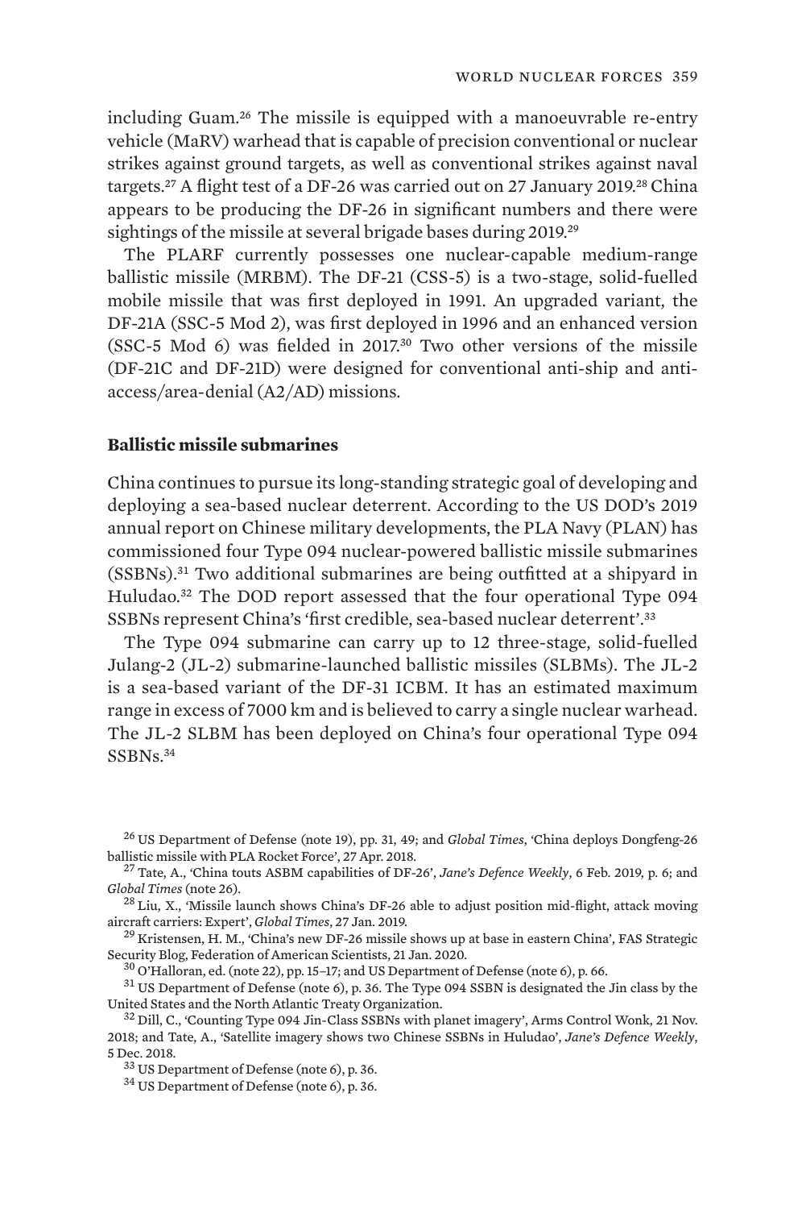including Guam.[26] The missile is equipped with a manoeuvrable re-entry vehicle (MaRV) warhead that is capable of precision conventional or nuclear strikes against ground targets, as well as conventional strikes against naval targets.[27] A flight test of a DF-26 was carried out on 27 January 2019.[28] China appears to be producing the DF-26 in significant numbers and there were sightings of the missile at several brigade bases during 2019.[29]

The PLARF currently possesses one nuclear-capable medium-range ballistic missile (MRBM). The DF-21 (CSS-5) is a two-stage, solid-fuelled mobile missile that was first deployed in 1991. An upgraded variant, the DF-21A (SSC-5 Mod 2), was first deployed in 1996 and an enhanced version (SSC-5 Mod 6) was fielded in 2017.[30] Two other versions of the missile (DF-21C and DF-21D) were designed for conventional anti-ship and anti-access/area-denial (A2/AD) missions.

### Ballistic missile submarines

China continues to pursue its long-standing strategic goal of developing and deploying a sea-based nuclear deterrent. According to the US DOD's 2019 annual report on Chinese military developments, the PLA Navy (PLAN) has commissioned four Type 094 nuclear-powered ballistic missile submarines (SSBNs).[31] Two additional submarines are being outfitted at a shipyard in Huludao.[32] The DOD report assessed that the four operational Type 094 SSBNs represent China's 'first credible, sea-based nuclear deterrent'.[33]

The Type 094 submarine can carry up to 12 three-stage, solid-fuelled Julang-2 (JL-2) submarine-launched ballistic missiles (SLBMs). The JL-2 is a sea-based variant of the DF-31 ICBM. It has an estimated maximum range in excess of 7000 km and is believed to carry a single nuclear warhead. The JL-2 SLBM has been deployed on China's four operational Type 094 SSBNs.[34]

[26] US Department of Defense (note 19), pp. 31, 49; and *Global Times*, 'China deploys Dongfeng-26 ballistic missile with PLA Rocket Force', 27 Apr. 2018.

[27] Tate, A., 'China touts ASBM capabilities of DF-26', *Jane's Defence Weekly*, 6 Feb. 2019, p. 6; and *Global Times* (note 26).

[28] Liu, X., 'Missile launch shows China's DF-26 able to adjust position mid-flight, attack moving aircraft carriers: Expert', *Global Times*, 27 Jan. 2019.

[29] Kristensen, H. M., 'China's new DF-26 missile shows up at base in eastern China', FAS Strategic Security Blog, Federation of American Scientists, 21 Jan. 2020.

[30] O'Halloran, ed. (note 22), pp. 15–17; and US Department of Defense (note 6), p. 66.

[31] US Department of Defense (note 6), p. 36. The Type 094 SSBN is designated the Jin class by the United States and the North Atlantic Treaty Organization.

[32] Dill, C., 'Counting Type 094 Jin-Class SSBNs with planet imagery', Arms Control Wonk, 21 Nov. 2018; and Tate, A., 'Satellite imagery shows two Chinese SSBNs in Huludao', *Jane's Defence Weekly*, 5 Dec. 2018.

[33] US Department of Defense (note 6), p. 36.

[34] US Department of Defense (note 6), p. 36.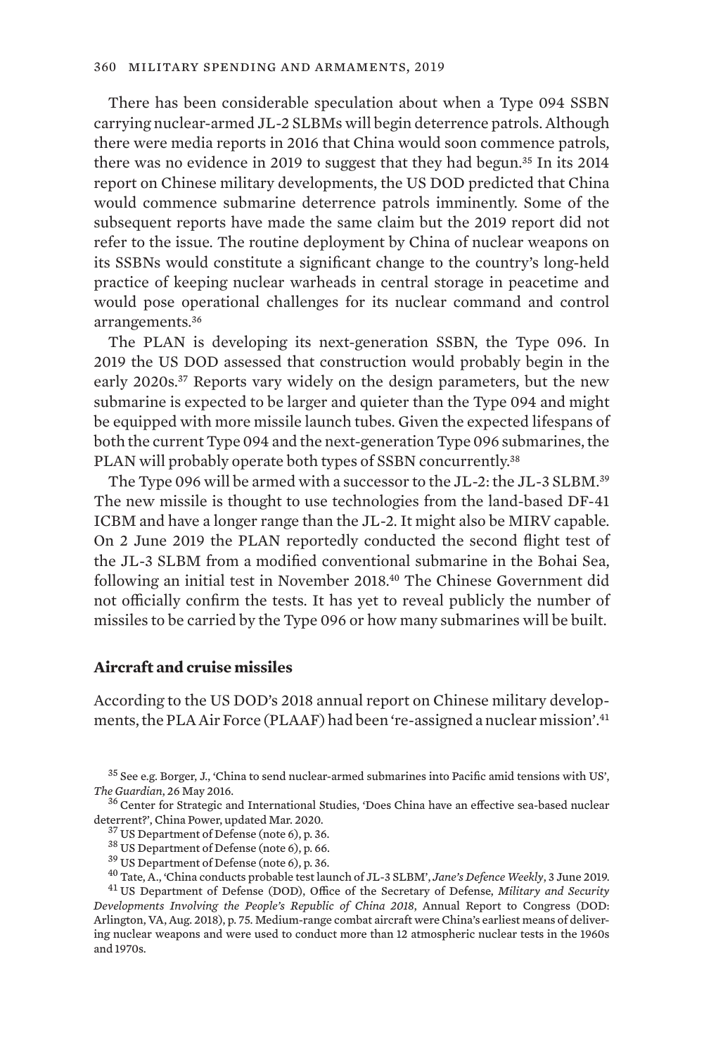There has been considerable speculation about when a Type 094 SSBN carrying nuclear-armed JL-2 SLBMs will begin deterrence patrols. Although there were media reports in 2016 that China would soon commence patrols, there was no evidence in 2019 to suggest that they had begun.[35] In its 2014 report on Chinese military developments, the US DOD predicted that China would commence submarine deterrence patrols imminently. Some of the subsequent reports have made the same claim but the 2019 report did not refer to the issue. The routine deployment by China of nuclear weapons on its SSBNs would constitute a significant change to the country's long-held practice of keeping nuclear warheads in central storage in peacetime and would pose operational challenges for its nuclear command and control arrangements.[36]

The PLAN is developing its next-generation SSBN, the Type 096. In 2019 the US DOD assessed that construction would probably begin in the early 2020s.[37] Reports vary widely on the design parameters, but the new submarine is expected to be larger and quieter than the Type 094 and might be equipped with more missile launch tubes. Given the expected lifespans of both the current Type 094 and the next-generation Type 096 submarines, the PLAN will probably operate both types of SSBN concurrently.[38]

The Type 096 will be armed with a successor to the JL-2: the JL-3 SLBM.[39] The new missile is thought to use technologies from the land-based DF-41 ICBM and have a longer range than the JL-2. It might also be MIRV capable. On 2 June 2019 the PLAN reportedly conducted the second flight test of the JL-3 SLBM from a modified conventional submarine in the Bohai Sea, following an initial test in November 2018.[40] The Chinese Government did not officially confirm the tests. It has yet to reveal publicly the number of missiles to be carried by the Type 096 or how many submarines will be built.

### Aircraft and cruise missiles

According to the US DOD's 2018 annual report on Chinese military developments, the PLA Air Force (PLAAF) had been 're-assigned a nuclear mission'.[41]

---

[35] See e.g. Borger, J., 'China to send nuclear-armed submarines into Pacific amid tensions with US', *The Guardian*, 26 May 2016.

[36] Center for Strategic and International Studies, 'Does China have an effective sea-based nuclear deterrent?', China Power, updated Mar. 2020.

[37] US Department of Defense (note 6), p. 36.

[38] US Department of Defense (note 6), p. 66.

[39] US Department of Defense (note 6), p. 36.

[40] Tate, A., 'China conducts probable test launch of JL-3 SLBM', *Jane's Defence Weekly*, 3 June 2019.

[41] US Department of Defense (DOD), Office of the Secretary of Defense, *Military and Security Developments Involving the People's Republic of China 2018*, Annual Report to Congress (DOD: Arlington, VA, Aug. 2018), p. 75. Medium-range combat aircraft were China's earliest means of delivering nuclear weapons and were used to conduct more than 12 atmospheric nuclear tests in the 1960s and 1970s.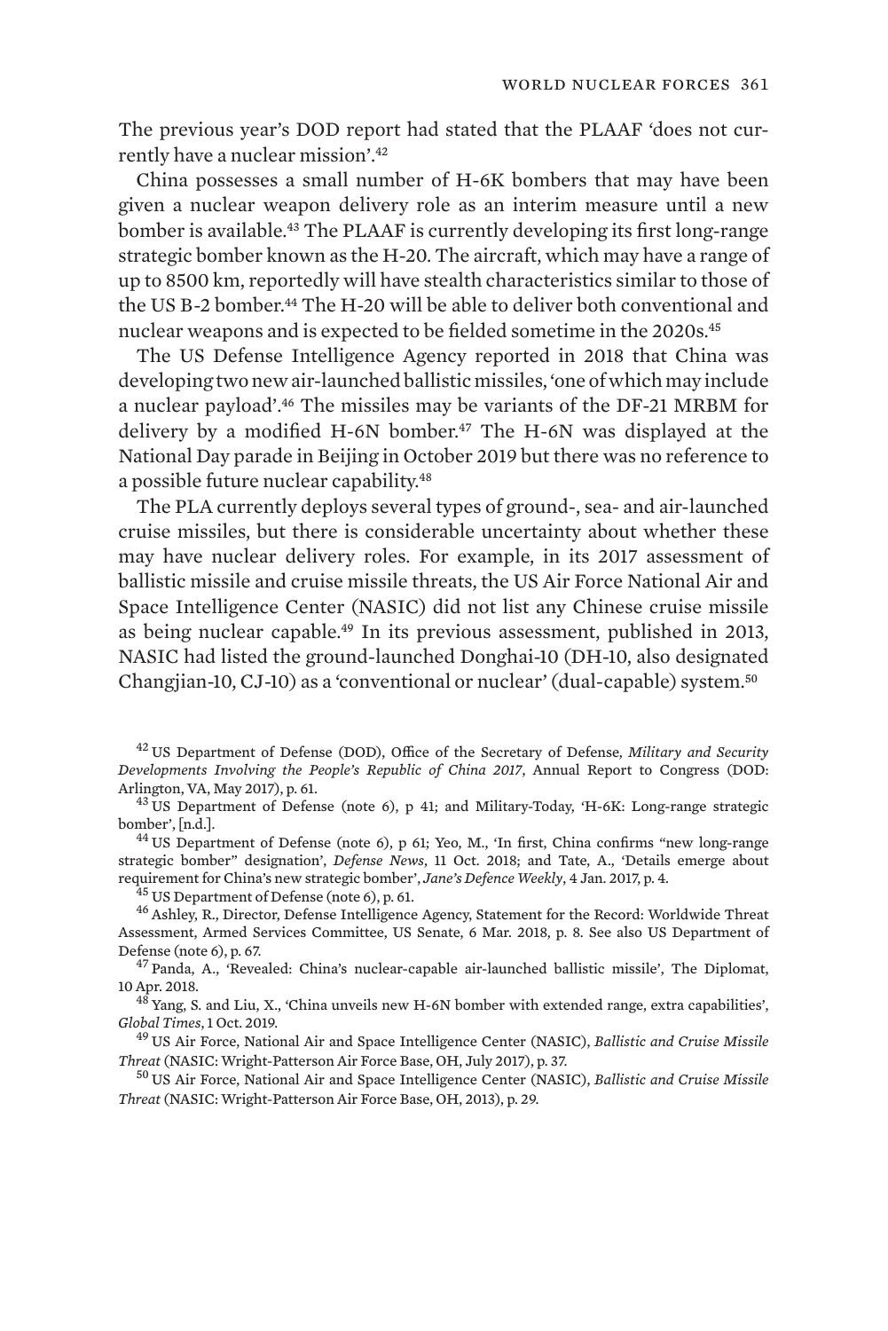The previous year's DOD report had stated that the PLAAF 'does not currently have a nuclear mission'.[42]

China possesses a small number of H-6K bombers that may have been given a nuclear weapon delivery role as an interim measure until a new bomber is available.[43] The PLAAF is currently developing its first long-range strategic bomber known as the H-20. The aircraft, which may have a range of up to 8500 km, reportedly will have stealth characteristics similar to those of the US B-2 bomber.[44] The H-20 will be able to deliver both conventional and nuclear weapons and is expected to be fielded sometime in the 2020s.[45]

The US Defense Intelligence Agency reported in 2018 that China was developing two new air-launched ballistic missiles, 'one of which may include a nuclear payload'.[46] The missiles may be variants of the DF-21 MRBM for delivery by a modified H-6N bomber.[47] The H-6N was displayed at the National Day parade in Beijing in October 2019 but there was no reference to a possible future nuclear capability.[48]

The PLA currently deploys several types of ground-, sea- and air-launched cruise missiles, but there is considerable uncertainty about whether these may have nuclear delivery roles. For example, in its 2017 assessment of ballistic missile and cruise missile threats, the US Air Force National Air and Space Intelligence Center (NASIC) did not list any Chinese cruise missile as being nuclear capable.[49] In its previous assessment, published in 2013, NASIC had listed the ground-launched Donghai-10 (DH-10, also designated Changjian-10, CJ-10) as a 'conventional or nuclear' (dual-capable) system.[50]

[42] US Department of Defense (DOD), Office of the Secretary of Defense, *Military and Security Developments Involving the People's Republic of China 2017*, Annual Report to Congress (DOD: Arlington, VA, May 2017), p. 61.

[43] US Department of Defense (note 6), p 41; and Military-Today, 'H-6K: Long-range strategic bomber', [n.d.].

[44] US Department of Defense (note 6), p 61; Yeo, M., 'In first, China confirms "new long-range strategic bomber" designation', *Defense News*, 11 Oct. 2018; and Tate, A., 'Details emerge about requirement for China's new strategic bomber', *Jane's Defence Weekly*, 4 Jan. 2017, p. 4.

[45] US Department of Defense (note 6), p. 61.

[46] Ashley, R., Director, Defense Intelligence Agency, Statement for the Record: Worldwide Threat Assessment, Armed Services Committee, US Senate, 6 Mar. 2018, p. 8. See also US Department of Defense (note 6), p. 67.

[47] Panda, A., 'Revealed: China's nuclear-capable air-launched ballistic missile', The Diplomat, 10 Apr. 2018.

[48] Yang, S. and Liu, X., 'China unveils new H-6N bomber with extended range, extra capabilities', *Global Times*, 1 Oct. 2019.

[49] US Air Force, National Air and Space Intelligence Center (NASIC), *Ballistic and Cruise Missile Threat* (NASIC: Wright-Patterson Air Force Base, OH, July 2017), p. 37.

[50] US Air Force, National Air and Space Intelligence Center (NASIC), *Ballistic and Cruise Missile Threat* (NASIC: Wright-Patterson Air Force Base, OH, 2013), p. 29.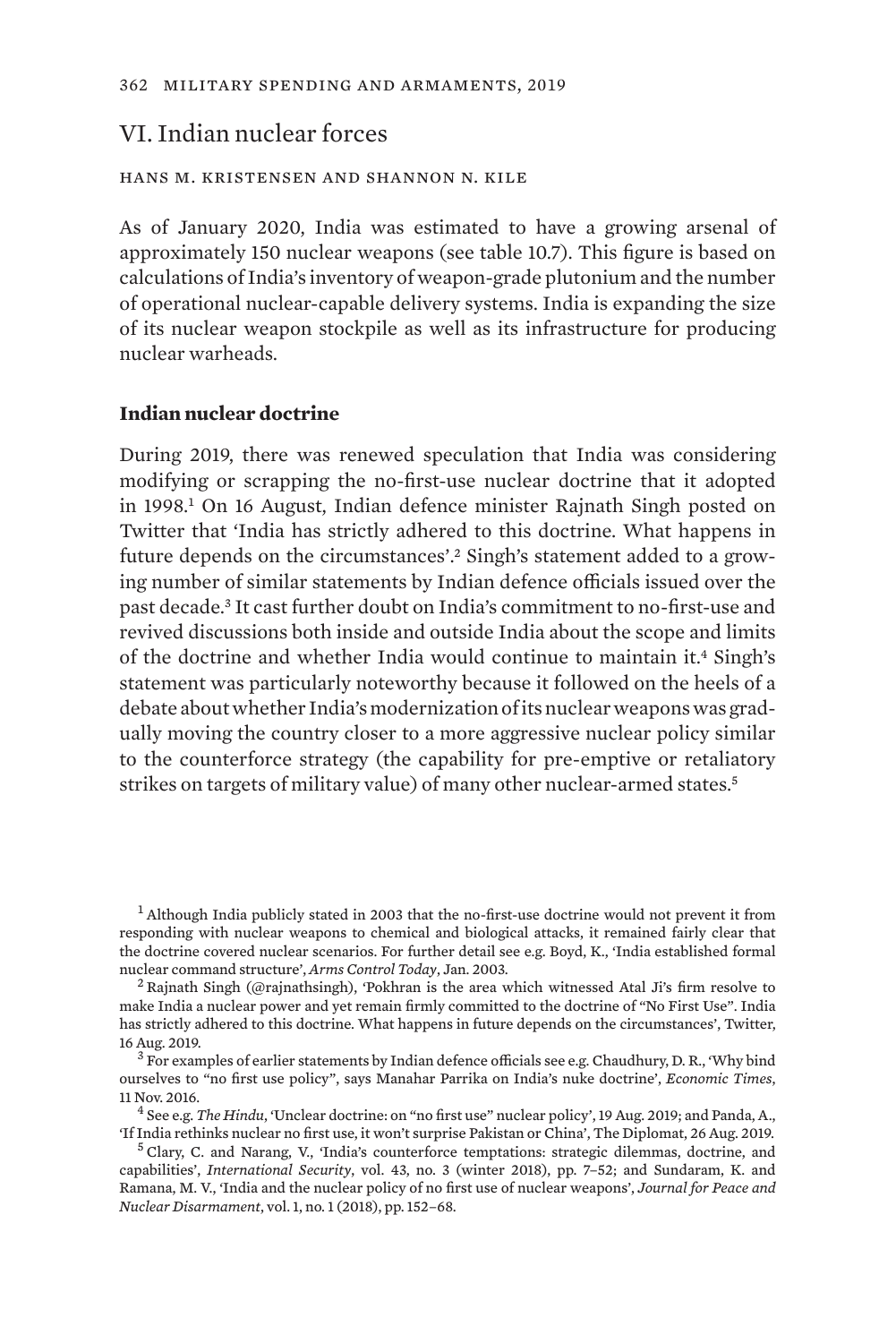## VI. Indian nuclear forces

HANS M. KRISTENSEN AND SHANNON N. KILE

As of January 2020, India was estimated to have a growing arsenal of approximately 150 nuclear weapons (see table 10.7). This figure is based on calculations of India's inventory of weapon-grade plutonium and the number of operational nuclear-capable delivery systems. India is expanding the size of its nuclear weapon stockpile as well as its infrastructure for producing nuclear warheads.

### Indian nuclear doctrine

During 2019, there was renewed speculation that India was considering modifying or scrapping the no-first-use nuclear doctrine that it adopted in 1998.[1] On 16 August, Indian defence minister Rajnath Singh posted on Twitter that 'India has strictly adhered to this doctrine. What happens in future depends on the circumstances'.[2] Singh's statement added to a growing number of similar statements by Indian defence officials issued over the past decade.[3] It cast further doubt on India's commitment to no-first-use and revived discussions both inside and outside India about the scope and limits of the doctrine and whether India would continue to maintain it.[4] Singh's statement was particularly noteworthy because it followed on the heels of a debate about whether India's modernization of its nuclear weapons was gradually moving the country closer to a more aggressive nuclear policy similar to the counterforce strategy (the capability for pre-emptive or retaliatory strikes on targets of military value) of many other nuclear-armed states.[5]

[1] Although India publicly stated in 2003 that the no-first-use doctrine would not prevent it from responding with nuclear weapons to chemical and biological attacks, it remained fairly clear that the doctrine covered nuclear scenarios. For further detail see e.g. Boyd, K., 'India established formal nuclear command structure', *Arms Control Today*, Jan. 2003.

[2] Rajnath Singh (@rajnathsingh), 'Pokhran is the area which witnessed Atal Ji's firm resolve to make India a nuclear power and yet remain firmly committed to the doctrine of "No First Use". India has strictly adhered to this doctrine. What happens in future depends on the circumstances', Twitter, 16 Aug. 2019.

[3] For examples of earlier statements by Indian defence officials see e.g. Chaudhury, D. R., 'Why bind ourselves to "no first use policy", says Manahar Parrika on India's nuke doctrine', *Economic Times*, 11 Nov. 2016.

[4] See e.g. *The Hindu*, 'Unclear doctrine: on "no first use" nuclear policy', 19 Aug. 2019; and Panda, A., 'If India rethinks nuclear no first use, it won't surprise Pakistan or China', The Diplomat, 26 Aug. 2019.

[5] Clary, C. and Narang, V., 'India's counterforce temptations: strategic dilemmas, doctrine, and capabilities', *International Security*, vol. 43, no. 3 (winter 2018), pp. 7–52; and Sundaram, K. and Ramana, M. V., 'India and the nuclear policy of no first use of nuclear weapons', *Journal for Peace and Nuclear Disarmament*, vol. 1, no. 1 (2018), pp. 152–68.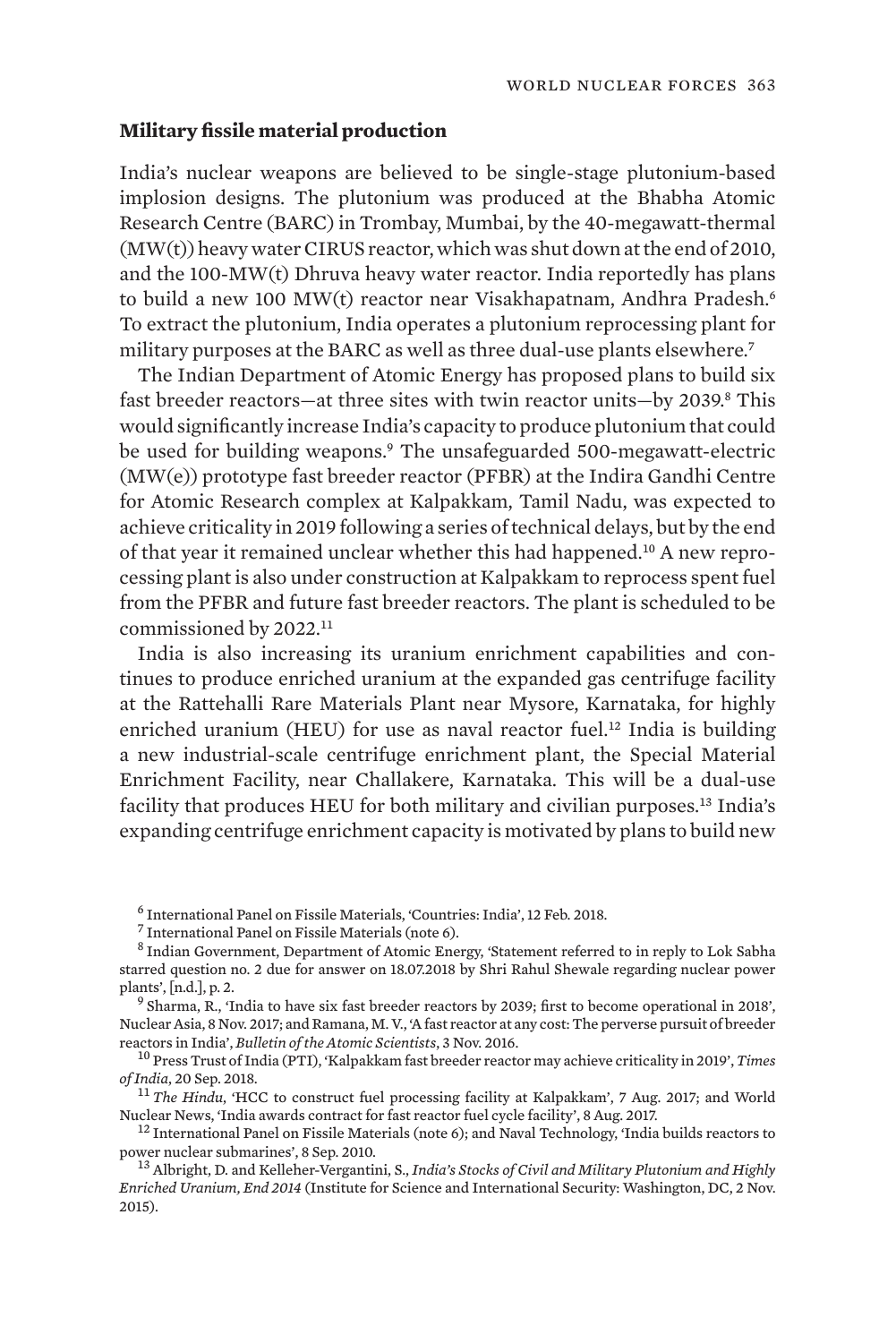### Military fissile material production

India's nuclear weapons are believed to be single-stage plutonium-based implosion designs. The plutonium was produced at the Bhabha Atomic Research Centre (BARC) in Trombay, Mumbai, by the 40-megawatt-thermal (MW(t)) heavy water CIRUS reactor, which was shut down at the end of 2010, and the 100-MW(t) Dhruva heavy water reactor. India reportedly has plans to build a new 100 MW(t) reactor near Visakhapatnam, Andhra Pradesh.[6] To extract the plutonium, India operates a plutonium reprocessing plant for military purposes at the BARC as well as three dual-use plants elsewhere.[7]

The Indian Department of Atomic Energy has proposed plans to build six fast breeder reactors—at three sites with twin reactor units—by 2039.[8] This would significantly increase India's capacity to produce plutonium that could be used for building weapons.[9] The unsafeguarded 500-megawatt-electric (MW(e)) prototype fast breeder reactor (PFBR) at the Indira Gandhi Centre for Atomic Research complex at Kalpakkam, Tamil Nadu, was expected to achieve criticality in 2019 following a series of technical delays, but by the end of that year it remained unclear whether this had happened.[10] A new reprocessing plant is also under construction at Kalpakkam to reprocess spent fuel from the PFBR and future fast breeder reactors. The plant is scheduled to be commissioned by 2022.[11]

India is also increasing its uranium enrichment capabilities and continues to produce enriched uranium at the expanded gas centrifuge facility at the Rattehalli Rare Materials Plant near Mysore, Karnataka, for highly enriched uranium (HEU) for use as naval reactor fuel.[12] India is building a new industrial-scale centrifuge enrichment plant, the Special Material Enrichment Facility, near Challakere, Karnataka. This will be a dual-use facility that produces HEU for both military and civilian purposes.[13] India's expanding centrifuge enrichment capacity is motivated by plans to build new

---

[6] International Panel on Fissile Materials, 'Countries: India', 12 Feb. 2018.

[7] International Panel on Fissile Materials (note 6).

[8] Indian Government, Department of Atomic Energy, 'Statement referred to in reply to Lok Sabha starred question no. 2 due for answer on 18.07.2018 by Shri Rahul Shewale regarding nuclear power plants', [n.d.], p. 2.

[9] Sharma, R., 'India to have six fast breeder reactors by 2039; first to become operational in 2018', Nuclear Asia, 8 Nov. 2017; and Ramana, M. V., 'A fast reactor at any cost: The perverse pursuit of breeder reactors in India', *Bulletin of the Atomic Scientists*, 3 Nov. 2016.

[10] Press Trust of India (PTI), 'Kalpakkam fast breeder reactor may achieve criticality in 2019', *Times of India*, 20 Sep. 2018.

[11] *The Hindu*, 'HCC to construct fuel processing facility at Kalpakkam', 7 Aug. 2017; and World Nuclear News, 'India awards contract for fast reactor fuel cycle facility', 8 Aug. 2017.

[12] International Panel on Fissile Materials (note 6); and Naval Technology, 'India builds reactors to power nuclear submarines', 8 Sep. 2010.

[13] Albright, D. and Kelleher-Vergantini, S., *India's Stocks of Civil and Military Plutonium and Highly Enriched Uranium, End 2014* (Institute for Science and International Security: Washington, DC, 2 Nov. 2015).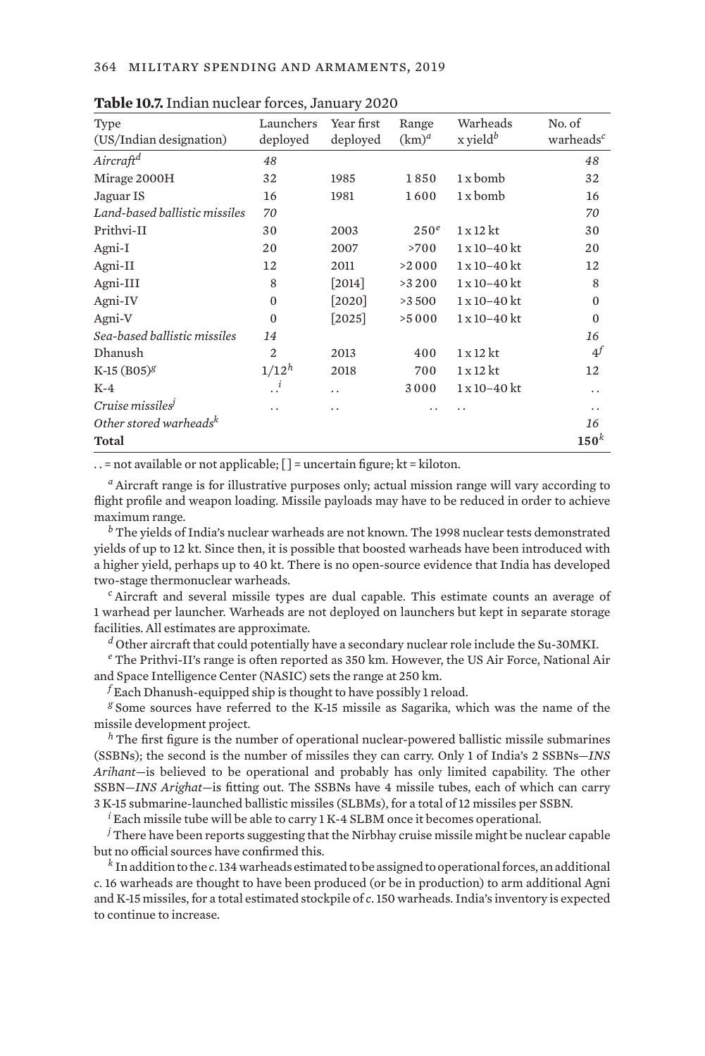**Table 10.7.** Indian nuclear forces, January 2020

| Type (US/Indian designation) | Launchers deployed | Year first deployed | Range (km)[a] | Warheads x yield[b] | No. of warheads[c] |
|---|---|---|---|---|---|
| *Aircraft*[d] | *48* | | | | *48* |
| Mirage 2000H | 32 | 1985 | 1 850 | 1 x bomb | 32 |
| Jaguar IS | 16 | 1981 | 1 600 | 1 x bomb | 16 |
| *Land-based ballistic missiles* | *70* | | | | *70* |
| Prithvi-II | 30 | 2003 | 250[e] | 1 x 12 kt | 30 |
| Agni-I | 20 | 2007 | >700 | 1 x 10–40 kt | 20 |
| Agni-II | 12 | 2011 | >2 000 | 1 x 10–40 kt | 12 |
| Agni-III | 8 | [2014] | >3 200 | 1 x 10–40 kt | 8 |
| Agni-IV | 0 | [2020] | >3 500 | 1 x 10–40 kt | 0 |
| Agni-V | 0 | [2025] | >5 000 | 1 x 10–40 kt | 0 |
| *Sea-based ballistic missiles* | *14* | | | | *16* |
| Dhanush | 2 | 2013 | 400 | 1 x 12 kt | 4[f] |
| K-15 (B05)[g] | 1/12[h] | 2018 | 700 | 1 x 12 kt | 12 |
| K-4 | . .[i] | . . | 3 000 | 1 x 10–40 kt | . . |
| *Cruise missiles*[j] | . . | . . | . . | . . | . . |
| *Other stored warheads*[k] | | | | | *16* |
| **Total** | | | | | **150**[k] |

. . = not available or not applicable; [ ] = uncertain figure; kt = kiloton.

[a] Aircraft range is for illustrative purposes only; actual mission range will vary according to flight profile and weapon loading. Missile payloads may have to be reduced in order to achieve maximum range.

[b] The yields of India's nuclear warheads are not known. The 1998 nuclear tests demonstrated yields of up to 12 kt. Since then, it is possible that boosted warheads have been introduced with a higher yield, perhaps up to 40 kt. There is no open-source evidence that India has developed two-stage thermonuclear warheads.

[c] Aircraft and several missile types are dual capable. This estimate counts an average of 1 warhead per launcher. Warheads are not deployed on launchers but kept in separate storage facilities. All estimates are approximate.

[d] Other aircraft that could potentially have a secondary nuclear role include the Su-30MKI.

[e] The Prithvi-II's range is often reported as 350 km. However, the US Air Force, National Air and Space Intelligence Center (NASIC) sets the range at 250 km.

[f] Each Dhanush-equipped ship is thought to have possibly 1 reload.

[g] Some sources have referred to the K-15 missile as Sagarika, which was the name of the missile development project.

[h] The first figure is the number of operational nuclear-powered ballistic missile submarines (SSBNs); the second is the number of missiles they can carry. Only 1 of India's 2 SSBNs—*INS Arihant*—is believed to be operational and probably has only limited capability. The other SSBN—*INS Arighat*—is fitting out. The SSBNs have 4 missile tubes, each of which can carry 3 K-15 submarine-launched ballistic missiles (SLBMs), for a total of 12 missiles per SSBN.

[i] Each missile tube will be able to carry 1 K-4 SLBM once it becomes operational.

[j] There have been reports suggesting that the Nirbhay cruise missile might be nuclear capable but no official sources have confirmed this.

[k] In addition to the *c.* 134 warheads estimated to be assigned to operational forces, an additional *c.* 16 warheads are thought to have been produced (or be in production) to arm additional Agni and K-15 missiles, for a total estimated stockpile of *c.* 150 warheads. India's inventory is expected to continue to increase.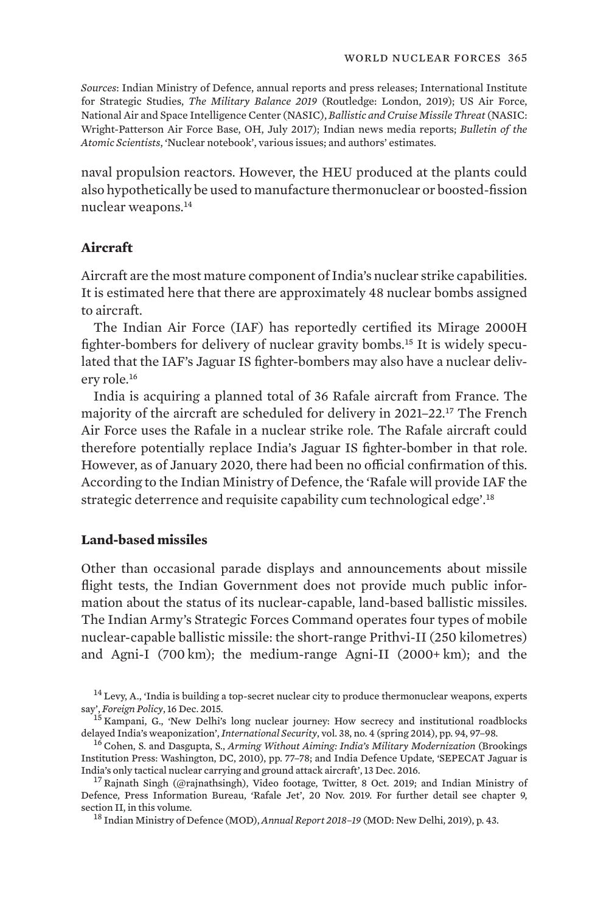*Sources*: Indian Ministry of Defence, annual reports and press releases; International Institute for Strategic Studies, *The Military Balance 2019* (Routledge: London, 2019); US Air Force, National Air and Space Intelligence Center (NASIC), *Ballistic and Cruise Missile Threat* (NASIC: Wright-Patterson Air Force Base, OH, July 2017); Indian news media reports; *Bulletin of the Atomic Scientists*, 'Nuclear notebook', various issues; and authors' estimates.

naval propulsion reactors. However, the HEU produced at the plants could also hypothetically be used to manufacture thermonuclear or boosted-fission nuclear weapons.[14]

### Aircraft

Aircraft are the most mature component of India's nuclear strike capabilities. It is estimated here that there are approximately 48 nuclear bombs assigned to aircraft.

The Indian Air Force (IAF) has reportedly certified its Mirage 2000H fighter-bombers for delivery of nuclear gravity bombs.[15] It is widely speculated that the IAF's Jaguar IS fighter-bombers may also have a nuclear delivery role.[16]

India is acquiring a planned total of 36 Rafale aircraft from France. The majority of the aircraft are scheduled for delivery in 2021–22.[17] The French Air Force uses the Rafale in a nuclear strike role. The Rafale aircraft could therefore potentially replace India's Jaguar IS fighter-bomber in that role. However, as of January 2020, there had been no official confirmation of this. According to the Indian Ministry of Defence, the 'Rafale will provide IAF the strategic deterrence and requisite capability cum technological edge'.[18]

### Land-based missiles

Other than occasional parade displays and announcements about missile flight tests, the Indian Government does not provide much public information about the status of its nuclear-capable, land-based ballistic missiles. The Indian Army's Strategic Forces Command operates four types of mobile nuclear-capable ballistic missile: the short-range Prithvi-II (250 kilometres) and Agni-I (700 km); the medium-range Agni-II (2000+ km); and the

---

[14] Levy, A., 'India is building a top-secret nuclear city to produce thermonuclear weapons, experts say', *Foreign Policy*, 16 Dec. 2015.

[15] Kampani, G., 'New Delhi's long nuclear journey: How secrecy and institutional roadblocks delayed India's weaponization', *International Security*, vol. 38, no. 4 (spring 2014), pp. 94, 97–98.

[16] Cohen, S. and Dasgupta, S., *Arming Without Aiming: India's Military Modernization* (Brookings Institution Press: Washington, DC, 2010), pp. 77–78; and India Defence Update, 'SEPECAT Jaguar is India's only tactical nuclear carrying and ground attack aircraft', 13 Dec. 2016.

[17] Rajnath Singh (@rajnathsingh), Video footage, Twitter, 8 Oct. 2019; and Indian Ministry of Defence, Press Information Bureau, 'Rafale Jet', 20 Nov. 2019. For further detail see chapter 9, section II, in this volume.

[18] Indian Ministry of Defence (MOD), *Annual Report 2018–19* (MOD: New Delhi, 2019), p. 43.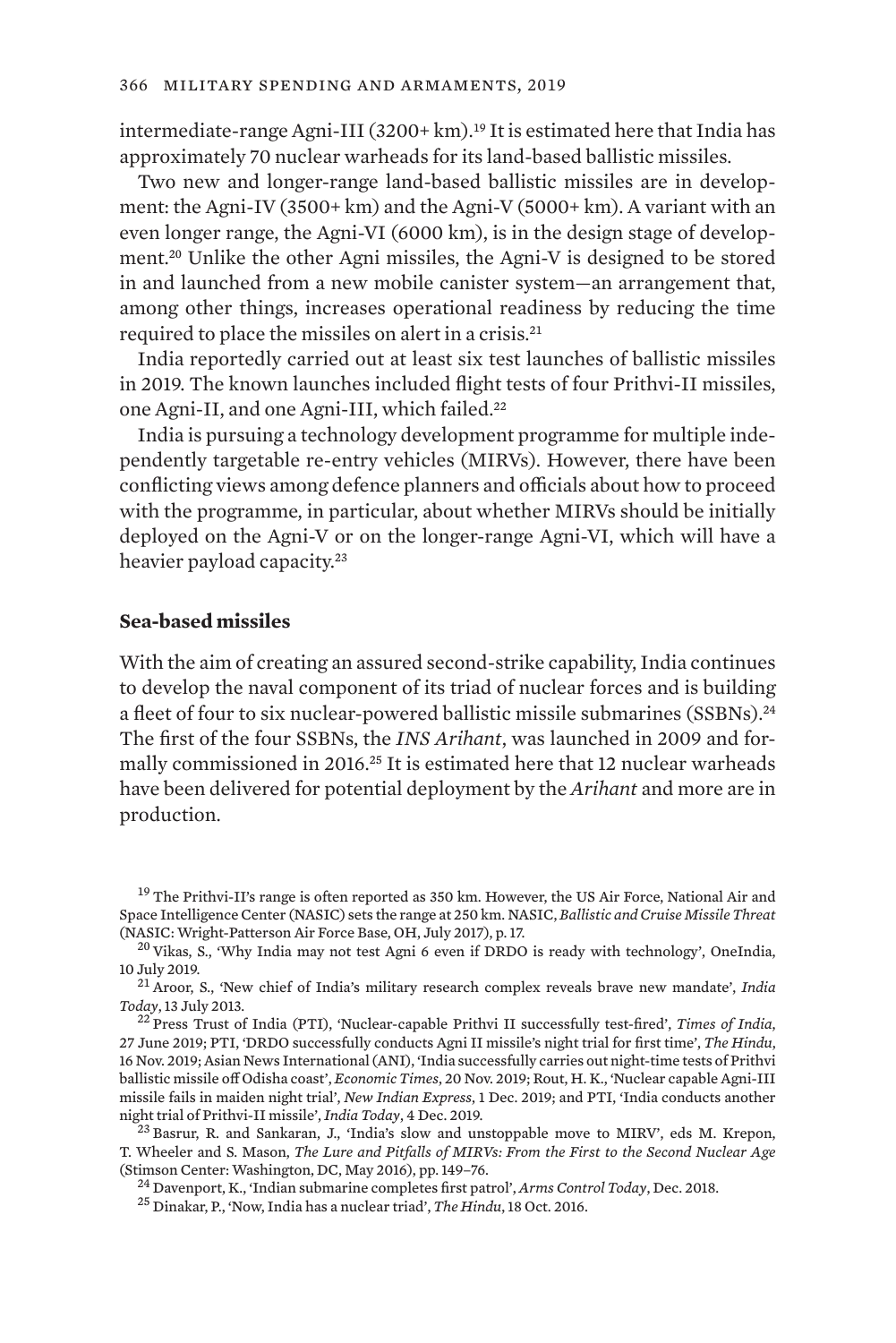intermediate-range Agni-III (3200+ km).[19] It is estimated here that India has approximately 70 nuclear warheads for its land-based ballistic missiles.

Two new and longer-range land-based ballistic missiles are in development: the Agni-IV (3500+ km) and the Agni-V (5000+ km). A variant with an even longer range, the Agni-VI (6000 km), is in the design stage of development.[20] Unlike the other Agni missiles, the Agni-V is designed to be stored in and launched from a new mobile canister system—an arrangement that, among other things, increases operational readiness by reducing the time required to place the missiles on alert in a crisis.[21]

India reportedly carried out at least six test launches of ballistic missiles in 2019. The known launches included flight tests of four Prithvi-II missiles, one Agni-II, and one Agni-III, which failed.[22]

India is pursuing a technology development programme for multiple independently targetable re-entry vehicles (MIRVs). However, there have been conflicting views among defence planners and officials about how to proceed with the programme, in particular, about whether MIRVs should be initially deployed on the Agni-V or on the longer-range Agni-VI, which will have a heavier payload capacity.[23]

### Sea-based missiles

With the aim of creating an assured second-strike capability, India continues to develop the naval component of its triad of nuclear forces and is building a fleet of four to six nuclear-powered ballistic missile submarines (SSBNs).[24] The first of the four SSBNs, the *INS Arihant*, was launched in 2009 and formally commissioned in 2016.[25] It is estimated here that 12 nuclear warheads have been delivered for potential deployment by the *Arihant* and more are in production.

---

[19] The Prithvi-II's range is often reported as 350 km. However, the US Air Force, National Air and Space Intelligence Center (NASIC) sets the range at 250 km. NASIC, *Ballistic and Cruise Missile Threat* (NASIC: Wright-Patterson Air Force Base, OH, July 2017), p. 17.

[20] Vikas, S., 'Why India may not test Agni 6 even if DRDO is ready with technology', OneIndia, 10 July 2019.

[21] Aroor, S., 'New chief of India's military research complex reveals brave new mandate', *India Today*, 13 July 2013.

[22] Press Trust of India (PTI), 'Nuclear-capable Prithvi II successfully test-fired', *Times of India*, 27 June 2019; PTI, 'DRDO successfully conducts Agni II missile's night trial for first time', *The Hindu*, 16 Nov. 2019; Asian News International (ANI), 'India successfully carries out night-time tests of Prithvi ballistic missile off Odisha coast', *Economic Times*, 20 Nov. 2019; Rout, H. K., 'Nuclear capable Agni-III missile fails in maiden night trial', *New Indian Express*, 1 Dec. 2019; and PTI, 'India conducts another night trial of Prithvi-II missile', *India Today*, 4 Dec. 2019.

[23] Basrur, R. and Sankaran, J., 'India's slow and unstoppable move to MIRV', eds M. Krepon, T. Wheeler and S. Mason, *The Lure and Pitfalls of MIRVs: From the First to the Second Nuclear Age* (Stimson Center: Washington, DC, May 2016), pp. 149–76.

[24] Davenport, K., 'Indian submarine completes first patrol', *Arms Control Today*, Dec. 2018.

[25] Dinakar, P., 'Now, India has a nuclear triad', *The Hindu*, 18 Oct. 2016.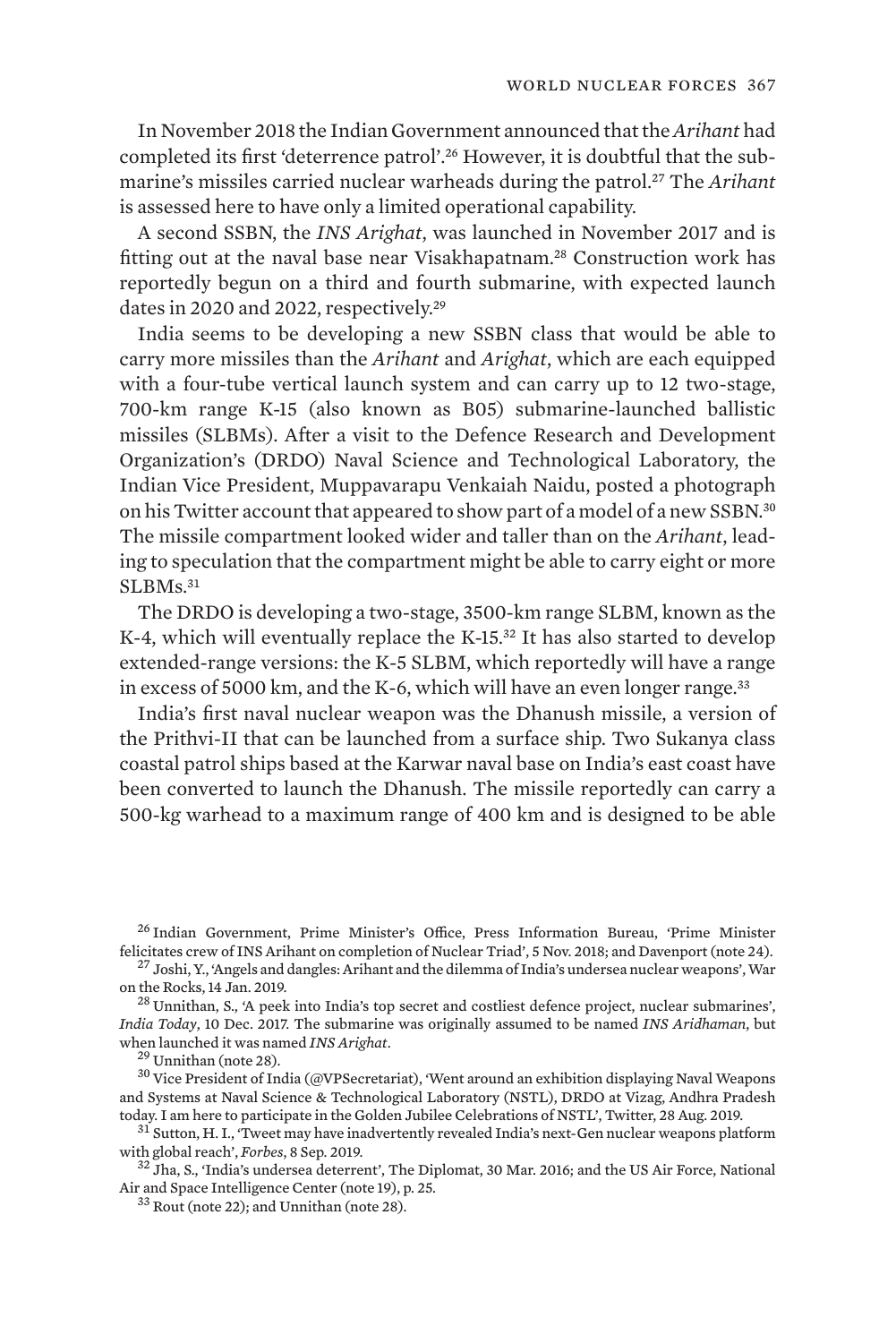In November 2018 the Indian Government announced that the *Arihant* had completed its first 'deterrence patrol'.[26] However, it is doubtful that the submarine's missiles carried nuclear warheads during the patrol.[27] The *Arihant* is assessed here to have only a limited operational capability.

A second SSBN, the *INS Arighat*, was launched in November 2017 and is fitting out at the naval base near Visakhapatnam.[28] Construction work has reportedly begun on a third and fourth submarine, with expected launch dates in 2020 and 2022, respectively.[29]

India seems to be developing a new SSBN class that would be able to carry more missiles than the *Arihant* and *Arighat*, which are each equipped with a four-tube vertical launch system and can carry up to 12 two-stage, 700-km range K-15 (also known as B05) submarine-launched ballistic missiles (SLBMs). After a visit to the Defence Research and Development Organization's (DRDO) Naval Science and Technological Laboratory, the Indian Vice President, Muppavarapu Venkaiah Naidu, posted a photograph on his Twitter account that appeared to show part of a model of a new SSBN.[30] The missile compartment looked wider and taller than on the *Arihant*, leading to speculation that the compartment might be able to carry eight or more SLBMs.[31]

The DRDO is developing a two-stage, 3500-km range SLBM, known as the K-4, which will eventually replace the K-15.[32] It has also started to develop extended-range versions: the K-5 SLBM, which reportedly will have a range in excess of 5000 km, and the K-6, which will have an even longer range.[33]

India's first naval nuclear weapon was the Dhanush missile, a version of the Prithvi-II that can be launched from a surface ship. Two Sukanya class coastal patrol ships based at the Karwar naval base on India's east coast have been converted to launch the Dhanush. The missile reportedly can carry a 500-kg warhead to a maximum range of 400 km and is designed to be able

---

[26] Indian Government, Prime Minister's Office, Press Information Bureau, 'Prime Minister felicitates crew of INS Arihant on completion of Nuclear Triad', 5 Nov. 2018; and Davenport (note 24).

[27] Joshi, Y., 'Angels and dangles: Arihant and the dilemma of India's undersea nuclear weapons', War on the Rocks, 14 Jan. 2019.

[28] Unnithan, S., 'A peek into India's top secret and costliest defence project, nuclear submarines', *India Today*, 10 Dec. 2017. The submarine was originally assumed to be named *INS Aridhaman*, but when launched it was named *INS Arighat*.

[29] Unnithan (note 28).

[30] Vice President of India (@VPSecretariat), 'Went around an exhibition displaying Naval Weapons and Systems at Naval Science & Technological Laboratory (NSTL), DRDO at Vizag, Andhra Pradesh today. I am here to participate in the Golden Jubilee Celebrations of NSTL', Twitter, 28 Aug. 2019.

[31] Sutton, H. I., 'Tweet may have inadvertently revealed India's next-Gen nuclear weapons platform with global reach', *Forbes*, 8 Sep. 2019.

[32] Jha, S., 'India's undersea deterrent', The Diplomat, 30 Mar. 2016; and the US Air Force, National Air and Space Intelligence Center (note 19), p. 25.

[33] Rout (note 22); and Unnithan (note 28).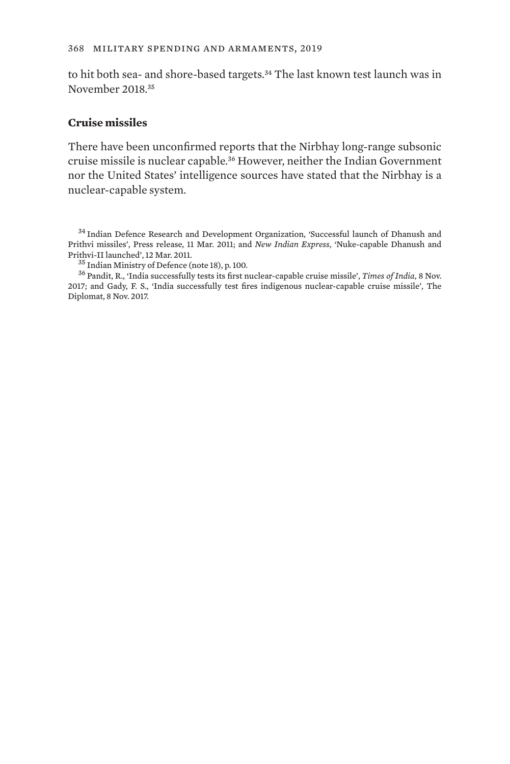to hit both sea- and shore-based targets.[34] The last known test launch was in November 2018.[35]

### Cruise missiles

There have been unconfirmed reports that the Nirbhay long-range subsonic cruise missile is nuclear capable.[36] However, neither the Indian Government nor the United States' intelligence sources have stated that the Nirbhay is a nuclear-capable system.

[34] Indian Defence Research and Development Organization, 'Successful launch of Dhanush and Prithvi missiles', Press release, 11 Mar. 2011; and *New Indian Express*, 'Nuke-capable Dhanush and Prithvi-II launched', 12 Mar. 2011.

[35] Indian Ministry of Defence (note 18), p. 100.

[36] Pandit, R., 'India successfully tests its first nuclear-capable cruise missile', *Times of India*, 8 Nov. 2017; and Gady, F. S., 'India successfully test fires indigenous nuclear-capable cruise missile', The Diplomat, 8 Nov. 2017.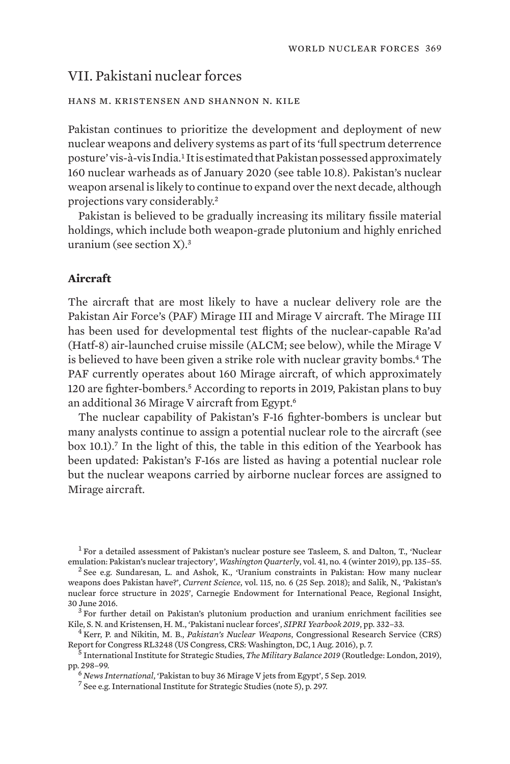## VII. Pakistani nuclear forces

HANS M. KRISTENSEN AND SHANNON N. KILE

Pakistan continues to prioritize the development and deployment of new nuclear weapons and delivery systems as part of its 'full spectrum deterrence posture' vis-à-vis India.[1] It is estimated that Pakistan possessed approximately 160 nuclear warheads as of January 2020 (see table 10.8). Pakistan's nuclear weapon arsenal is likely to continue to expand over the next decade, although projections vary considerably.[2]

Pakistan is believed to be gradually increasing its military fissile material holdings, which include both weapon-grade plutonium and highly enriched uranium (see section X).[3]

### Aircraft

The aircraft that are most likely to have a nuclear delivery role are the Pakistan Air Force's (PAF) Mirage III and Mirage V aircraft. The Mirage III has been used for developmental test flights of the nuclear-capable Ra'ad (Hatf-8) air-launched cruise missile (ALCM; see below), while the Mirage V is believed to have been given a strike role with nuclear gravity bombs.[4] The PAF currently operates about 160 Mirage aircraft, of which approximately 120 are fighter-bombers.[5] According to reports in 2019, Pakistan plans to buy an additional 36 Mirage V aircraft from Egypt.[6]

The nuclear capability of Pakistan's F-16 fighter-bombers is unclear but many analysts continue to assign a potential nuclear role to the aircraft (see box 10.1).[7] In the light of this, the table in this edition of the Yearbook has been updated: Pakistan's F-16s are listed as having a potential nuclear role but the nuclear weapons carried by airborne nuclear forces are assigned to Mirage aircraft.

---

[1] For a detailed assessment of Pakistan's nuclear posture see Tasleem, S. and Dalton, T., 'Nuclear emulation: Pakistan's nuclear trajectory', *Washington Quarterly*, vol. 41, no. 4 (winter 2019), pp. 135–55.

[2] See e.g. Sundaresan, L. and Ashok, K., 'Uranium constraints in Pakistan: How many nuclear weapons does Pakistan have?', *Current Science*, vol. 115, no. 6 (25 Sep. 2018); and Salik, N., 'Pakistan's nuclear force structure in 2025', Carnegie Endowment for International Peace, Regional Insight, 30 June 2016.

[3] For further detail on Pakistan's plutonium production and uranium enrichment facilities see Kile, S. N. and Kristensen, H. M., 'Pakistani nuclear forces', *SIPRI Yearbook 2019*, pp. 332–33.

[4] Kerr, P. and Nikitin, M. B., *Pakistan's Nuclear Weapons*, Congressional Research Service (CRS) Report for Congress RL3248 (US Congress, CRS: Washington, DC, 1 Aug. 2016), p. 7.

[5] International Institute for Strategic Studies, *The Military Balance 2019* (Routledge: London, 2019), pp. 298–99.

[6] *News International*, 'Pakistan to buy 36 Mirage V jets from Egypt', 5 Sep. 2019.

[7] See e.g. International Institute for Strategic Studies (note 5), p. 297.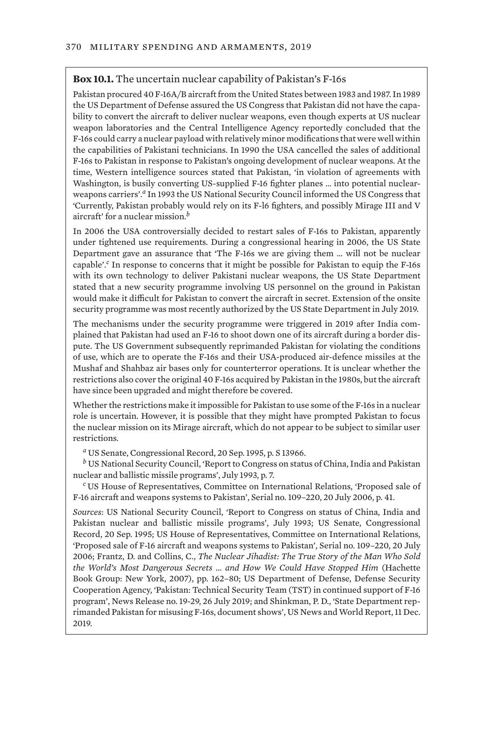**Box 10.1.** The uncertain nuclear capability of Pakistan's F-16s

Pakistan procured 40 F-16A/B aircraft from the United States between 1983 and 1987. In 1989 the US Department of Defense assured the US Congress that Pakistan did not have the capability to convert the aircraft to deliver nuclear weapons, even though experts at US nuclear weapon laboratories and the Central Intelligence Agency reportedly concluded that the F-16s could carry a nuclear payload with relatively minor modifications that were well within the capabilities of Pakistani technicians. In 1990 the USA cancelled the sales of additional F-16s to Pakistan in response to Pakistan's ongoing development of nuclear weapons. At the time, Western intelligence sources stated that Pakistan, 'in violation of agreements with Washington, is busily converting US-supplied F-16 fighter planes ... into potential nuclear-weapons carriers'.[a] In 1993 the US National Security Council informed the US Congress that 'Currently, Pakistan probably would rely on its F-l6 fighters, and possibly Mirage III and V aircraft' for a nuclear mission.[b]

In 2006 the USA controversially decided to restart sales of F-16s to Pakistan, apparently under tightened use requirements. During a congressional hearing in 2006, the US State Department gave an assurance that 'The F-16s we are giving them ... will not be nuclear capable'.[c] In response to concerns that it might be possible for Pakistan to equip the F-16s with its own technology to deliver Pakistani nuclear weapons, the US State Department stated that a new security programme involving US personnel on the ground in Pakistan would make it difficult for Pakistan to convert the aircraft in secret. Extension of the onsite security programme was most recently authorized by the US State Department in July 2019.

The mechanisms under the security programme were triggered in 2019 after India complained that Pakistan had used an F-16 to shoot down one of its aircraft during a border dispute. The US Government subsequently reprimanded Pakistan for violating the conditions of use, which are to operate the F-16s and their USA-produced air-defence missiles at the Mushaf and Shahbaz air bases only for counterterror operations. It is unclear whether the restrictions also cover the original 40 F-16s acquired by Pakistan in the 1980s, but the aircraft have since been upgraded and might therefore be covered.

Whether the restrictions make it impossible for Pakistan to use some of the F-16s in a nuclear role is uncertain. However, it is possible that they might have prompted Pakistan to focus the nuclear mission on its Mirage aircraft, which do not appear to be subject to similar user restrictions.

[a] US Senate, Congressional Record, 20 Sep. 1995, p. S 13966.

[b] US National Security Council, 'Report to Congress on status of China, India and Pakistan nuclear and ballistic missile programs', July 1993, p. 7.

[c] US House of Representatives, Committee on International Relations, 'Proposed sale of F-16 aircraft and weapons systems to Pakistan', Serial no. 109–220, 20 July 2006, p. 41.

*Sources*: US National Security Council, 'Report to Congress on status of China, India and Pakistan nuclear and ballistic missile programs', July 1993; US Senate, Congressional Record, 20 Sep. 1995; US House of Representatives, Committee on International Relations, 'Proposed sale of F-16 aircraft and weapons systems to Pakistan', Serial no. 109–220, 20 July 2006; Frantz, D. and Collins, C., *The Nuclear Jihadist: The True Story of the Man Who Sold the World's Most Dangerous Secrets ... and How We Could Have Stopped Him* (Hachette Book Group: New York, 2007), pp. 162–80; US Department of Defense, Defense Security Cooperation Agency, 'Pakistan: Technical Security Team (TST) in continued support of F-16 program', News Release no. 19-29, 26 July 2019; and Shinkman, P. D., 'State Department reprimanded Pakistan for misusing F-16s, document shows', US News and World Report, 11 Dec. 2019.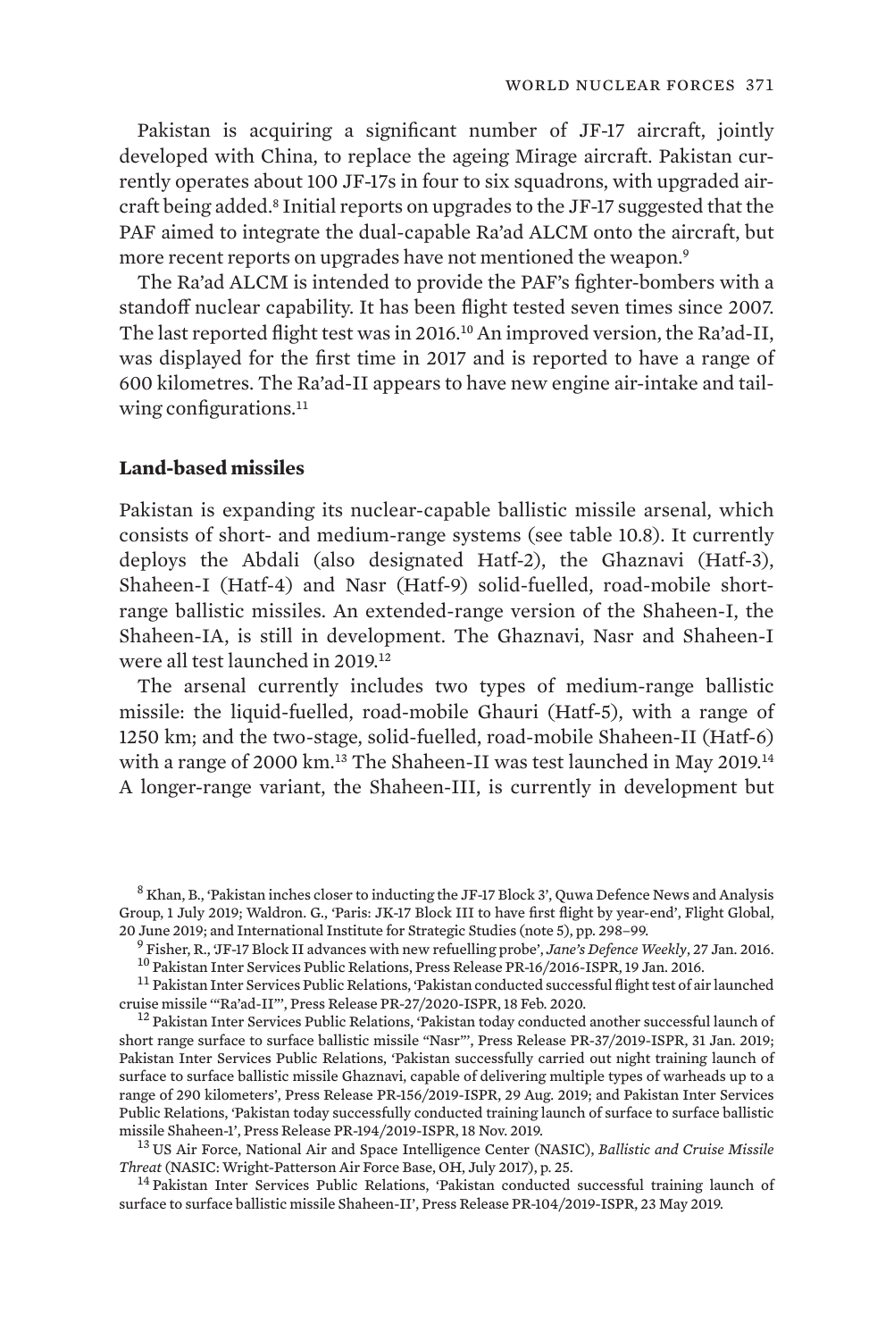Pakistan is acquiring a significant number of JF-17 aircraft, jointly developed with China, to replace the ageing Mirage aircraft. Pakistan currently operates about 100 JF-17s in four to six squadrons, with upgraded aircraft being added.[8] Initial reports on upgrades to the JF-17 suggested that the PAF aimed to integrate the dual-capable Ra'ad ALCM onto the aircraft, but more recent reports on upgrades have not mentioned the weapon.[9]

The Ra'ad ALCM is intended to provide the PAF's fighter-bombers with a standoff nuclear capability. It has been flight tested seven times since 2007. The last reported flight test was in 2016.[10] An improved version, the Ra'ad-II, was displayed for the first time in 2017 and is reported to have a range of 600 kilometres. The Ra'ad-II appears to have new engine air-intake and tail-wing configurations.[11]

### Land-based missiles

Pakistan is expanding its nuclear-capable ballistic missile arsenal, which consists of short- and medium-range systems (see table 10.8). It currently deploys the Abdali (also designated Hatf-2), the Ghaznavi (Hatf-3), Shaheen-I (Hatf-4) and Nasr (Hatf-9) solid-fuelled, road-mobile short-range ballistic missiles. An extended-range version of the Shaheen-I, the Shaheen-IA, is still in development. The Ghaznavi, Nasr and Shaheen-I were all test launched in 2019.[12]

The arsenal currently includes two types of medium-range ballistic missile: the liquid-fuelled, road-mobile Ghauri (Hatf-5), with a range of 1250 km; and the two-stage, solid-fuelled, road-mobile Shaheen-II (Hatf-6) with a range of 2000 km.[13] The Shaheen-II was test launched in May 2019.[14] A longer-range variant, the Shaheen-III, is currently in development but

[8] Khan, B., 'Pakistan inches closer to inducting the JF-17 Block 3', Quwa Defence News and Analysis Group, 1 July 2019; Waldron. G., 'Paris: JK-17 Block III to have first flight by year-end', Flight Global, 20 June 2019; and International Institute for Strategic Studies (note 5), pp. 298–99.

[9] Fisher, R., 'JF-17 Block II advances with new refuelling probe', *Jane's Defence Weekly*, 27 Jan. 2016.

[10] Pakistan Inter Services Public Relations, Press Release PR-16/2016-ISPR, 19 Jan. 2016.

[11] Pakistan Inter Services Public Relations, 'Pakistan conducted successful flight test of air launched cruise missile '"Ra'ad-II"', Press Release PR-27/2020-ISPR, 18 Feb. 2020.

[12] Pakistan Inter Services Public Relations, 'Pakistan today conducted another successful launch of short range surface to surface ballistic missile "Nasr"', Press Release PR-37/2019-ISPR, 31 Jan. 2019; Pakistan Inter Services Public Relations, 'Pakistan successfully carried out night training launch of surface to surface ballistic missile Ghaznavi, capable of delivering multiple types of warheads up to a range of 290 kilometers', Press Release PR-156/2019-ISPR, 29 Aug. 2019; and Pakistan Inter Services Public Relations, 'Pakistan today successfully conducted training launch of surface to surface ballistic missile Shaheen-1', Press Release PR-194/2019-ISPR, 18 Nov. 2019.

[13] US Air Force, National Air and Space Intelligence Center (NASIC), *Ballistic and Cruise Missile Threat* (NASIC: Wright-Patterson Air Force Base, OH, July 2017), p. 25.

[14] Pakistan Inter Services Public Relations, 'Pakistan conducted successful training launch of surface to surface ballistic missile Shaheen-II', Press Release PR-104/2019-ISPR, 23 May 2019.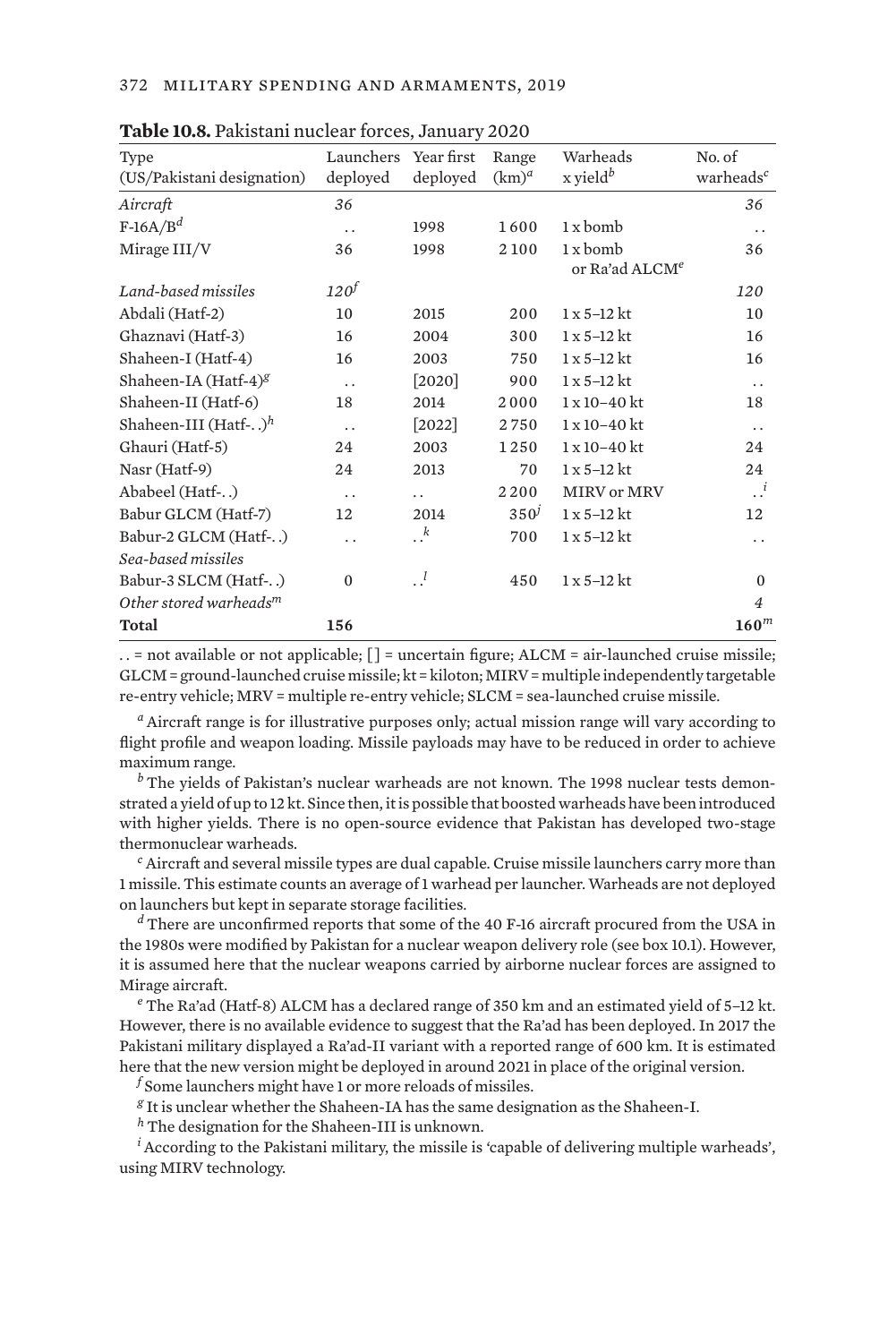**Table 10.8.** Pakistani nuclear forces, January 2020

| Type (US/Pakistani designation) | Launchers deployed | Year first deployed | Range (km)[a] | Warheads x yield[b] | No. of warheads[c] |
|---|---|---|---|---|---|
| *Aircraft* | *36* | | | | *36* |
| F-16A/B[d] | . . | 1998 | 1 600 | 1 x bomb | . . |
| Mirage III/V | 36 | 1998 | 2 100 | 1 x bomb or Ra'ad ALCM[e] | 36 |
| *Land-based missiles* | *120*[f] | | | | *120* |
| Abdali (Hatf-2) | 10 | 2015 | 200 | 1 x 5–12 kt | 10 |
| Ghaznavi (Hatf-3) | 16 | 2004 | 300 | 1 x 5–12 kt | 16 |
| Shaheen-I (Hatf-4) | 16 | 2003 | 750 | 1 x 5–12 kt | 16 |
| Shaheen-IA (Hatf-4)[g] | . . | [2020] | 900 | 1 x 5–12 kt | . . |
| Shaheen-II (Hatf-6) | 18 | 2014 | 2 000 | 1 x 10–40 kt | 18 |
| Shaheen-III (Hatf-. .)[h] | . . | [2022] | 2 750 | 1 x 10–40 kt | . . |
| Ghauri (Hatf-5) | 24 | 2003 | 1 250 | 1 x 10–40 kt | 24 |
| Nasr (Hatf-9) | 24 | 2013 | 70 | 1 x 5–12 kt | 24 |
| Ababeel (Hatf-. .) | . . | . . | 2 200 | MIRV or MRV | . .[i] |
| Babur GLCM (Hatf-7) | 12 | 2014 | 350[j] | 1 x 5–12 kt | 12 |
| Babur-2 GLCM (Hatf-. .) | . . | . .[k] | 700 | 1 x 5–12 kt | . . |
| *Sea-based missiles* | | | | | |
| Babur-3 SLCM (Hatf-. .) | 0 | . .[l] | 450 | 1 x 5–12 kt | 0 |
| *Other stored warheads*[m] | | | | | *4* |
| **Total** | **156** | | | | **160**[m] |

. . = not available or not applicable; [ ] = uncertain figure; ALCM = air-launched cruise missile; GLCM = ground-launched cruise missile; kt = kiloton; MIRV = multiple independently targetable re-entry vehicle; MRV = multiple re-entry vehicle; SLCM = sea-launched cruise missile.

[a] Aircraft range is for illustrative purposes only; actual mission range will vary according to flight profile and weapon loading. Missile payloads may have to be reduced in order to achieve maximum range.

[b] The yields of Pakistan's nuclear warheads are not known. The 1998 nuclear tests demonstrated a yield of up to 12 kt. Since then, it is possible that boosted warheads have been introduced with higher yields. There is no open-source evidence that Pakistan has developed two-stage thermonuclear warheads.

[c] Aircraft and several missile types are dual capable. Cruise missile launchers carry more than 1 missile. This estimate counts an average of 1 warhead per launcher. Warheads are not deployed on launchers but kept in separate storage facilities.

[d] There are unconfirmed reports that some of the 40 F-16 aircraft procured from the USA in the 1980s were modified by Pakistan for a nuclear weapon delivery role (see box 10.1). However, it is assumed here that the nuclear weapons carried by airborne nuclear forces are assigned to Mirage aircraft.

[e] The Ra'ad (Hatf-8) ALCM has a declared range of 350 km and an estimated yield of 5–12 kt. However, there is no available evidence to suggest that the Ra'ad has been deployed. In 2017 the Pakistani military displayed a Ra'ad-II variant with a reported range of 600 km. It is estimated here that the new version might be deployed in around 2021 in place of the original version.

[f] Some launchers might have 1 or more reloads of missiles.

[g] It is unclear whether the Shaheen-IA has the same designation as the Shaheen-I.

[h] The designation for the Shaheen-III is unknown.

[i] According to the Pakistani military, the missile is 'capable of delivering multiple warheads', using MIRV technology.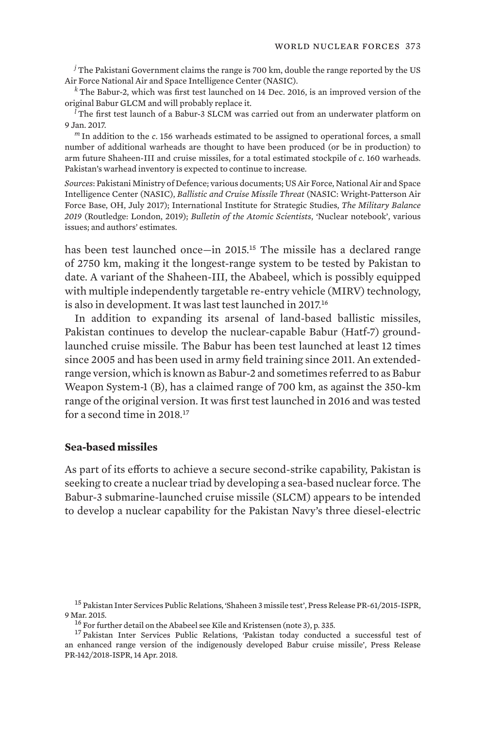[j] The Pakistani Government claims the range is 700 km, double the range reported by the US Air Force National Air and Space Intelligence Center (NASIC).

[k] The Babur-2, which was first test launched on 14 Dec. 2016, is an improved version of the original Babur GLCM and will probably replace it.

[l] The first test launch of a Babur-3 SLCM was carried out from an underwater platform on 9 Jan. 2017.

[m] In addition to the *c*. 156 warheads estimated to be assigned to operational forces, a small number of additional warheads are thought to have been produced (or be in production) to arm future Shaheen-III and cruise missiles, for a total estimated stockpile of *c*. 160 warheads. Pakistan's warhead inventory is expected to continue to increase.

*Sources*: Pakistani Ministry of Defence; various documents; US Air Force, National Air and Space Intelligence Center (NASIC), *Ballistic and Cruise Missile Threat* (NASIC: Wright-Patterson Air Force Base, OH, July 2017); International Institute for Strategic Studies, *The Military Balance 2019* (Routledge: London, 2019); *Bulletin of the Atomic Scientists*, 'Nuclear notebook', various issues; and authors' estimates.

has been test launched once—in 2015.[15] The missile has a declared range of 2750 km, making it the longest-range system to be tested by Pakistan to date. A variant of the Shaheen-III, the Ababeel, which is possibly equipped with multiple independently targetable re-entry vehicle (MIRV) technology, is also in development. It was last test launched in 2017.[16]

In addition to expanding its arsenal of land-based ballistic missiles, Pakistan continues to develop the nuclear-capable Babur (Hatf-7) ground-launched cruise missile. The Babur has been test launched at least 12 times since 2005 and has been used in army field training since 2011. An extended-range version, which is known as Babur-2 and sometimes referred to as Babur Weapon System-1 (B), has a claimed range of 700 km, as against the 350-km range of the original version. It was first test launched in 2016 and was tested for a second time in 2018.[17]

### Sea-based missiles

As part of its efforts to achieve a secure second-strike capability, Pakistan is seeking to create a nuclear triad by developing a sea-based nuclear force. The Babur-3 submarine-launched cruise missile (SLCM) appears to be intended to develop a nuclear capability for the Pakistan Navy's three diesel-electric

[15] Pakistan Inter Services Public Relations, 'Shaheen 3 missile test', Press Release PR-61/2015-ISPR, 9 Mar. 2015.

[16] For further detail on the Ababeel see Kile and Kristensen (note 3), p. 335.

[17] Pakistan Inter Services Public Relations, 'Pakistan today conducted a successful test of an enhanced range version of the indigenously developed Babur cruise missile', Press Release PR-142/2018-ISPR, 14 Apr. 2018.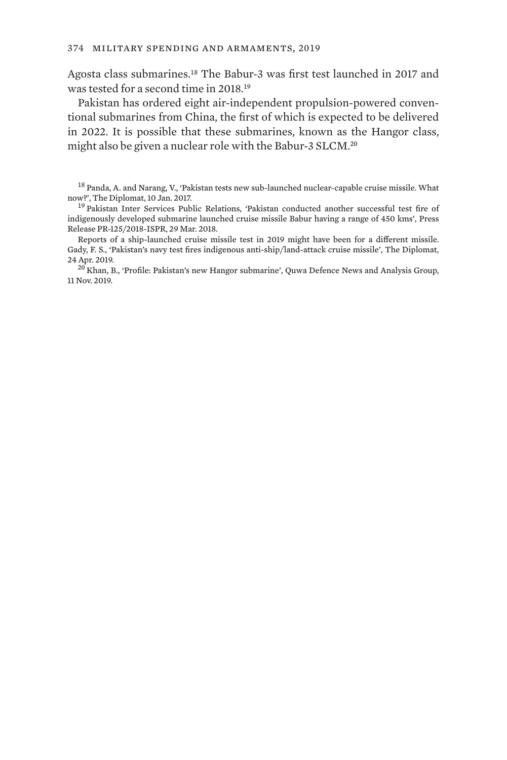Agosta class submarines.[18] The Babur-3 was first test launched in 2017 and was tested for a second time in 2018.[19]

Pakistan has ordered eight air-independent propulsion-powered conventional submarines from China, the first of which is expected to be delivered in 2022. It is possible that these submarines, known as the Hangor class, might also be given a nuclear role with the Babur-3 SLCM.[20]

[18] Panda, A. and Narang, V., 'Pakistan tests new sub-launched nuclear-capable cruise missile. What now?', The Diplomat, 10 Jan. 2017.

[19] Pakistan Inter Services Public Relations, 'Pakistan conducted another successful test fire of indigenously developed submarine launched cruise missile Babur having a range of 450 kms', Press Release PR-125/2018-ISPR, 29 Mar. 2018.

Reports of a ship-launched cruise missile test in 2019 might have been for a different missile. Gady, F. S., 'Pakistan's navy test fires indigenous anti-ship/land-attack cruise missile', The Diplomat, 24 Apr. 2019.

[20] Khan, B., 'Profile: Pakistan's new Hangor submarine', Quwa Defence News and Analysis Group, 11 Nov. 2019.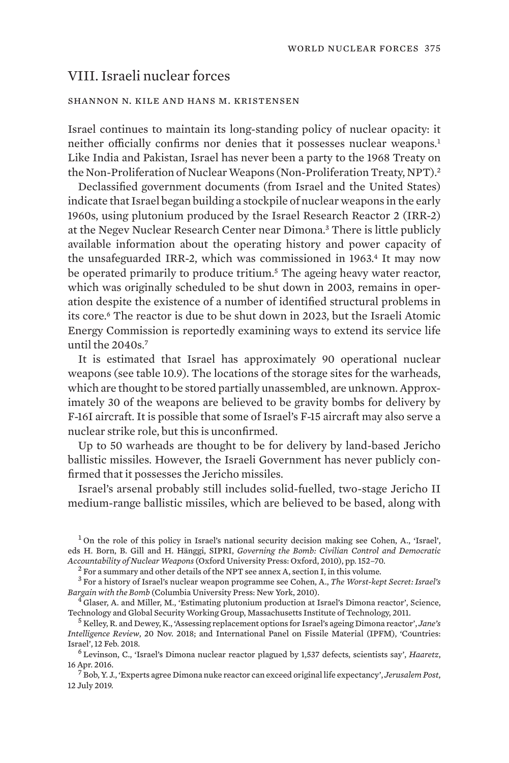## VIII. Israeli nuclear forces

SHANNON N. KILE AND HANS M. KRISTENSEN

Israel continues to maintain its long-standing policy of nuclear opacity: it neither officially confirms nor denies that it possesses nuclear weapons.[1] Like India and Pakistan, Israel has never been a party to the 1968 Treaty on the Non-Proliferation of Nuclear Weapons (Non-Proliferation Treaty, NPT).[2]

Declassified government documents (from Israel and the United States) indicate that Israel began building a stockpile of nuclear weapons in the early 1960s, using plutonium produced by the Israel Research Reactor 2 (IRR-2) at the Negev Nuclear Research Center near Dimona.[3] There is little publicly available information about the operating history and power capacity of the unsafeguarded IRR-2, which was commissioned in 1963.[4] It may now be operated primarily to produce tritium.[5] The ageing heavy water reactor, which was originally scheduled to be shut down in 2003, remains in operation despite the existence of a number of identified structural problems in its core.[6] The reactor is due to be shut down in 2023, but the Israeli Atomic Energy Commission is reportedly examining ways to extend its service life until the 2040s.[7]

It is estimated that Israel has approximately 90 operational nuclear weapons (see table 10.9). The locations of the storage sites for the warheads, which are thought to be stored partially unassembled, are unknown. Approximately 30 of the weapons are believed to be gravity bombs for delivery by F-16I aircraft. It is possible that some of Israel's F-15 aircraft may also serve a nuclear strike role, but this is unconfirmed.

Up to 50 warheads are thought to be for delivery by land-based Jericho ballistic missiles. However, the Israeli Government has never publicly confirmed that it possesses the Jericho missiles.

Israel's arsenal probably still includes solid-fuelled, two-stage Jericho II medium-range ballistic missiles, which are believed to be based, along with

[1] On the role of this policy in Israel's national security decision making see Cohen, A., 'Israel', eds H. Born, B. Gill and H. Hänggi, SIPRI, *Governing the Bomb: Civilian Control and Democratic Accountability of Nuclear Weapons* (Oxford University Press: Oxford, 2010), pp. 152–70.

[2] For a summary and other details of the NPT see annex A, section I, in this volume.

[3] For a history of Israel's nuclear weapon programme see Cohen, A., *The Worst-kept Secret: Israel's Bargain with the Bomb* (Columbia University Press: New York, 2010).

[4] Glaser, A. and Miller, M., 'Estimating plutonium production at Israel's Dimona reactor', Science, Technology and Global Security Working Group, Massachusetts Institute of Technology, 2011.

[5] Kelley, R. and Dewey, K., 'Assessing replacement options for Israel's ageing Dimona reactor', *Jane's Intelligence Review*, 20 Nov. 2018; and International Panel on Fissile Material (IPFM), 'Countries: Israel', 12 Feb. 2018.

[6] Levinson, C., 'Israel's Dimona nuclear reactor plagued by 1,537 defects, scientists say', *Haaretz*, 16 Apr. 2016.

[7] Bob, Y. J., 'Experts agree Dimona nuke reactor can exceed original life expectancy', *Jerusalem Post*, 12 July 2019.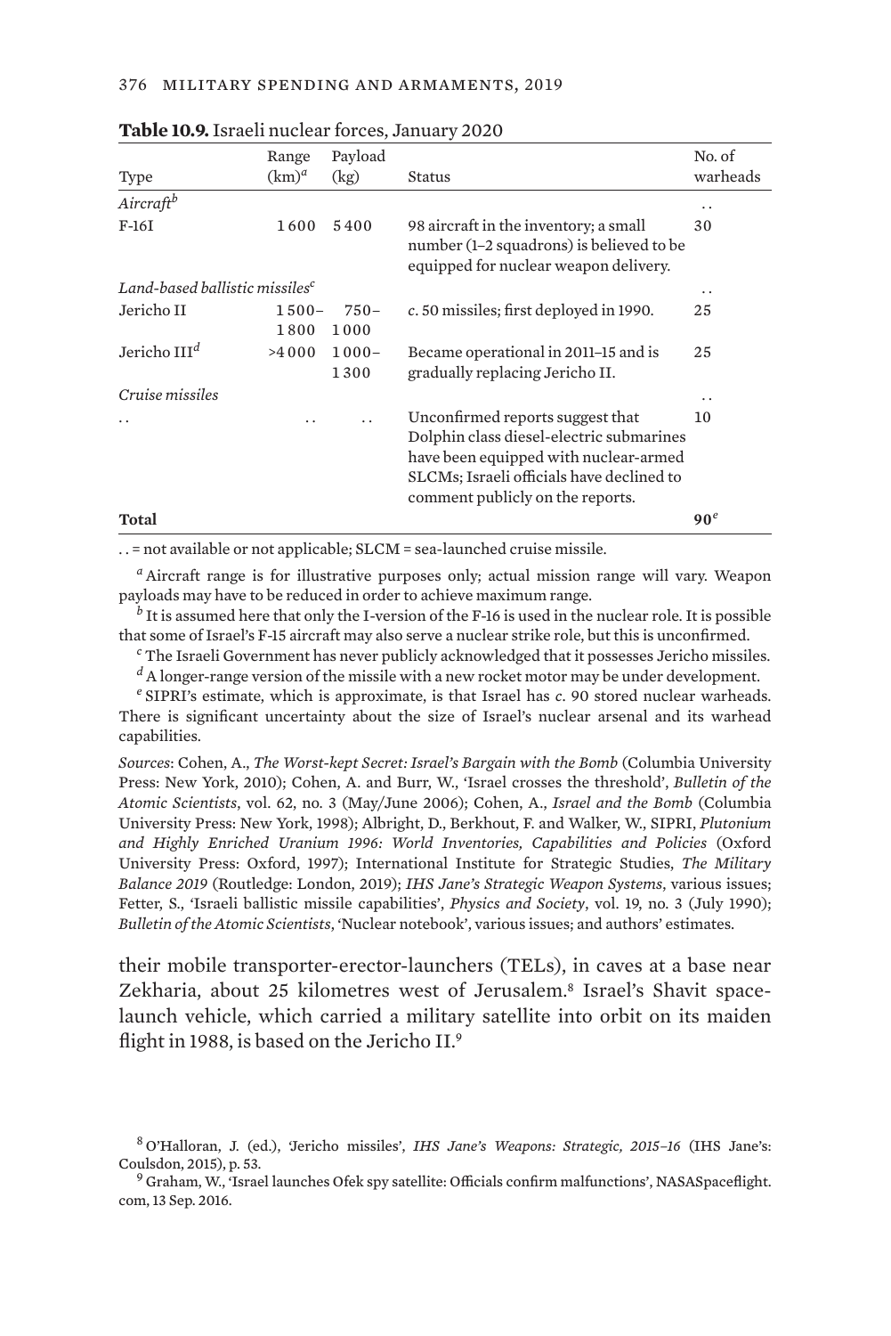**Table 10.9.** Israeli nuclear forces, January 2020

| Type | Range (km)[a] | Payload (kg) | Status | No. of warheads |
|---|---|---|---|---|
| *Aircraft*[b] | | | | . . |
| F-16I | 1 600 | 5 400 | 98 aircraft in the inventory; a small number (1–2 squadrons) is believed to be equipped for nuclear weapon delivery. | 30 |
| *Land-based ballistic missiles*[c] | | | | . . |
| Jericho II | 1 500–1 800 | 750–1 000 | *c*. 50 missiles; first deployed in 1990. | 25 |
| Jericho III[d] | >4 000 | 1 000–1 300 | Became operational in 2011–15 and is gradually replacing Jericho II. | 25 |
| *Cruise missiles* | | | | . . |
| . . | . . | . . | Unconfirmed reports suggest that Dolphin class diesel-electric submarines have been equipped with nuclear-armed SLCMs; Israeli officials have declined to comment publicly on the reports. | 10 |
| **Total** | | | | **90**[e] |

. . = not available or not applicable; SLCM = sea-launched cruise missile.

[a] Aircraft range is for illustrative purposes only; actual mission range will vary. Weapon payloads may have to be reduced in order to achieve maximum range.

[b] It is assumed here that only the I-version of the F-16 is used in the nuclear role. It is possible that some of Israel's F-15 aircraft may also serve a nuclear strike role, but this is unconfirmed.

[c] The Israeli Government has never publicly acknowledged that it possesses Jericho missiles.

[d] A longer-range version of the missile with a new rocket motor may be under development.

[e] SIPRI's estimate, which is approximate, is that Israel has *c*. 90 stored nuclear warheads. There is significant uncertainty about the size of Israel's nuclear arsenal and its warhead capabilities.

*Sources*: Cohen, A., *The Worst-kept Secret: Israel's Bargain with the Bomb* (Columbia University Press: New York, 2010); Cohen, A. and Burr, W., 'Israel crosses the threshold', *Bulletin of the Atomic Scientists*, vol. 62, no. 3 (May/June 2006); Cohen, A., *Israel and the Bomb* (Columbia University Press: New York, 1998); Albright, D., Berkhout, F. and Walker, W., SIPRI, *Plutonium and Highly Enriched Uranium 1996: World Inventories, Capabilities and Policies* (Oxford University Press: Oxford, 1997); International Institute for Strategic Studies, *The Military Balance 2019* (Routledge: London, 2019); *IHS Jane's Strategic Weapon Systems*, various issues; Fetter, S., 'Israeli ballistic missile capabilities', *Physics and Society*, vol. 19, no. 3 (July 1990); *Bulletin of the Atomic Scientists*, 'Nuclear notebook', various issues; and authors' estimates.

their mobile transporter-erector-launchers (TELs), in caves at a base near Zekharia, about 25 kilometres west of Jerusalem.[8] Israel's Shavit space-launch vehicle, which carried a military satellite into orbit on its maiden flight in 1988, is based on the Jericho II.[9]

[8] O'Halloran, J. (ed.), 'Jericho missiles', *IHS Jane's Weapons: Strategic, 2015–16* (IHS Jane's: Coulsdon, 2015), p. 53.

[9] Graham, W., 'Israel launches Ofek spy satellite: Officials confirm malfunctions', NASASpaceflight.com, 13 Sep. 2016.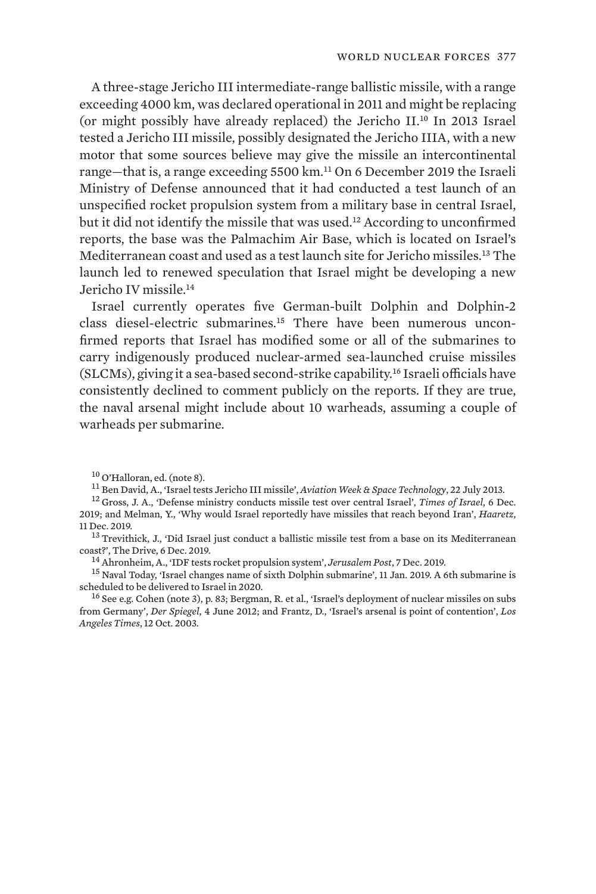A three-stage Jericho III intermediate-range ballistic missile, with a range exceeding 4000 km, was declared operational in 2011 and might be replacing (or might possibly have already replaced) the Jericho II.[10] In 2013 Israel tested a Jericho III missile, possibly designated the Jericho IIIA, with a new motor that some sources believe may give the missile an intercontinental range—that is, a range exceeding 5500 km.[11] On 6 December 2019 the Israeli Ministry of Defense announced that it had conducted a test launch of an unspecified rocket propulsion system from a military base in central Israel, but it did not identify the missile that was used.[12] According to unconfirmed reports, the base was the Palmachim Air Base, which is located on Israel's Mediterranean coast and used as a test launch site for Jericho missiles.[13] The launch led to renewed speculation that Israel might be developing a new Jericho IV missile.[14]

Israel currently operates five German-built Dolphin and Dolphin-2 class diesel-electric submarines.[15] There have been numerous unconfirmed reports that Israel has modified some or all of the submarines to carry indigenously produced nuclear-armed sea-launched cruise missiles (SLCMs), giving it a sea-based second-strike capability.[16] Israeli officials have consistently declined to comment publicly on the reports. If they are true, the naval arsenal might include about 10 warheads, assuming a couple of warheads per submarine.

---

[10] O'Halloran, ed. (note 8).

[11] Ben David, A., 'Israel tests Jericho III missile', *Aviation Week & Space Technology*, 22 July 2013.

[12] Gross, J. A., 'Defense ministry conducts missile test over central Israel', *Times of Israel*, 6 Dec. 2019; and Melman, Y., 'Why would Israel reportedly have missiles that reach beyond Iran', *Haaretz*, 11 Dec. 2019.

[13] Trevithick, J., 'Did Israel just conduct a ballistic missile test from a base on its Mediterranean coast?', The Drive, 6 Dec. 2019.

[14] Ahronheim, A., 'IDF tests rocket propulsion system', *Jerusalem Post*, 7 Dec. 2019.

[15] Naval Today, 'Israel changes name of sixth Dolphin submarine', 11 Jan. 2019. A 6th submarine is scheduled to be delivered to Israel in 2020.

[16] See e.g. Cohen (note 3), p. 83; Bergman, R. et al., 'Israel's deployment of nuclear missiles on subs from Germany', *Der Spiegel*, 4 June 2012; and Frantz, D., 'Israel's arsenal is point of contention', *Los Angeles Times*, 12 Oct. 2003.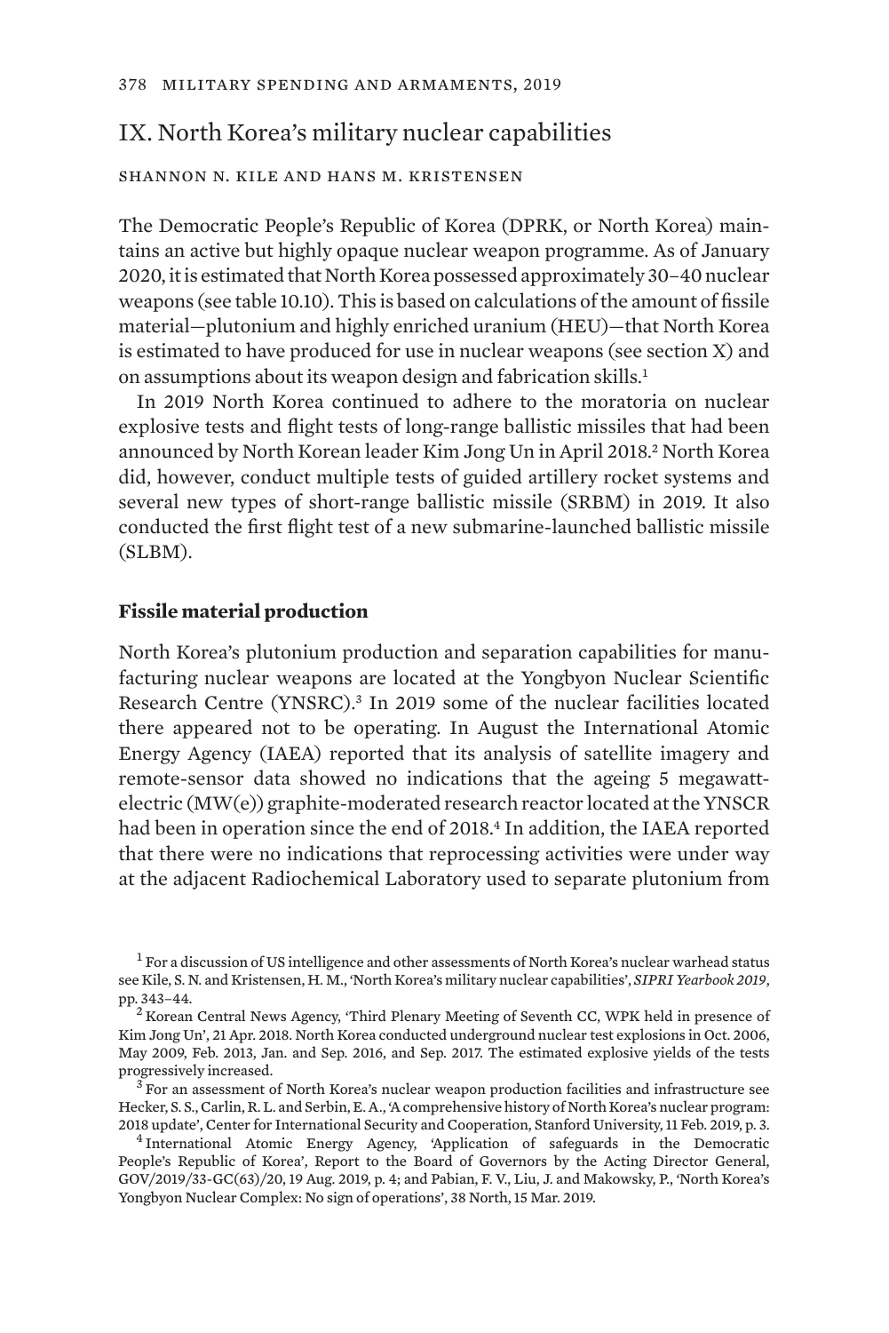## IX. North Korea's military nuclear capabilities

SHANNON N. KILE AND HANS M. KRISTENSEN

The Democratic People's Republic of Korea (DPRK, or North Korea) maintains an active but highly opaque nuclear weapon programme. As of January 2020, it is estimated that North Korea possessed approximately 30–40 nuclear weapons (see table 10.10). This is based on calculations of the amount of fissile material—plutonium and highly enriched uranium (HEU)—that North Korea is estimated to have produced for use in nuclear weapons (see section X) and on assumptions about its weapon design and fabrication skills.[1]

In 2019 North Korea continued to adhere to the moratoria on nuclear explosive tests and flight tests of long-range ballistic missiles that had been announced by North Korean leader Kim Jong Un in April 2018.[2] North Korea did, however, conduct multiple tests of guided artillery rocket systems and several new types of short-range ballistic missile (SRBM) in 2019. It also conducted the first flight test of a new submarine-launched ballistic missile (SLBM).

### Fissile material production

North Korea's plutonium production and separation capabilities for manufacturing nuclear weapons are located at the Yongbyon Nuclear Scientific Research Centre (YNSRC).[3] In 2019 some of the nuclear facilities located there appeared not to be operating. In August the International Atomic Energy Agency (IAEA) reported that its analysis of satellite imagery and remote-sensor data showed no indications that the ageing 5 megawatt-electric (MW(e)) graphite-moderated research reactor located at the YNSCR had been in operation since the end of 2018.[4] In addition, the IAEA reported that there were no indications that reprocessing activities were under way at the adjacent Radiochemical Laboratory used to separate plutonium from

[1] For a discussion of US intelligence and other assessments of North Korea's nuclear warhead status see Kile, S. N. and Kristensen, H. M., 'North Korea's military nuclear capabilities', *SIPRI Yearbook 2019*, pp. 343–44.

[2] Korean Central News Agency, 'Third Plenary Meeting of Seventh CC, WPK held in presence of Kim Jong Un', 21 Apr. 2018. North Korea conducted underground nuclear test explosions in Oct. 2006, May 2009, Feb. 2013, Jan. and Sep. 2016, and Sep. 2017. The estimated explosive yields of the tests progressively increased.

[3] For an assessment of North Korea's nuclear weapon production facilities and infrastructure see Hecker, S. S., Carlin, R. L. and Serbin, E. A., 'A comprehensive history of North Korea's nuclear program: 2018 update', Center for International Security and Cooperation, Stanford University, 11 Feb. 2019, p. 3.

[4] International Atomic Energy Agency, 'Application of safeguards in the Democratic People's Republic of Korea', Report to the Board of Governors by the Acting Director General, GOV/2019/33-GC(63)/20, 19 Aug. 2019, p. 4; and Pabian, F. V., Liu, J. and Makowsky, P., 'North Korea's Yongbyon Nuclear Complex: No sign of operations', 38 North, 15 Mar. 2019.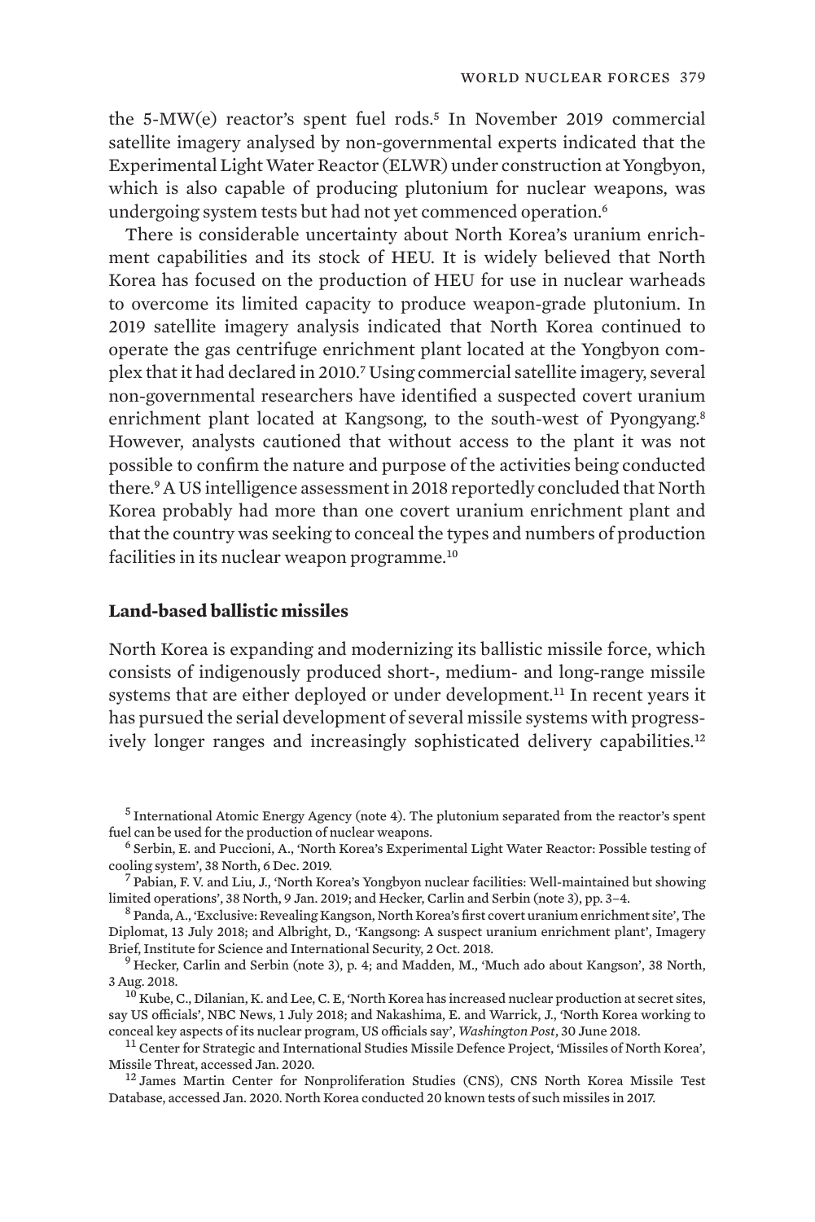the 5-MW(e) reactor's spent fuel rods.[5] In November 2019 commercial satellite imagery analysed by non-governmental experts indicated that the Experimental Light Water Reactor (ELWR) under construction at Yongbyon, which is also capable of producing plutonium for nuclear weapons, was undergoing system tests but had not yet commenced operation.[6]

There is considerable uncertainty about North Korea's uranium enrichment capabilities and its stock of HEU. It is widely believed that North Korea has focused on the production of HEU for use in nuclear warheads to overcome its limited capacity to produce weapon-grade plutonium. In 2019 satellite imagery analysis indicated that North Korea continued to operate the gas centrifuge enrichment plant located at the Yongbyon complex that it had declared in 2010.[7] Using commercial satellite imagery, several non-governmental researchers have identified a suspected covert uranium enrichment plant located at Kangsong, to the south-west of Pyongyang.[8] However, analysts cautioned that without access to the plant it was not possible to confirm the nature and purpose of the activities being conducted there.[9] A US intelligence assessment in 2018 reportedly concluded that North Korea probably had more than one covert uranium enrichment plant and that the country was seeking to conceal the types and numbers of production facilities in its nuclear weapon programme.[10]

### Land-based ballistic missiles

North Korea is expanding and modernizing its ballistic missile force, which consists of indigenously produced short-, medium- and long-range missile systems that are either deployed or under development.[11] In recent years it has pursued the serial development of several missile systems with progressively longer ranges and increasingly sophisticated delivery capabilities.[12]

---

[5] International Atomic Energy Agency (note 4). The plutonium separated from the reactor's spent fuel can be used for the production of nuclear weapons.

[6] Serbin, E. and Puccioni, A., 'North Korea's Experimental Light Water Reactor: Possible testing of cooling system', 38 North, 6 Dec. 2019.

[7] Pabian, F. V. and Liu, J., 'North Korea's Yongbyon nuclear facilities: Well-maintained but showing limited operations', 38 North, 9 Jan. 2019; and Hecker, Carlin and Serbin (note 3), pp. 3–4.

[8] Panda, A., 'Exclusive: Revealing Kangson, North Korea's first covert uranium enrichment site', The Diplomat, 13 July 2018; and Albright, D., 'Kangsong: A suspect uranium enrichment plant', Imagery Brief, Institute for Science and International Security, 2 Oct. 2018.

[9] Hecker, Carlin and Serbin (note 3), p. 4; and Madden, M., 'Much ado about Kangson', 38 North, 3 Aug. 2018.

[10] Kube, C., Dilanian, K. and Lee, C. E, 'North Korea has increased nuclear production at secret sites, say US officials', NBC News, 1 July 2018; and Nakashima, E. and Warrick, J., 'North Korea working to conceal key aspects of its nuclear program, US officials say', *Washington Post*, 30 June 2018.

[11] Center for Strategic and International Studies Missile Defence Project, 'Missiles of North Korea', Missile Threat, accessed Jan. 2020.

[12] James Martin Center for Nonproliferation Studies (CNS), CNS North Korea Missile Test Database, accessed Jan. 2020. North Korea conducted 20 known tests of such missiles in 2017.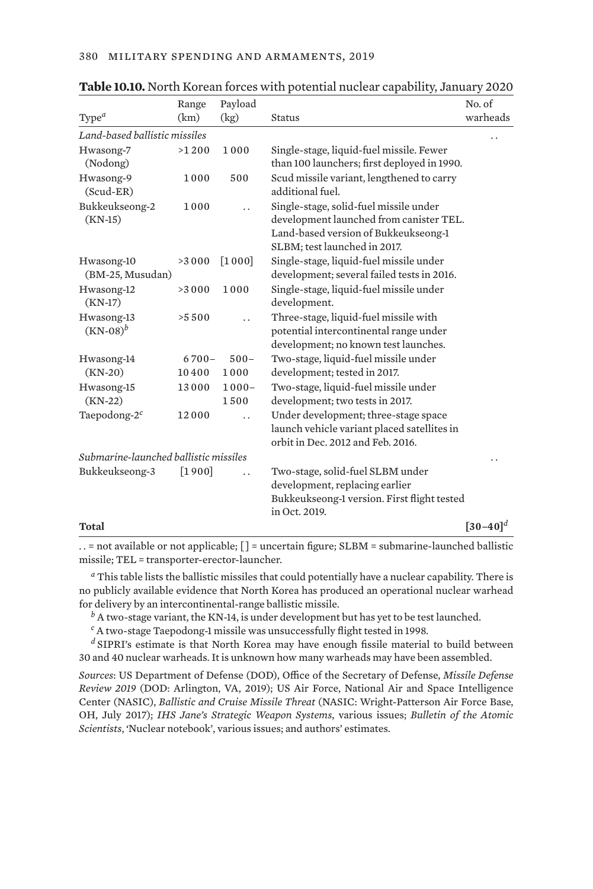**Table 10.10.** North Korean forces with potential nuclear capability, January 2020

| Type[a] | Range (km) | Payload (kg) | Status | No. of warheads |
|---|---|---|---|---|
| *Land-based ballistic missiles* | | | | . . |
| Hwasong-7 (Nodong) | >1 200 | 1 000 | Single-stage, liquid-fuel missile. Fewer than 100 launchers; first deployed in 1990. | |
| Hwasong-9 (Scud-ER) | 1 000 | 500 | Scud missile variant, lengthened to carry additional fuel. | |
| Bukkeukseong-2 (KN-15) | 1 000 | . . | Single-stage, solid-fuel missile under development launched from canister TEL. Land-based version of Bukkeukseong-1 SLBM; test launched in 2017. | |
| Hwasong-10 (BM-25, Musudan) | >3 000 | [1 000] | Single-stage, liquid-fuel missile under development; several failed tests in 2016. | |
| Hwasong-12 (KN-17) | >3 000 | 1 000 | Single-stage, liquid-fuel missile under development. | |
| Hwasong-13 (KN-08)[b] | >5 500 | . . | Three-stage, liquid-fuel missile with potential intercontinental range under development; no known test launches. | |
| Hwasong-14 (KN-20) | 6 700–10 400 | 500–1 000 | Two-stage, liquid-fuel missile under development; tested in 2017. | |
| Hwasong-15 (KN-22) | 13 000 | 1 000–1 500 | Two-stage, liquid-fuel missile under development; two tests in 2017. | |
| Taepodong-2[c] | 12 000 | . . | Under development; three-stage space launch vehicle variant placed satellites in orbit in Dec. 2012 and Feb. 2016. | |
| *Submarine-launched ballistic missiles* | | | | . . |
| Bukkeukseong-3 | [1 900] | . . | Two-stage, solid-fuel SLBM under development, replacing earlier Bukkeukseong-1 version. First flight tested in Oct. 2019. | |
| **Total** | | | | **[30–40]**[d] |

. . = not available or not applicable; [ ] = uncertain figure; SLBM = submarine-launched ballistic missile; TEL = transporter-erector-launcher.

[a] This table lists the ballistic missiles that could potentially have a nuclear capability. There is no publicly available evidence that North Korea has produced an operational nuclear warhead for delivery by an intercontinental-range ballistic missile.

[b] A two-stage variant, the KN-14, is under development but has yet to be test launched.

[c] A two-stage Taepodong-1 missile was unsuccessfully flight tested in 1998.

[d] SIPRI's estimate is that North Korea may have enough fissile material to build between 30 and 40 nuclear warheads. It is unknown how many warheads may have been assembled.

*Sources*: US Department of Defense (DOD), Office of the Secretary of Defense, *Missile Defense Review 2019* (DOD: Arlington, VA, 2019); US Air Force, National Air and Space Intelligence Center (NASIC), *Ballistic and Cruise Missile Threat* (NASIC: Wright-Patterson Air Force Base, OH, July 2017); *IHS Jane's Strategic Weapon Systems*, various issues; *Bulletin of the Atomic Scientists*, 'Nuclear notebook', various issues; and authors' estimates.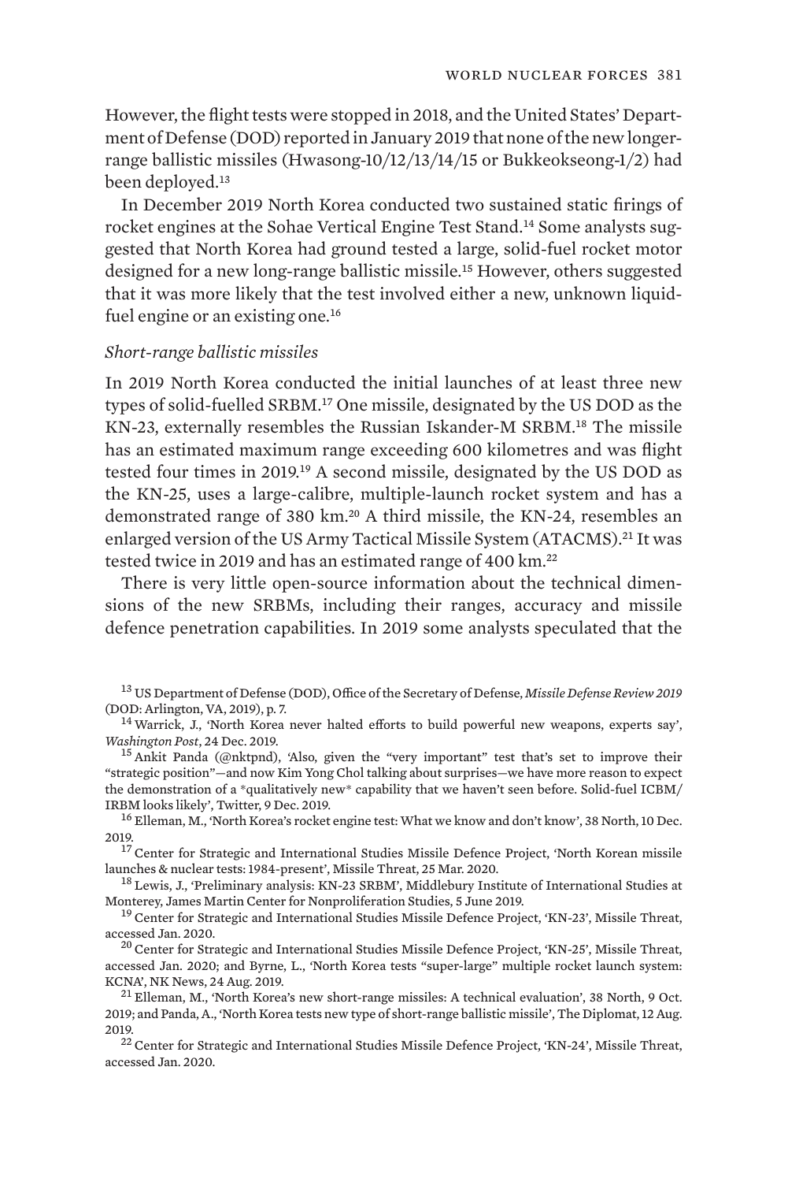However, the flight tests were stopped in 2018, and the United States' Department of Defense (DOD) reported in January 2019 that none of the new longer-range ballistic missiles (Hwasong-10/12/13/14/15 or Bukkeokseong-1/2) had been deployed.[13]

In December 2019 North Korea conducted two sustained static firings of rocket engines at the Sohae Vertical Engine Test Stand.[14] Some analysts suggested that North Korea had ground tested a large, solid-fuel rocket motor designed for a new long-range ballistic missile.[15] However, others suggested that it was more likely that the test involved either a new, unknown liquid-fuel engine or an existing one.[16]

*Short-range ballistic missiles*

In 2019 North Korea conducted the initial launches of at least three new types of solid-fuelled SRBM.[17] One missile, designated by the US DOD as the KN-23, externally resembles the Russian Iskander-M SRBM.[18] The missile has an estimated maximum range exceeding 600 kilometres and was flight tested four times in 2019.[19] A second missile, designated by the US DOD as the KN-25, uses a large-calibre, multiple-launch rocket system and has a demonstrated range of 380 km.[20] A third missile, the KN-24, resembles an enlarged version of the US Army Tactical Missile System (ATACMS).[21] It was tested twice in 2019 and has an estimated range of 400 km.[22]

There is very little open-source information about the technical dimensions of the new SRBMs, including their ranges, accuracy and missile defence penetration capabilities. In 2019 some analysts speculated that the

---

[13] US Department of Defense (DOD), Office of the Secretary of Defense, *Missile Defense Review 2019* (DOD: Arlington, VA, 2019), p. 7.

[14] Warrick, J., 'North Korea never halted efforts to build powerful new weapons, experts say', *Washington Post*, 24 Dec. 2019.

[15] Ankit Panda (@nktpnd), 'Also, given the "very important" test that's set to improve their "strategic position"—and now Kim Yong Chol talking about surprises—we have more reason to expect the demonstration of a *qualitatively new* capability that we haven't seen before. Solid-fuel ICBM/IRBM looks likely', Twitter, 9 Dec. 2019.

[16] Elleman, M., 'North Korea's rocket engine test: What we know and don't know', 38 North, 10 Dec. 2019.

[17] Center for Strategic and International Studies Missile Defence Project, 'North Korean missile launches & nuclear tests: 1984-present', Missile Threat, 25 Mar. 2020.

[18] Lewis, J., 'Preliminary analysis: KN-23 SRBM', Middlebury Institute of International Studies at Monterey, James Martin Center for Nonproliferation Studies, 5 June 2019.

[19] Center for Strategic and International Studies Missile Defence Project, 'KN-23', Missile Threat, accessed Jan. 2020.

[20] Center for Strategic and International Studies Missile Defence Project, 'KN-25', Missile Threat, accessed Jan. 2020; and Byrne, L., 'North Korea tests "super-large" multiple rocket launch system: KCNA', NK News, 24 Aug. 2019.

[21] Elleman, M., 'North Korea's new short-range missiles: A technical evaluation', 38 North, 9 Oct. 2019; and Panda, A., 'North Korea tests new type of short-range ballistic missile', The Diplomat, 12 Aug. 2019.

[22] Center for Strategic and International Studies Missile Defence Project, 'KN-24', Missile Threat, accessed Jan. 2020.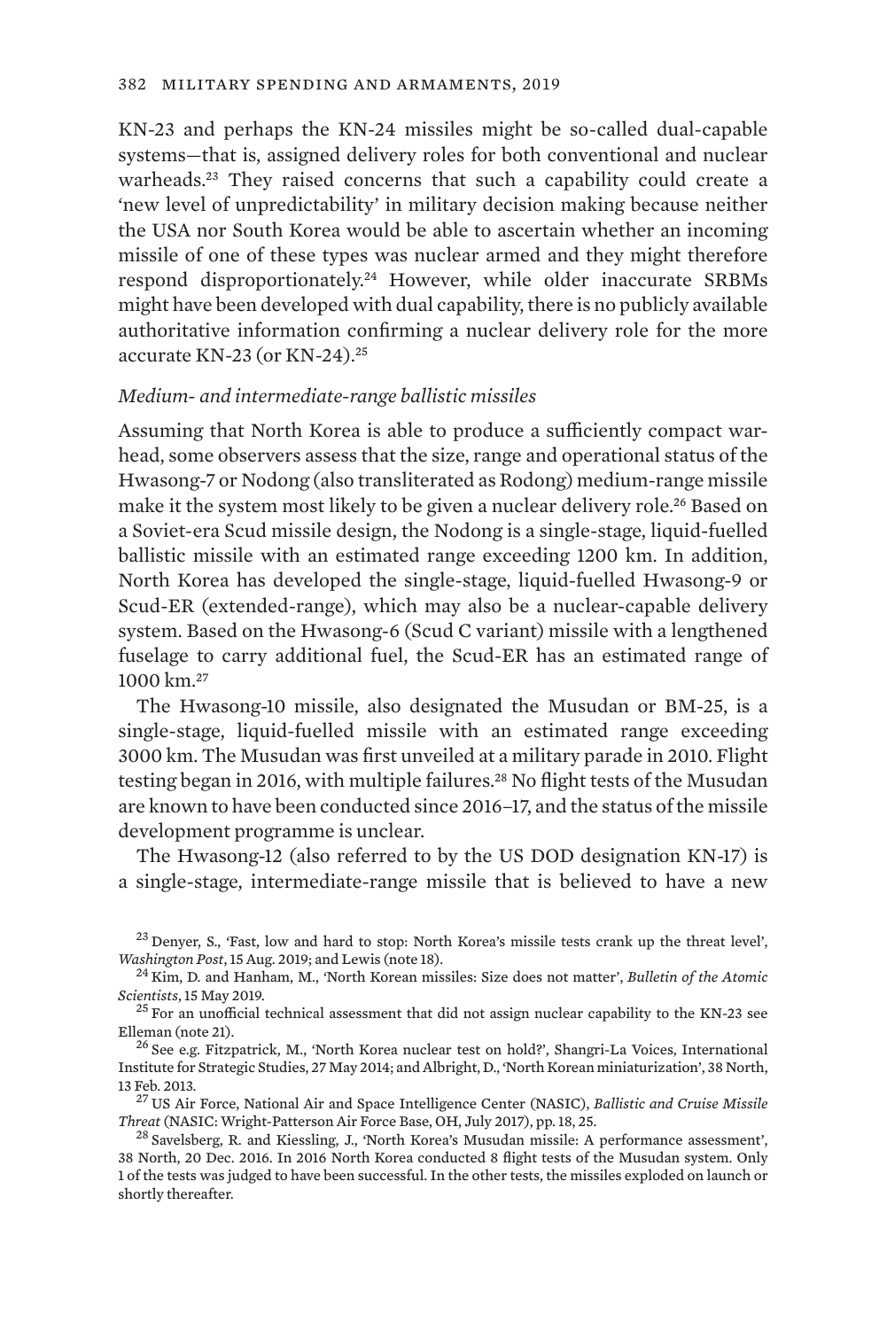KN-23 and perhaps the KN-24 missiles might be so-called dual-capable systems—that is, assigned delivery roles for both conventional and nuclear warheads.[23] They raised concerns that such a capability could create a 'new level of unpredictability' in military decision making because neither the USA nor South Korea would be able to ascertain whether an incoming missile of one of these types was nuclear armed and they might therefore respond disproportionately.[24] However, while older inaccurate SRBMs might have been developed with dual capability, there is no publicly available authoritative information confirming a nuclear delivery role for the more accurate KN-23 (or KN-24).[25]

*Medium- and intermediate-range ballistic missiles*

Assuming that North Korea is able to produce a sufficiently compact warhead, some observers assess that the size, range and operational status of the Hwasong-7 or Nodong (also transliterated as Rodong) medium-range missile make it the system most likely to be given a nuclear delivery role.[26] Based on a Soviet-era Scud missile design, the Nodong is a single-stage, liquid-fuelled ballistic missile with an estimated range exceeding 1200 km. In addition, North Korea has developed the single-stage, liquid-fuelled Hwasong-9 or Scud-ER (extended-range), which may also be a nuclear-capable delivery system. Based on the Hwasong-6 (Scud C variant) missile with a lengthened fuselage to carry additional fuel, the Scud-ER has an estimated range of 1000 km.[27]

The Hwasong-10 missile, also designated the Musudan or BM-25, is a single-stage, liquid-fuelled missile with an estimated range exceeding 3000 km. The Musudan was first unveiled at a military parade in 2010. Flight testing began in 2016, with multiple failures.[28] No flight tests of the Musudan are known to have been conducted since 2016–17, and the status of the missile development programme is unclear.

The Hwasong-12 (also referred to by the US DOD designation KN-17) is a single-stage, intermediate-range missile that is believed to have a new

[23] Denyer, S., 'Fast, low and hard to stop: North Korea's missile tests crank up the threat level', *Washington Post*, 15 Aug. 2019; and Lewis (note 18).

[24] Kim, D. and Hanham, M., 'North Korean missiles: Size does not matter', *Bulletin of the Atomic Scientists*, 15 May 2019.

[25] For an unofficial technical assessment that did not assign nuclear capability to the KN-23 see Elleman (note 21).

[26] See e.g. Fitzpatrick, M., 'North Korea nuclear test on hold?', Shangri-La Voices, International Institute for Strategic Studies, 27 May 2014; and Albright, D., 'North Korean miniaturization', 38 North, 13 Feb. 2013.

[27] US Air Force, National Air and Space Intelligence Center (NASIC), *Ballistic and Cruise Missile Threat* (NASIC: Wright-Patterson Air Force Base, OH, July 2017), pp. 18, 25.

[28] Savelsberg, R. and Kiessling, J., 'North Korea's Musudan missile: A performance assessment', 38 North, 20 Dec. 2016. In 2016 North Korea conducted 8 flight tests of the Musudan system. Only 1 of the tests was judged to have been successful. In the other tests, the missiles exploded on launch or shortly thereafter.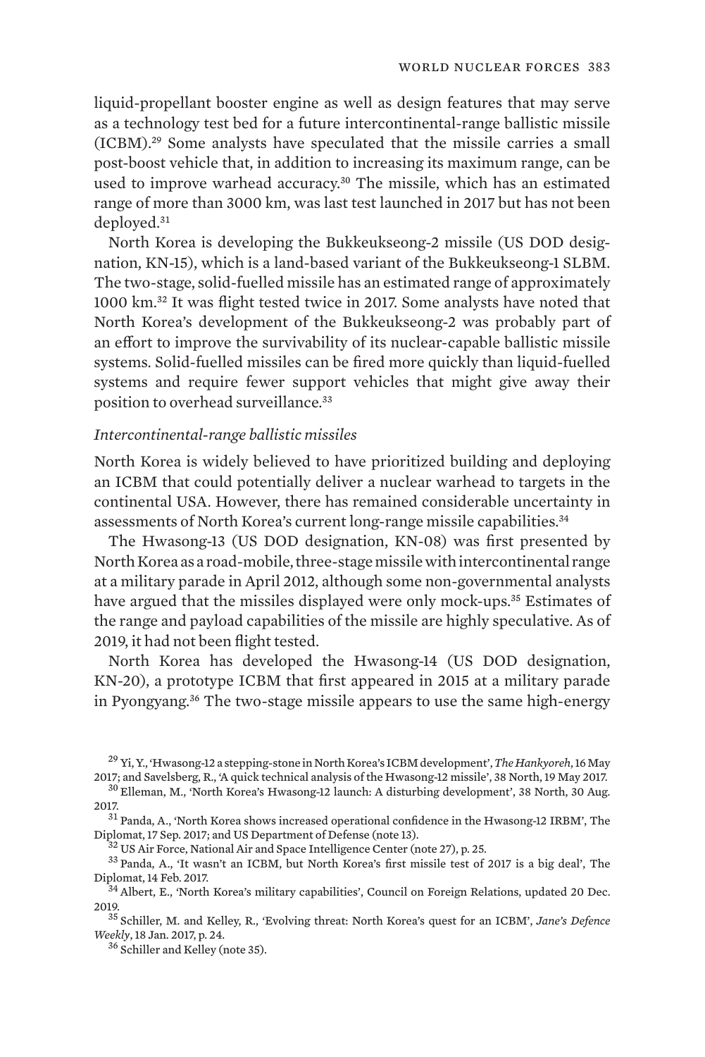liquid-propellant booster engine as well as design features that may serve as a technology test bed for a future intercontinental-range ballistic missile (ICBM).[29] Some analysts have speculated that the missile carries a small post-boost vehicle that, in addition to increasing its maximum range, can be used to improve warhead accuracy.[30] The missile, which has an estimated range of more than 3000 km, was last test launched in 2017 but has not been deployed.[31]

North Korea is developing the Bukkeukseong-2 missile (US DOD designation, KN-15), which is a land-based variant of the Bukkeukseong-1 SLBM. The two-stage, solid-fuelled missile has an estimated range of approximately 1000 km.[32] It was flight tested twice in 2017. Some analysts have noted that North Korea's development of the Bukkeukseong-2 was probably part of an effort to improve the survivability of its nuclear-capable ballistic missile systems. Solid-fuelled missiles can be fired more quickly than liquid-fuelled systems and require fewer support vehicles that might give away their position to overhead surveillance.[33]

*Intercontinental-range ballistic missiles*

North Korea is widely believed to have prioritized building and deploying an ICBM that could potentially deliver a nuclear warhead to targets in the continental USA. However, there has remained considerable uncertainty in assessments of North Korea's current long-range missile capabilities.[34]

The Hwasong-13 (US DOD designation, KN-08) was first presented by North Korea as a road-mobile, three-stage missile with intercontinental range at a military parade in April 2012, although some non-governmental analysts have argued that the missiles displayed were only mock-ups.[35] Estimates of the range and payload capabilities of the missile are highly speculative. As of 2019, it had not been flight tested.

North Korea has developed the Hwasong-14 (US DOD designation, KN-20), a prototype ICBM that first appeared in 2015 at a military parade in Pyongyang.[36] The two-stage missile appears to use the same high-energy

---

[29] Yi, Y., 'Hwasong-12 a stepping-stone in North Korea's ICBM development', *The Hankyoreh*, 16 May 2017; and Savelsberg, R., 'A quick technical analysis of the Hwasong-12 missile', 38 North, 19 May 2017.

[30] Elleman, M., 'North Korea's Hwasong-12 launch: A disturbing development', 38 North, 30 Aug. 2017.

[31] Panda, A., 'North Korea shows increased operational confidence in the Hwasong-12 IRBM', The Diplomat, 17 Sep. 2017; and US Department of Defense (note 13).

[32] US Air Force, National Air and Space Intelligence Center (note 27), p. 25.

[33] Panda, A., 'It wasn't an ICBM, but North Korea's first missile test of 2017 is a big deal', The Diplomat, 14 Feb. 2017.

[34] Albert, E., 'North Korea's military capabilities', Council on Foreign Relations, updated 20 Dec. 2019.

[35] Schiller, M. and Kelley, R., 'Evolving threat: North Korea's quest for an ICBM', *Jane's Defence Weekly*, 18 Jan. 2017, p. 24.

[36] Schiller and Kelley (note 35).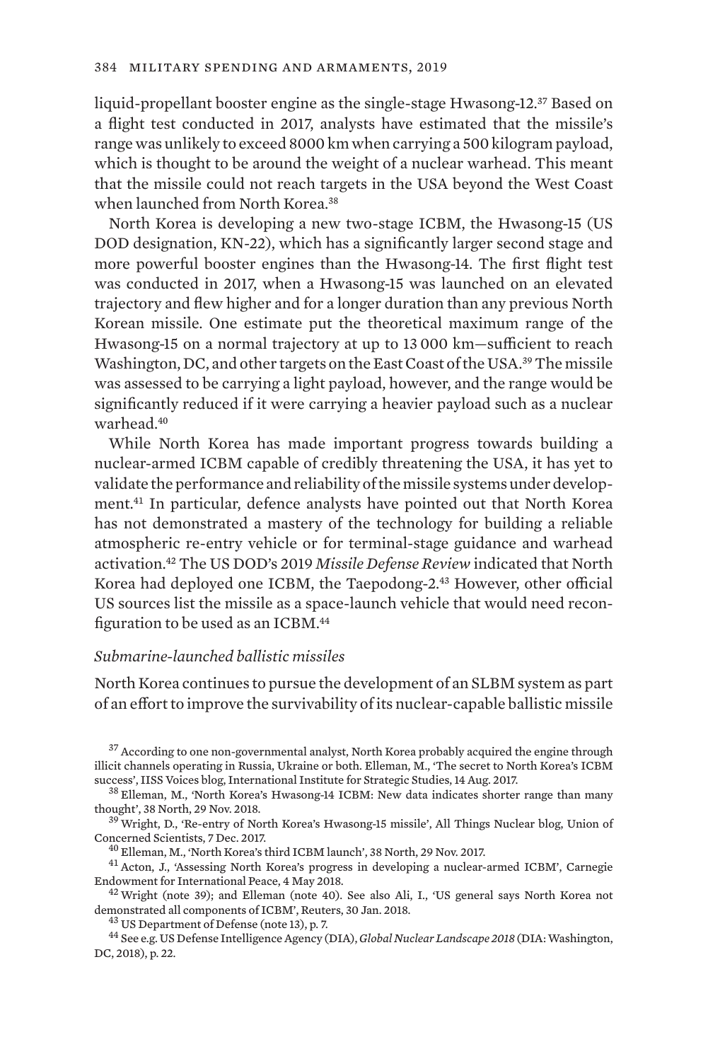liquid-propellant booster engine as the single-stage Hwasong-12.[37] Based on a flight test conducted in 2017, analysts have estimated that the missile's range was unlikely to exceed 8000 km when carrying a 500 kilogram payload, which is thought to be around the weight of a nuclear warhead. This meant that the missile could not reach targets in the USA beyond the West Coast when launched from North Korea.[38]

North Korea is developing a new two-stage ICBM, the Hwasong-15 (US DOD designation, KN-22), which has a significantly larger second stage and more powerful booster engines than the Hwasong-14. The first flight test was conducted in 2017, when a Hwasong-15 was launched on an elevated trajectory and flew higher and for a longer duration than any previous North Korean missile. One estimate put the theoretical maximum range of the Hwasong-15 on a normal trajectory at up to 13 000 km—sufficient to reach Washington, DC, and other targets on the East Coast of the USA.[39] The missile was assessed to be carrying a light payload, however, and the range would be significantly reduced if it were carrying a heavier payload such as a nuclear warhead.[40]

While North Korea has made important progress towards building a nuclear-armed ICBM capable of credibly threatening the USA, it has yet to validate the performance and reliability of the missile systems under development.[41] In particular, defence analysts have pointed out that North Korea has not demonstrated a mastery of the technology for building a reliable atmospheric re-entry vehicle or for terminal-stage guidance and warhead activation.[42] The US DOD's 2019 *Missile Defense Review* indicated that North Korea had deployed one ICBM, the Taepodong-2.[43] However, other official US sources list the missile as a space-launch vehicle that would need reconfiguration to be used as an ICBM.[44]

### *Submarine-launched ballistic missiles*

North Korea continues to pursue the development of an SLBM system as part of an effort to improve the survivability of its nuclear-capable ballistic missile

[37] According to one non-governmental analyst, North Korea probably acquired the engine through illicit channels operating in Russia, Ukraine or both. Elleman, M., 'The secret to North Korea's ICBM success', IISS Voices blog, International Institute for Strategic Studies, 14 Aug. 2017.

[38] Elleman, M., 'North Korea's Hwasong-14 ICBM: New data indicates shorter range than many thought', 38 North, 29 Nov. 2018.

[39] Wright, D., 'Re-entry of North Korea's Hwasong-15 missile', All Things Nuclear blog, Union of Concerned Scientists, 7 Dec. 2017.

[40] Elleman, M., 'North Korea's third ICBM launch', 38 North, 29 Nov. 2017.

[41] Acton, J., 'Assessing North Korea's progress in developing a nuclear-armed ICBM', Carnegie Endowment for International Peace, 4 May 2018.

[42] Wright (note 39); and Elleman (note 40). See also Ali, I., 'US general says North Korea not demonstrated all components of ICBM', Reuters, 30 Jan. 2018.

[43] US Department of Defense (note 13), p. 7.

[44] See e.g. US Defense Intelligence Agency (DIA), *Global Nuclear Landscape 2018* (DIA: Washington, DC, 2018), p. 22.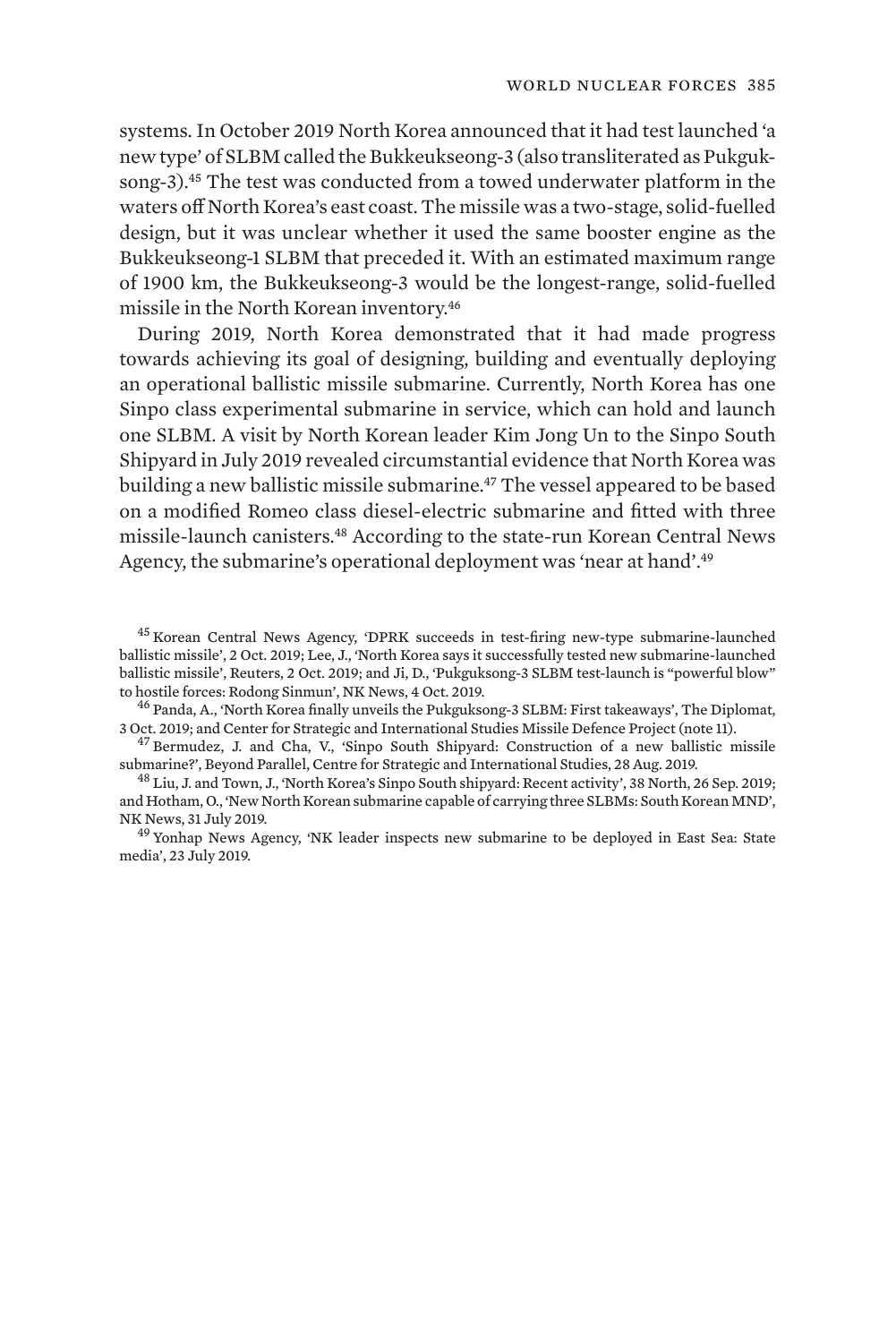systems. In October 2019 North Korea announced that it had test launched 'a new type' of SLBM called the Bukkeukseong-3 (also transliterated as Pukguksong-3).[45] The test was conducted from a towed underwater platform in the waters off North Korea's east coast. The missile was a two-stage, solid-fuelled design, but it was unclear whether it used the same booster engine as the Bukkeukseong-1 SLBM that preceded it. With an estimated maximum range of 1900 km, the Bukkeukseong-3 would be the longest-range, solid-fuelled missile in the North Korean inventory.[46]

During 2019, North Korea demonstrated that it had made progress towards achieving its goal of designing, building and eventually deploying an operational ballistic missile submarine. Currently, North Korea has one Sinpo class experimental submarine in service, which can hold and launch one SLBM. A visit by North Korean leader Kim Jong Un to the Sinpo South Shipyard in July 2019 revealed circumstantial evidence that North Korea was building a new ballistic missile submarine.[47] The vessel appeared to be based on a modified Romeo class diesel-electric submarine and fitted with three missile-launch canisters.[48] According to the state-run Korean Central News Agency, the submarine's operational deployment was 'near at hand'.[49]

---

[45] Korean Central News Agency, 'DPRK succeeds in test-firing new-type submarine-launched ballistic missile', 2 Oct. 2019; Lee, J., 'North Korea says it successfully tested new submarine-launched ballistic missile', Reuters, 2 Oct. 2019; and Ji, D., 'Pukguksong-3 SLBM test-launch is "powerful blow" to hostile forces: Rodong Sinmun', NK News, 4 Oct. 2019.

[46] Panda, A., 'North Korea finally unveils the Pukguksong-3 SLBM: First takeaways', The Diplomat, 3 Oct. 2019; and Center for Strategic and International Studies Missile Defence Project (note 11).

[47] Bermudez, J. and Cha, V., 'Sinpo South Shipyard: Construction of a new ballistic missile submarine?', Beyond Parallel, Centre for Strategic and International Studies, 28 Aug. 2019.

[48] Liu, J. and Town, J., 'North Korea's Sinpo South shipyard: Recent activity', 38 North, 26 Sep. 2019; and Hotham, O., 'New North Korean submarine capable of carrying three SLBMs: South Korean MND', NK News, 31 July 2019.

[49] Yonhap News Agency, 'NK leader inspects new submarine to be deployed in East Sea: State media', 23 July 2019.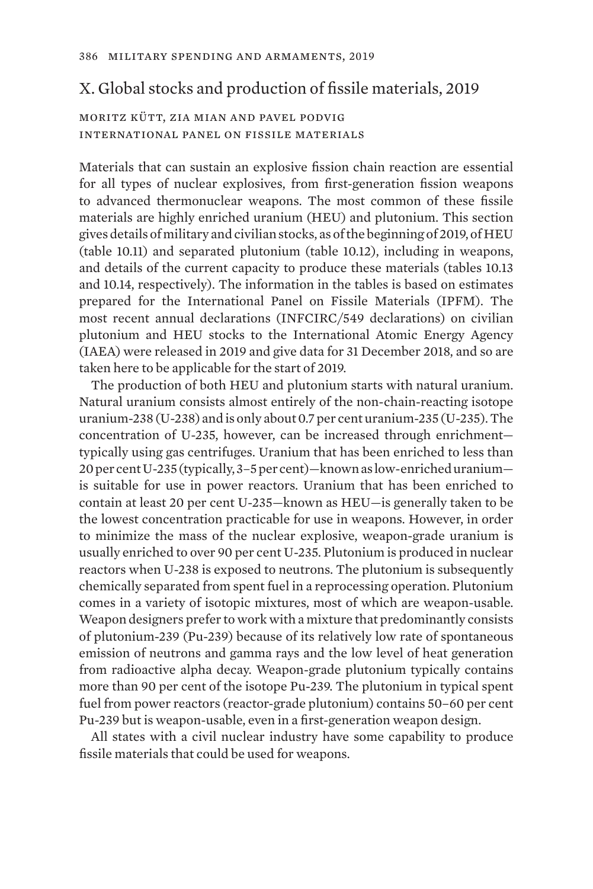## X. Global stocks and production of fissile materials, 2019

MORITZ KÜTT, ZIA MIAN AND PAVEL PODVIG
INTERNATIONAL PANEL ON FISSILE MATERIALS

Materials that can sustain an explosive fission chain reaction are essential for all types of nuclear explosives, from first-generation fission weapons to advanced thermonuclear weapons. The most common of these fissile materials are highly enriched uranium (HEU) and plutonium. This section gives details of military and civilian stocks, as of the beginning of 2019, of HEU (table 10.11) and separated plutonium (table 10.12), including in weapons, and details of the current capacity to produce these materials (tables 10.13 and 10.14, respectively). The information in the tables is based on estimates prepared for the International Panel on Fissile Materials (IPFM). The most recent annual declarations (INFCIRC/549 declarations) on civilian plutonium and HEU stocks to the International Atomic Energy Agency (IAEA) were released in 2019 and give data for 31 December 2018, and so are taken here to be applicable for the start of 2019.

The production of both HEU and plutonium starts with natural uranium. Natural uranium consists almost entirely of the non-chain-reacting isotope uranium-238 (U-238) and is only about 0.7 per cent uranium-235 (U-235). The concentration of U-235, however, can be increased through enrichment—typically using gas centrifuges. Uranium that has been enriched to less than 20 per cent U-235 (typically, 3–5 per cent)—known as low-enriched uranium—is suitable for use in power reactors. Uranium that has been enriched to contain at least 20 per cent U-235—known as HEU—is generally taken to be the lowest concentration practicable for use in weapons. However, in order to minimize the mass of the nuclear explosive, weapon-grade uranium is usually enriched to over 90 per cent U-235. Plutonium is produced in nuclear reactors when U-238 is exposed to neutrons. The plutonium is subsequently chemically separated from spent fuel in a reprocessing operation. Plutonium comes in a variety of isotopic mixtures, most of which are weapon-usable. Weapon designers prefer to work with a mixture that predominantly consists of plutonium-239 (Pu-239) because of its relatively low rate of spontaneous emission of neutrons and gamma rays and the low level of heat generation from radioactive alpha decay. Weapon-grade plutonium typically contains more than 90 per cent of the isotope Pu-239. The plutonium in typical spent fuel from power reactors (reactor-grade plutonium) contains 50–60 per cent Pu-239 but is weapon-usable, even in a first-generation weapon design.

All states with a civil nuclear industry have some capability to produce fissile materials that could be used for weapons.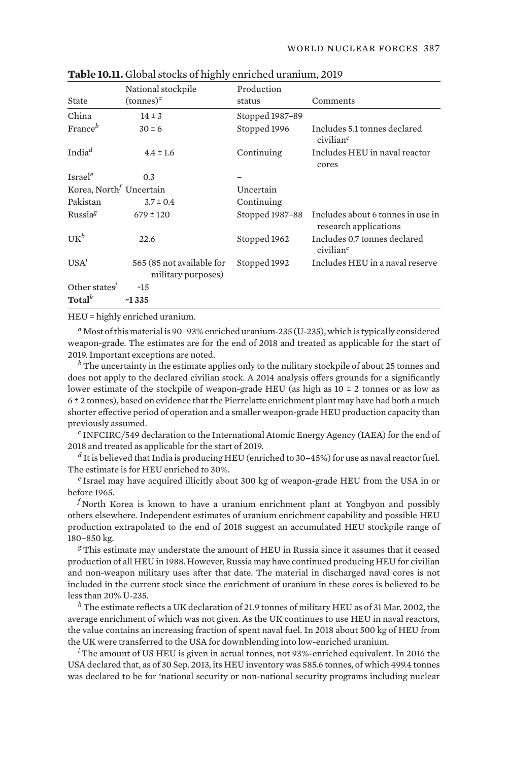**Table 10.11.** Global stocks of highly enriched uranium, 2019

| State | National stockpile (tonnes)[a] | Production status | Comments |
|---|---|---|---|
| China | 14 ± 3 | Stopped 1987–89 | |
| France[b] | 30 ± 6 | Stopped 1996 | Includes 5.1 tonnes declared civilian[c] |
| India[d] | 4.4 ± 1.6 | Continuing | Includes HEU in naval reactor cores |
| Israel[e] | 0.3 | – | |
| Korea, North[f] | Uncertain | Uncertain | |
| Pakistan | 3.7 ± 0.4 | Continuing | |
| Russia[g] | 679 ± 120 | Stopped 1987–88 | Includes about 6 tonnes in use in research applications |
| UK[h] | 22.6 | Stopped 1962 | Includes 0.7 tonnes declared civilian[c] |
| USA[i] | 565 (85 not available for military purposes) | Stopped 1992 | Includes HEU in a naval reserve |
| Other states[j] | ~15 | | |
| **Total**[k] | **~1 335** | | |

HEU = highly enriched uranium.

[a] Most of this material is 90–93% enriched uranium-235 (U-235), which is typically considered weapon-grade. The estimates are for the end of 2018 and treated as applicable for the start of 2019. Important exceptions are noted.

[b] The uncertainty in the estimate applies only to the military stockpile of about 25 tonnes and does not apply to the declared civilian stock. A 2014 analysis offers grounds for a significantly lower estimate of the stockpile of weapon-grade HEU (as high as 10 ± 2 tonnes or as low as 6 ± 2 tonnes), based on evidence that the Pierrelatte enrichment plant may have had both a much shorter effective period of operation and a smaller weapon-grade HEU production capacity than previously assumed.

[c] INFCIRC/549 declaration to the International Atomic Energy Agency (IAEA) for the end of 2018 and treated as applicable for the start of 2019.

[d] It is believed that India is producing HEU (enriched to 30–45%) for use as naval reactor fuel. The estimate is for HEU enriched to 30%.

[e] Israel may have acquired illicitly about 300 kg of weapon-grade HEU from the USA in or before 1965.

[f] North Korea is known to have a uranium enrichment plant at Yongbyon and possibly others elsewhere. Independent estimates of uranium enrichment capability and possible HEU production extrapolated to the end of 2018 suggest an accumulated HEU stockpile range of 180–850 kg.

[g] This estimate may understate the amount of HEU in Russia since it assumes that it ceased production of all HEU in 1988. However, Russia may have continued producing HEU for civilian and non-weapon military uses after that date. The material in discharged naval cores is not included in the current stock since the enrichment of uranium in these cores is believed to be less than 20% U-235.

[h] The estimate reflects a UK declaration of 21.9 tonnes of military HEU as of 31 Mar. 2002, the average enrichment of which was not given. As the UK continues to use HEU in naval reactors, the value contains an increasing fraction of spent naval fuel. In 2018 about 500 kg of HEU from the UK were transferred to the USA for downblending into low-enriched uranium.

[i] The amount of US HEU is given in actual tonnes, not 93%-enriched equivalent. In 2016 the USA declared that, as of 30 Sep. 2013, its HEU inventory was 585.6 tonnes, of which 499.4 tonnes was declared to be for 'national security or non-national security programs including nuclear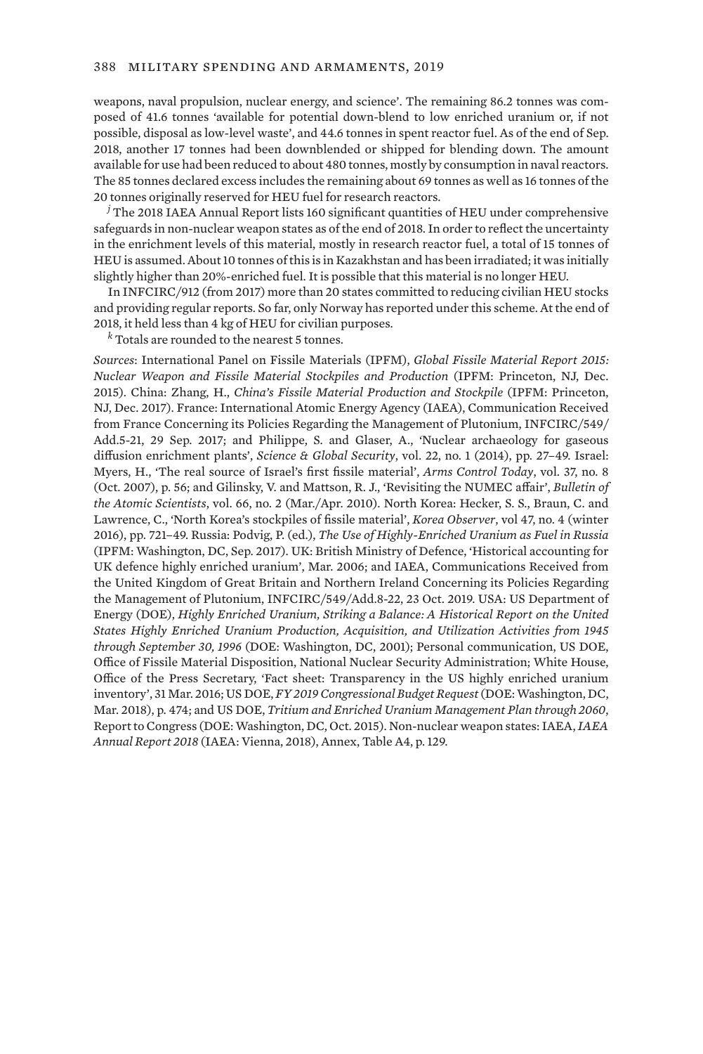weapons, naval propulsion, nuclear energy, and science'. The remaining 86.2 tonnes was composed of 41.6 tonnes 'available for potential down-blend to low enriched uranium or, if not possible, disposal as low-level waste', and 44.6 tonnes in spent reactor fuel. As of the end of Sep. 2018, another 17 tonnes had been downblended or shipped for blending down. The amount available for use had been reduced to about 480 tonnes, mostly by consumption in naval reactors. The 85 tonnes declared excess includes the remaining about 69 tonnes as well as 16 tonnes of the 20 tonnes originally reserved for HEU fuel for research reactors.

[j] The 2018 IAEA Annual Report lists 160 significant quantities of HEU under comprehensive safeguards in non-nuclear weapon states as of the end of 2018. In order to reflect the uncertainty in the enrichment levels of this material, mostly in research reactor fuel, a total of 15 tonnes of HEU is assumed. About 10 tonnes of this is in Kazakhstan and has been irradiated; it was initially slightly higher than 20%-enriched fuel. It is possible that this material is no longer HEU.

In INFCIRC/912 (from 2017) more than 20 states committed to reducing civilian HEU stocks and providing regular reports. So far, only Norway has reported under this scheme. At the end of 2018, it held less than 4 kg of HEU for civilian purposes.

[k] Totals are rounded to the nearest 5 tonnes.

*Sources*: International Panel on Fissile Materials (IPFM), *Global Fissile Material Report 2015: Nuclear Weapon and Fissile Material Stockpiles and Production* (IPFM: Princeton, NJ, Dec. 2015). China: Zhang, H., *China's Fissile Material Production and Stockpile* (IPFM: Princeton, NJ, Dec. 2017). France: International Atomic Energy Agency (IAEA), Communication Received from France Concerning its Policies Regarding the Management of Plutonium, INFCIRC/549/Add.5-21, 29 Sep. 2017; and Philippe, S. and Glaser, A., 'Nuclear archaeology for gaseous diffusion enrichment plants', *Science & Global Security*, vol. 22, no. 1 (2014), pp. 27–49. Israel: Myers, H., 'The real source of Israel's first fissile material', *Arms Control Today*, vol. 37, no. 8 (Oct. 2007), p. 56; and Gilinsky, V. and Mattson, R. J., 'Revisiting the NUMEC affair', *Bulletin of the Atomic Scientists*, vol. 66, no. 2 (Mar./Apr. 2010). North Korea: Hecker, S. S., Braun, C. and Lawrence, C., 'North Korea's stockpiles of fissile material', *Korea Observer*, vol 47, no. 4 (winter 2016), pp. 721–49. Russia: Podvig, P. (ed.), *The Use of Highly-Enriched Uranium as Fuel in Russia* (IPFM: Washington, DC, Sep. 2017). UK: British Ministry of Defence, 'Historical accounting for UK defence highly enriched uranium', Mar. 2006; and IAEA, Communications Received from the United Kingdom of Great Britain and Northern Ireland Concerning its Policies Regarding the Management of Plutonium, INFCIRC/549/Add.8-22, 23 Oct. 2019. USA: US Department of Energy (DOE), *Highly Enriched Uranium, Striking a Balance: A Historical Report on the United States Highly Enriched Uranium Production, Acquisition, and Utilization Activities from 1945 through September 30, 1996* (DOE: Washington, DC, 2001); Personal communication, US DOE, Office of Fissile Material Disposition, National Nuclear Security Administration; White House, Office of the Press Secretary, 'Fact sheet: Transparency in the US highly enriched uranium inventory', 31 Mar. 2016; US DOE, *FY 2019 Congressional Budget Request* (DOE: Washington, DC, Mar. 2018), p. 474; and US DOE, *Tritium and Enriched Uranium Management Plan through 2060*, Report to Congress (DOE: Washington, DC, Oct. 2015). Non-nuclear weapon states: IAEA, *IAEA Annual Report 2018* (IAEA: Vienna, 2018), Annex, Table A4, p. 129.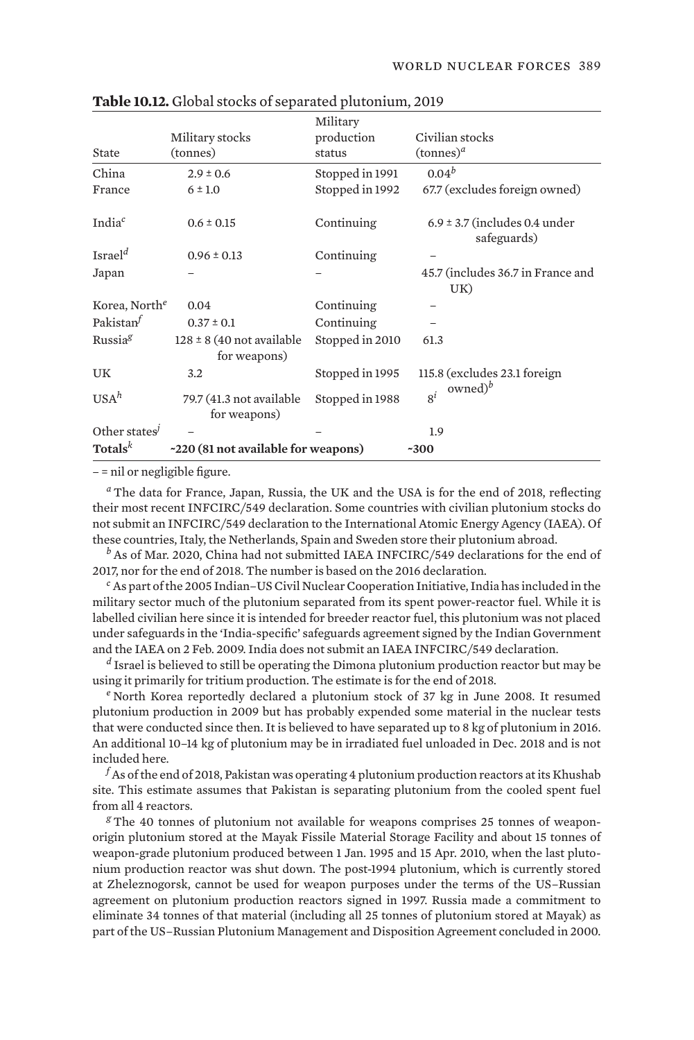**Table 10.12.** Global stocks of separated plutonium, 2019

| State | Military stocks (tonnes) | Military production status | Civilian stocks (tonnes)[a] |
|---|---|---|---|
| China | 2.9 ± 0.6 | Stopped in 1991 | 0.04[b] |
| France | 6 ± 1.0 | Stopped in 1992 | 67.7 (excludes foreign owned) |
| India[c] | 0.6 ± 0.15 | Continuing | 6.9 ± 3.7 (includes 0.4 under safeguards) |
| Israel[d] | 0.96 ± 0.13 | Continuing | – |
| Japan | – | – | 45.7 (includes 36.7 in France and UK) |
| Korea, North[e] | 0.04 | Continuing | – |
| Pakistan[f] | 0.37 ± 0.1 | Continuing | – |
| Russia[g] | 128 ± 8 (40 not available for weapons) | Stopped in 2010 | 61.3 |
| UK | 3.2 | Stopped in 1995 | 115.8 (excludes 23.1 foreign owned)[b] |
| USA[h] | 79.7 (41.3 not available for weapons) | Stopped in 1988 | 8[i] |
| Other states[j] | – | – | 1.9 |
| **Totals**[k] | **~220 (81 not available for weapons)** | | **~300** |

– = nil or negligible figure.

[a] The data for France, Japan, Russia, the UK and the USA is for the end of 2018, reflecting their most recent INFCIRC/549 declaration. Some countries with civilian plutonium stocks do not submit an INFCIRC/549 declaration to the International Atomic Energy Agency (IAEA). Of these countries, Italy, the Netherlands, Spain and Sweden store their plutonium abroad.

[b] As of Mar. 2020, China had not submitted IAEA INFCIRC/549 declarations for the end of 2017, nor for the end of 2018. The number is based on the 2016 declaration.

[c] As part of the 2005 Indian–US Civil Nuclear Cooperation Initiative, India has included in the military sector much of the plutonium separated from its spent power-reactor fuel. While it is labelled civilian here since it is intended for breeder reactor fuel, this plutonium was not placed under safeguards in the 'India-specific' safeguards agreement signed by the Indian Government and the IAEA on 2 Feb. 2009. India does not submit an IAEA INFCIRC/549 declaration.

[d] Israel is believed to still be operating the Dimona plutonium production reactor but may be using it primarily for tritium production. The estimate is for the end of 2018.

[e] North Korea reportedly declared a plutonium stock of 37 kg in June 2008. It resumed plutonium production in 2009 but has probably expended some material in the nuclear tests that were conducted since then. It is believed to have separated up to 8 kg of plutonium in 2016. An additional 10–14 kg of plutonium may be in irradiated fuel unloaded in Dec. 2018 and is not included here.

[f] As of the end of 2018, Pakistan was operating 4 plutonium production reactors at its Khushab site. This estimate assumes that Pakistan is separating plutonium from the cooled spent fuel from all 4 reactors.

[g] The 40 tonnes of plutonium not available for weapons comprises 25 tonnes of weapon-origin plutonium stored at the Mayak Fissile Material Storage Facility and about 15 tonnes of weapon-grade plutonium produced between 1 Jan. 1995 and 15 Apr. 2010, when the last plutonium production reactor was shut down. The post-1994 plutonium, which is currently stored at Zheleznogorsk, cannot be used for weapon purposes under the terms of the US–Russian agreement on plutonium production reactors signed in 1997. Russia made a commitment to eliminate 34 tonnes of that material (including all 25 tonnes of plutonium stored at Mayak) as part of the US–Russian Plutonium Management and Disposition Agreement concluded in 2000.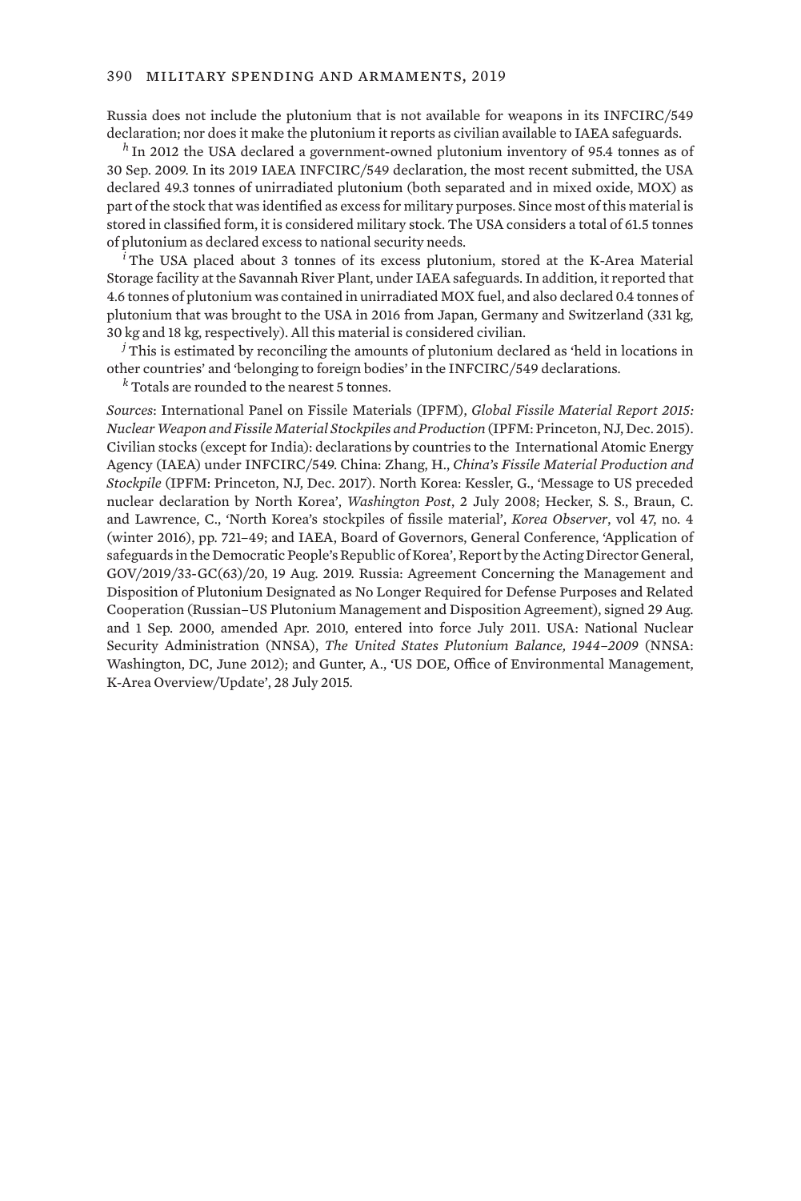Russia does not include the plutonium that is not available for weapons in its INFCIRC/549 declaration; nor does it make the plutonium it reports as civilian available to IAEA safeguards.

[h] In 2012 the USA declared a government-owned plutonium inventory of 95.4 tonnes as of 30 Sep. 2009. In its 2019 IAEA INFCIRC/549 declaration, the most recent submitted, the USA declared 49.3 tonnes of unirradiated plutonium (both separated and in mixed oxide, MOX) as part of the stock that was identified as excess for military purposes. Since most of this material is stored in classified form, it is considered military stock. The USA considers a total of 61.5 tonnes of plutonium as declared excess to national security needs.

[i] The USA placed about 3 tonnes of its excess plutonium, stored at the K-Area Material Storage facility at the Savannah River Plant, under IAEA safeguards. In addition, it reported that 4.6 tonnes of plutonium was contained in unirradiated MOX fuel, and also declared 0.4 tonnes of plutonium that was brought to the USA in 2016 from Japan, Germany and Switzerland (331 kg, 30 kg and 18 kg, respectively). All this material is considered civilian.

[j] This is estimated by reconciling the amounts of plutonium declared as 'held in locations in other countries' and 'belonging to foreign bodies' in the INFCIRC/549 declarations.

[k] Totals are rounded to the nearest 5 tonnes.

*Sources*: International Panel on Fissile Materials (IPFM), *Global Fissile Material Report 2015: Nuclear Weapon and Fissile Material Stockpiles and Production* (IPFM: Princeton, NJ, Dec. 2015). Civilian stocks (except for India): declarations by countries to the International Atomic Energy Agency (IAEA) under INFCIRC/549. China: Zhang, H., *China's Fissile Material Production and Stockpile* (IPFM: Princeton, NJ, Dec. 2017). North Korea: Kessler, G., 'Message to US preceded nuclear declaration by North Korea', *Washington Post*, 2 July 2008; Hecker, S. S., Braun, C. and Lawrence, C., 'North Korea's stockpiles of fissile material', *Korea Observer*, vol 47, no. 4 (winter 2016), pp. 721–49; and IAEA, Board of Governors, General Conference, 'Application of safeguards in the Democratic People's Republic of Korea', Report by the Acting Director General, GOV/2019/33-GC(63)/20, 19 Aug. 2019. Russia: Agreement Concerning the Management and Disposition of Plutonium Designated as No Longer Required for Defense Purposes and Related Cooperation (Russian–US Plutonium Management and Disposition Agreement), signed 29 Aug. and 1 Sep. 2000, amended Apr. 2010, entered into force July 2011. USA: National Nuclear Security Administration (NNSA), *The United States Plutonium Balance, 1944–2009* (NNSA: Washington, DC, June 2012); and Gunter, A., 'US DOE, Office of Environmental Management, K-Area Overview/Update', 28 July 2015.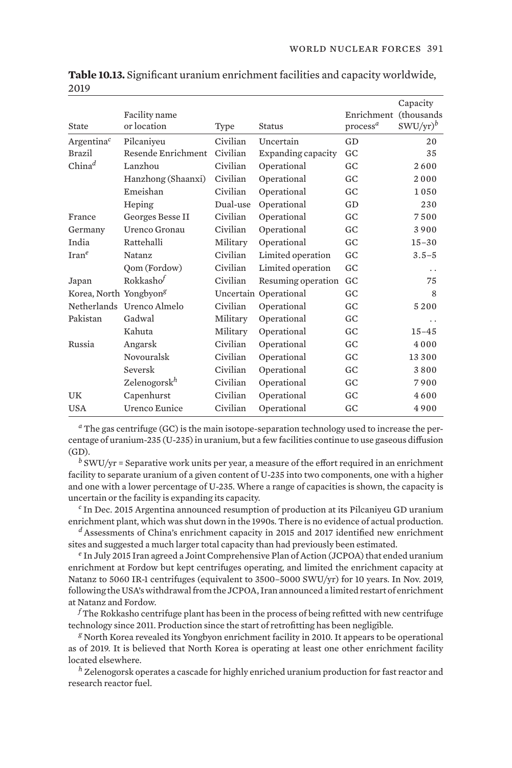**Table 10.13.** Significant uranium enrichment facilities and capacity worldwide, 2019

| State | Facility name or location | Type | Status | Enrichment process[a] | Capacity (thousands SWU/yr)[b] |
|---|---|---|---|---|---|
| Argentina[c] | Pilcaniyeu | Civilian | Uncertain | GD | 20 |
| Brazil | Resende Enrichment | Civilian | Expanding capacity | GC | 35 |
| China[d] | Lanzhou | Civilian | Operational | GC | 2 600 |
| | Hanzhong (Shaanxi) | Civilian | Operational | GC | 2 000 |
| | Emeishan | Civilian | Operational | GC | 1 050 |
| | Heping | Dual-use | Operational | GD | 230 |
| France | Georges Besse II | Civilian | Operational | GC | 7 500 |
| Germany | Urenco Gronau | Civilian | Operational | GC | 3 900 |
| India | Rattehalli | Military | Operational | GC | 15–30 |
| Iran[e] | Natanz | Civilian | Limited operation | GC | 3.5–5 |
| | Qom (Fordow) | Civilian | Limited operation | GC | . . |
| Japan | Rokkasho[f] | Civilian | Resuming operation | GC | 75 |
| Korea, North | Yongbyon[g] | Uncertain | Operational | GC | 8 |
| Netherlands | Urenco Almelo | Civilian | Operational | GC | 5 200 |
| Pakistan | Gadwal | Military | Operational | GC | . . |
| | Kahuta | Military | Operational | GC | 15–45 |
| Russia | Angarsk | Civilian | Operational | GC | 4 000 |
| | Novouralsk | Civilian | Operational | GC | 13 300 |
| | Seversk | Civilian | Operational | GC | 3 800 |
| | Zelenogorsk[h] | Civilian | Operational | GC | 7 900 |
| UK | Capenhurst | Civilian | Operational | GC | 4 600 |
| USA | Urenco Eunice | Civilian | Operational | GC | 4 900 |

[a] The gas centrifuge (GC) is the main isotope-separation technology used to increase the percentage of uranium-235 (U-235) in uranium, but a few facilities continue to use gaseous diffusion (GD).

[b] SWU/yr = Separative work units per year, a measure of the effort required in an enrichment facility to separate uranium of a given content of U-235 into two components, one with a higher and one with a lower percentage of U-235. Where a range of capacities is shown, the capacity is uncertain or the facility is expanding its capacity.

[c] In Dec. 2015 Argentina announced resumption of production at its Pilcaniyeu GD uranium enrichment plant, which was shut down in the 1990s. There is no evidence of actual production.

[d] Assessments of China's enrichment capacity in 2015 and 2017 identified new enrichment sites and suggested a much larger total capacity than had previously been estimated.

[e] In July 2015 Iran agreed a Joint Comprehensive Plan of Action (JCPOA) that ended uranium enrichment at Fordow but kept centrifuges operating, and limited the enrichment capacity at Natanz to 5060 IR-1 centrifuges (equivalent to 3500–5000 SWU/yr) for 10 years. In Nov. 2019, following the USA's withdrawal from the JCPOA, Iran announced a limited restart of enrichment at Natanz and Fordow.

[f] The Rokkasho centrifuge plant has been in the process of being refitted with new centrifuge technology since 2011. Production since the start of retrofitting has been negligible.

[g] North Korea revealed its Yongbyon enrichment facility in 2010. It appears to be operational as of 2019. It is believed that North Korea is operating at least one other enrichment facility located elsewhere.

[h] Zelenogorsk operates a cascade for highly enriched uranium production for fast reactor and research reactor fuel.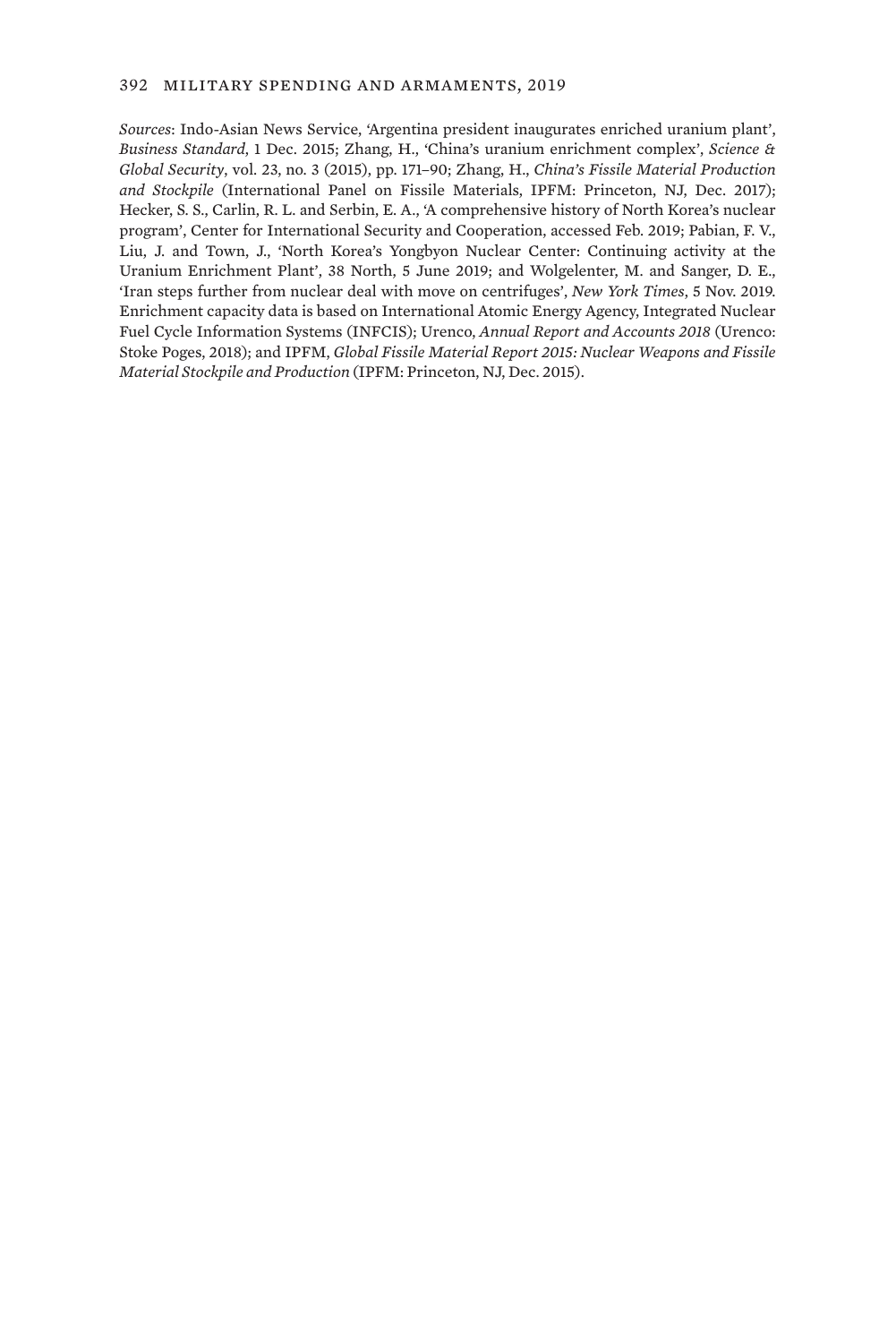*Sources*: Indo-Asian News Service, 'Argentina president inaugurates enriched uranium plant', *Business Standard*, 1 Dec. 2015; Zhang, H., 'China's uranium enrichment complex', *Science & Global Security*, vol. 23, no. 3 (2015), pp. 171–90; Zhang, H., *China's Fissile Material Production and Stockpile* (International Panel on Fissile Materials, IPFM: Princeton, NJ, Dec. 2017); Hecker, S. S., Carlin, R. L. and Serbin, E. A., 'A comprehensive history of North Korea's nuclear program', Center for International Security and Cooperation, accessed Feb. 2019; Pabian, F. V., Liu, J. and Town, J., 'North Korea's Yongbyon Nuclear Center: Continuing activity at the Uranium Enrichment Plant', 38 North, 5 June 2019; and Wolgelenter, M. and Sanger, D. E., 'Iran steps further from nuclear deal with move on centrifuges', *New York Times*, 5 Nov. 2019. Enrichment capacity data is based on International Atomic Energy Agency, Integrated Nuclear Fuel Cycle Information Systems (INFCIS); Urenco, *Annual Report and Accounts 2018* (Urenco: Stoke Poges, 2018); and IPFM, *Global Fissile Material Report 2015: Nuclear Weapons and Fissile Material Stockpile and Production* (IPFM: Princeton, NJ, Dec. 2015).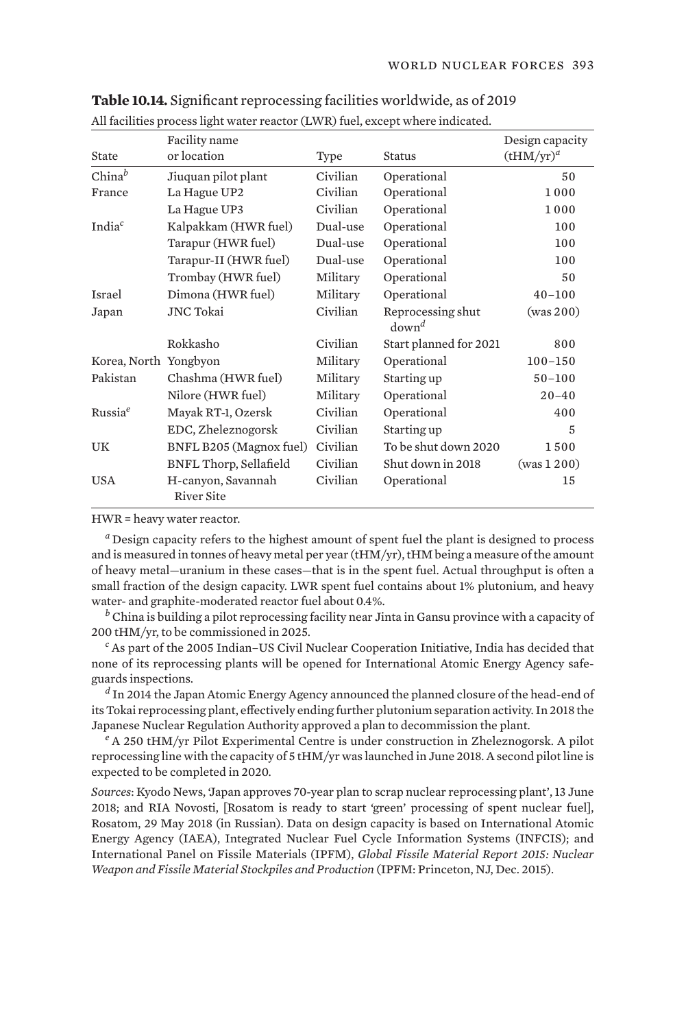**Table 10.14.** Significant reprocessing facilities worldwide, as of 2019

All facilities process light water reactor (LWR) fuel, except where indicated.

| State | Facility name or location | Type | Status | Design capacity (tHM/yr)[a] |
|---|---|---|---|---|
| China[b] | Jiuquan pilot plant | Civilian | Operational | 50 |
| France | La Hague UP2 | Civilian | Operational | 1 000 |
| | La Hague UP3 | Civilian | Operational | 1 000 |
| India[c] | Kalpakkam (HWR fuel) | Dual-use | Operational | 100 |
| | Tarapur (HWR fuel) | Dual-use | Operational | 100 |
| | Tarapur-II (HWR fuel) | Dual-use | Operational | 100 |
| | Trombay (HWR fuel) | Military | Operational | 50 |
| Israel | Dimona (HWR fuel) | Military | Operational | 40–100 |
| Japan | JNC Tokai | Civilian | Reprocessing shut down[d] | (was 200) |
| | Rokkasho | Civilian | Start planned for 2021 | 800 |
| Korea, North | Yongbyon | Military | Operational | 100–150 |
| Pakistan | Chashma (HWR fuel) | Military | Starting up | 50–100 |
| | Nilore (HWR fuel) | Military | Operational | 20–40 |
| Russia[e] | Mayak RT-1, Ozersk | Civilian | Operational | 400 |
| | EDC, Zheleznogorsk | Civilian | Starting up | 5 |
| UK | BNFL B205 (Magnox fuel) | Civilian | To be shut down 2020 | 1 500 |
| | BNFL Thorp, Sellafield | Civilian | Shut down in 2018 | (was 1 200) |
| USA | H-canyon, Savannah River Site | Civilian | Operational | 15 |

HWR = heavy water reactor.

[a] Design capacity refers to the highest amount of spent fuel the plant is designed to process and is measured in tonnes of heavy metal per year (tHM/yr), tHM being a measure of the amount of heavy metal—uranium in these cases—that is in the spent fuel. Actual throughput is often a small fraction of the design capacity. LWR spent fuel contains about 1% plutonium, and heavy water- and graphite-moderated reactor fuel about 0.4%.

[b] China is building a pilot reprocessing facility near Jinta in Gansu province with a capacity of 200 tHM/yr, to be commissioned in 2025.

[c] As part of the 2005 Indian–US Civil Nuclear Cooperation Initiative, India has decided that none of its reprocessing plants will be opened for International Atomic Energy Agency safeguards inspections.

[d] In 2014 the Japan Atomic Energy Agency announced the planned closure of the head-end of its Tokai reprocessing plant, effectively ending further plutonium separation activity. In 2018 the Japanese Nuclear Regulation Authority approved a plan to decommission the plant.

[e] A 250 tHM/yr Pilot Experimental Centre is under construction in Zheleznogorsk. A pilot reprocessing line with the capacity of 5 tHM/yr was launched in June 2018. A second pilot line is expected to be completed in 2020.

*Sources*: Kyodo News, 'Japan approves 70-year plan to scrap nuclear reprocessing plant', 13 June 2018; and RIA Novosti, [Rosatom is ready to start 'green' processing of spent nuclear fuel], Rosatom, 29 May 2018 (in Russian). Data on design capacity is based on International Atomic Energy Agency (IAEA), Integrated Nuclear Fuel Cycle Information Systems (INFCIS); and International Panel on Fissile Materials (IPFM), *Global Fissile Material Report 2015: Nuclear Weapon and Fissile Material Stockpiles and Production* (IPFM: Princeton, NJ, Dec. 2015).